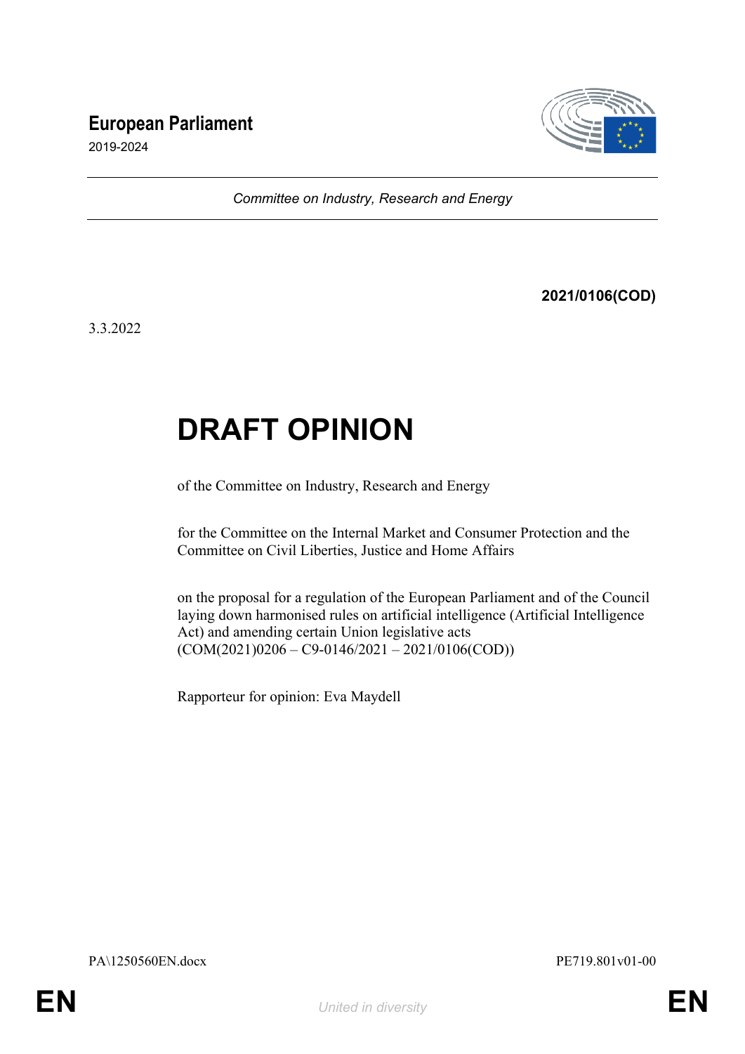**European Parliament**
2019-2024

*Committee on Industry, Research and Energy*

**2021/0106(COD)**

3.3.2022

# DRAFT OPINION

of the Committee on Industry, Research and Energy

for the Committee on the Internal Market and Consumer Protection and the Committee on Civil Liberties, Justice and Home Affairs

on the proposal for a regulation of the European Parliament and of the Council laying down harmonised rules on artificial intelligence (Artificial Intelligence Act) and amending certain Union legislative acts
(COM(2021)0206 – C9-0146/2021 – 2021/0106(COD))

Rapporteur for opinion: Eva Maydell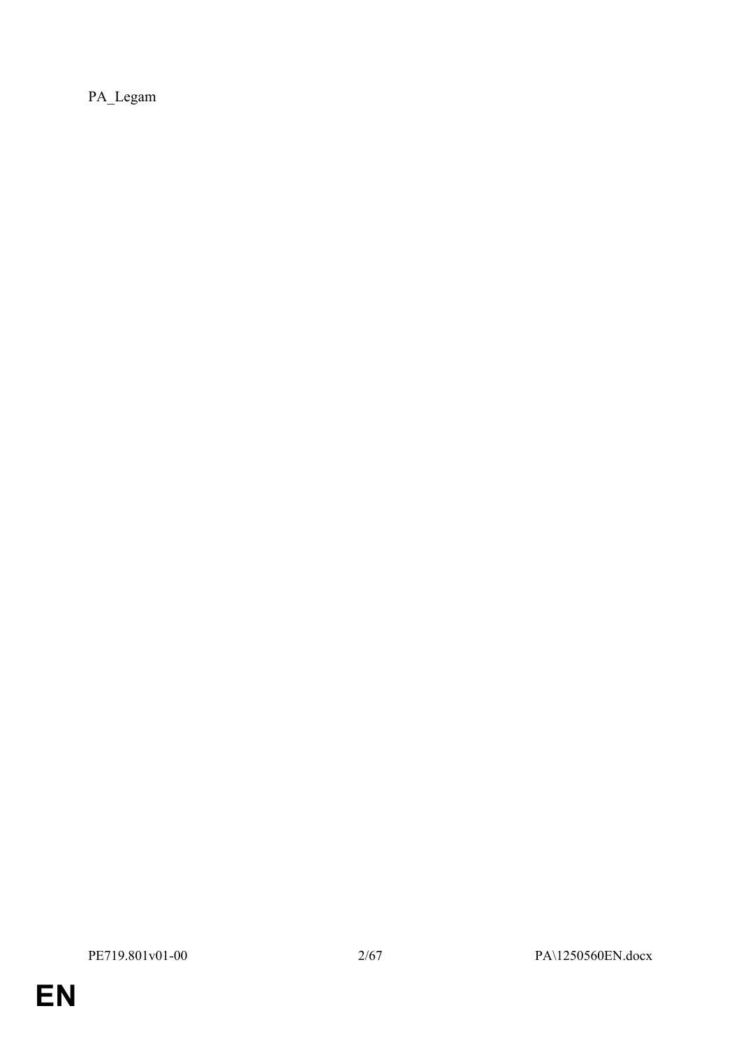PA_Legam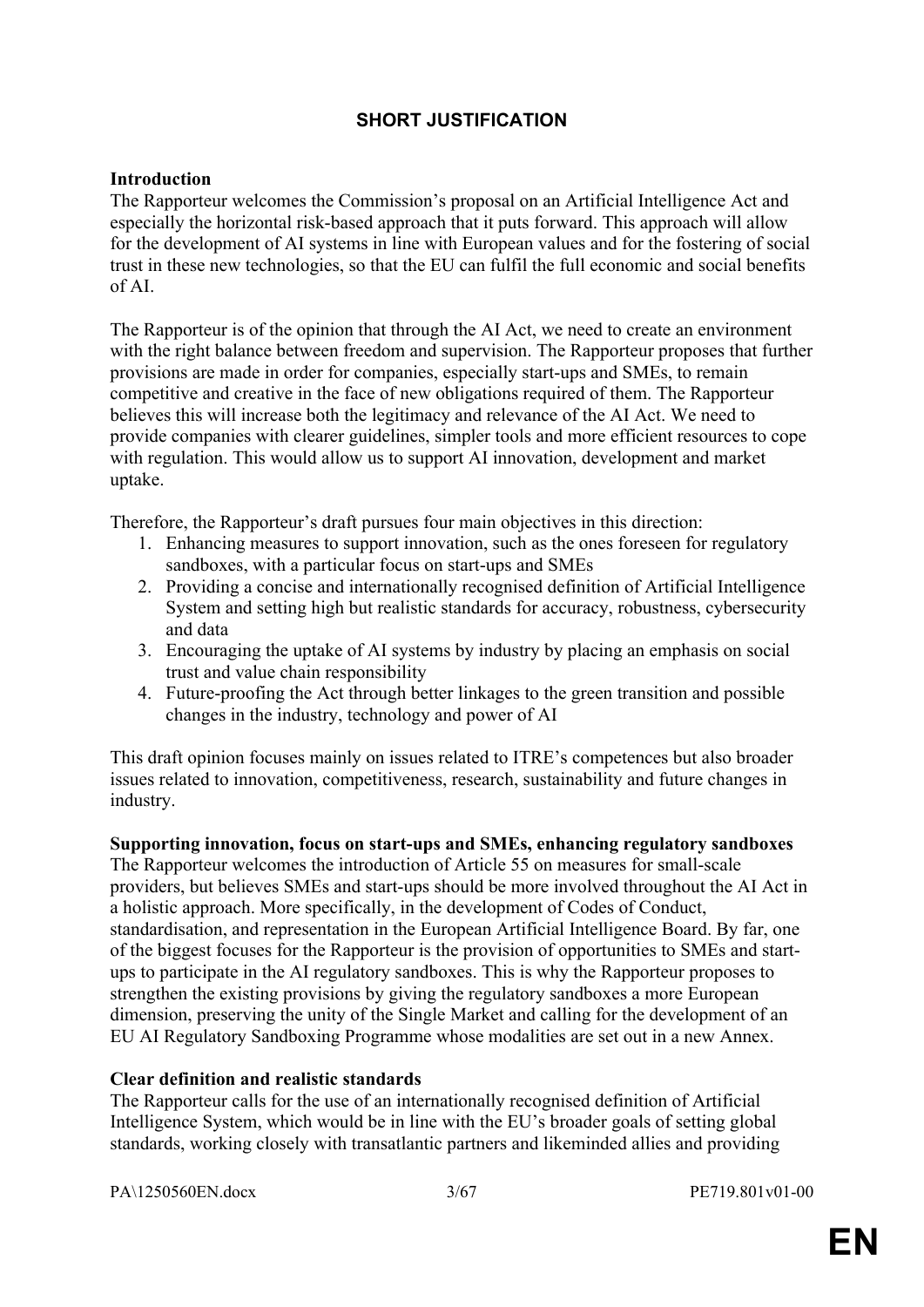# SHORT JUSTIFICATION

**Introduction**

The Rapporteur welcomes the Commission's proposal on an Artificial Intelligence Act and especially the horizontal risk-based approach that it puts forward. This approach will allow for the development of AI systems in line with European values and for the fostering of social trust in these new technologies, so that the EU can fulfil the full economic and social benefits of AI.

The Rapporteur is of the opinion that through the AI Act, we need to create an environment with the right balance between freedom and supervision. The Rapporteur proposes that further provisions are made in order for companies, especially start-ups and SMEs, to remain competitive and creative in the face of new obligations required of them. The Rapporteur believes this will increase both the legitimacy and relevance of the AI Act. We need to provide companies with clearer guidelines, simpler tools and more efficient resources to cope with regulation. This would allow us to support AI innovation, development and market uptake.

Therefore, the Rapporteur's draft pursues four main objectives in this direction:

1. Enhancing measures to support innovation, such as the ones foreseen for regulatory sandboxes, with a particular focus on start-ups and SMEs
2. Providing a concise and internationally recognised definition of Artificial Intelligence System and setting high but realistic standards for accuracy, robustness, cybersecurity and data
3. Encouraging the uptake of AI systems by industry by placing an emphasis on social trust and value chain responsibility
4. Future-proofing the Act through better linkages to the green transition and possible changes in the industry, technology and power of AI

This draft opinion focuses mainly on issues related to ITRE's competences but also broader issues related to innovation, competitiveness, research, sustainability and future changes in industry.

**Supporting innovation, focus on start-ups and SMEs, enhancing regulatory sandboxes**

The Rapporteur welcomes the introduction of Article 55 on measures for small-scale providers, but believes SMEs and start-ups should be more involved throughout the AI Act in a holistic approach. More specifically, in the development of Codes of Conduct, standardisation, and representation in the European Artificial Intelligence Board. By far, one of the biggest focuses for the Rapporteur is the provision of opportunities to SMEs and start-ups to participate in the AI regulatory sandboxes. This is why the Rapporteur proposes to strengthen the existing provisions by giving the regulatory sandboxes a more European dimension, preserving the unity of the Single Market and calling for the development of an EU AI Regulatory Sandboxing Programme whose modalities are set out in a new Annex.

**Clear definition and realistic standards**

The Rapporteur calls for the use of an internationally recognised definition of Artificial Intelligence System, which would be in line with the EU's broader goals of setting global standards, working closely with transatlantic partners and likeminded allies and providing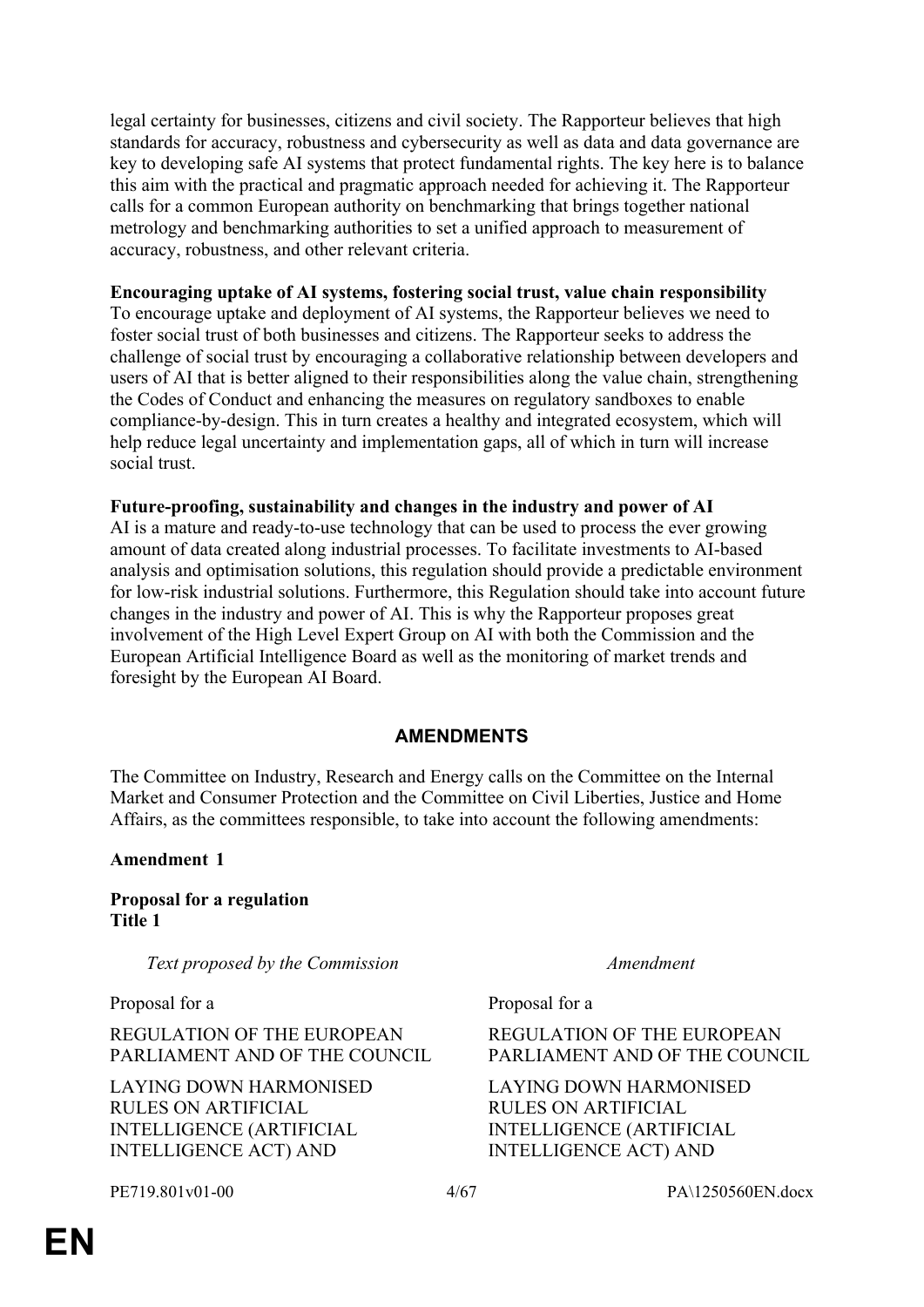legal certainty for businesses, citizens and civil society. The Rapporteur believes that high standards for accuracy, robustness and cybersecurity as well as data and data governance are key to developing safe AI systems that protect fundamental rights. The key here is to balance this aim with the practical and pragmatic approach needed for achieving it. The Rapporteur calls for a common European authority on benchmarking that brings together national metrology and benchmarking authorities to set a unified approach to measurement of accuracy, robustness, and other relevant criteria.

**Encouraging uptake of AI systems, fostering social trust, value chain responsibility**

To encourage uptake and deployment of AI systems, the Rapporteur believes we need to foster social trust of both businesses and citizens. The Rapporteur seeks to address the challenge of social trust by encouraging a collaborative relationship between developers and users of AI that is better aligned to their responsibilities along the value chain, strengthening the Codes of Conduct and enhancing the measures on regulatory sandboxes to enable compliance-by-design. This in turn creates a healthy and integrated ecosystem, which will help reduce legal uncertainty and implementation gaps, all of which in turn will increase social trust.

**Future-proofing, sustainability and changes in the industry and power of AI**

AI is a mature and ready-to-use technology that can be used to process the ever growing amount of data created along industrial processes. To facilitate investments to AI-based analysis and optimisation solutions, this regulation should provide a predictable environment for low-risk industrial solutions. Furthermore, this Regulation should take into account future changes in the industry and power of AI. This is why the Rapporteur proposes great involvement of the High Level Expert Group on AI with both the Commission and the European Artificial Intelligence Board as well as the monitoring of market trends and foresight by the European AI Board.

## AMENDMENTS

The Committee on Industry, Research and Energy calls on the Committee on the Internal Market and Consumer Protection and the Committee on Civil Liberties, Justice and Home Affairs, as the committees responsible, to take into account the following amendments:

**Amendment 1**

**Proposal for a regulation**
**Title 1**

| *Text proposed by the Commission* | *Amendment* |
|---|---|
| Proposal for a | Proposal for a |
| REGULATION OF THE EUROPEAN PARLIAMENT AND OF THE COUNCIL | REGULATION OF THE EUROPEAN PARLIAMENT AND OF THE COUNCIL |
| LAYING DOWN HARMONISED RULES ON ARTIFICIAL INTELLIGENCE (ARTIFICIAL INTELLIGENCE ACT) AND | LAYING DOWN HARMONISED RULES ON ARTIFICIAL INTELLIGENCE (ARTIFICIAL INTELLIGENCE ACT) AND |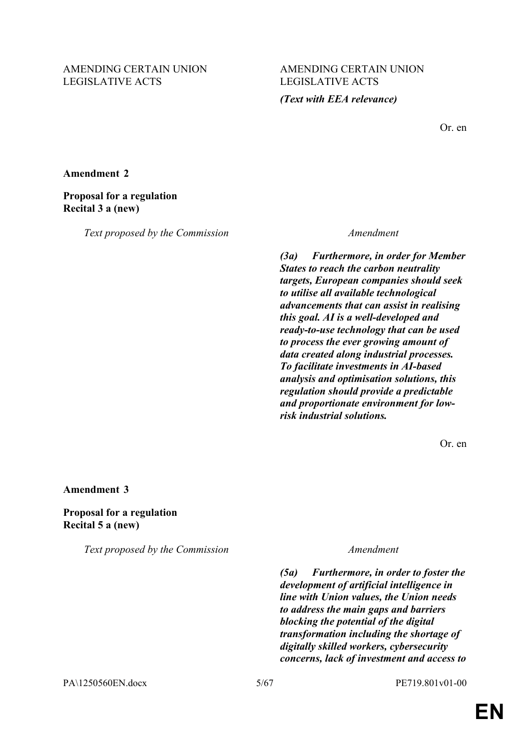| | |
|---|---|
| AMENDING CERTAIN UNION LEGISLATIVE ACTS | AMENDING CERTAIN UNION LEGISLATIVE ACTS |
| | ***(Text with EEA relevance)*** |

Or. en

**Amendment 2**

**Proposal for a regulation**
**Recital 3 a (new)**

| *Text proposed by the Commission* | *Amendment* |
|---|---|
| | ***(3a) Furthermore, in order for Member States to reach the carbon neutrality targets, European companies should seek to utilise all available technological advancements that can assist in realising this goal. AI is a well-developed and ready-to-use technology that can be used to process the ever growing amount of data created along industrial processes. To facilitate investments in AI-based analysis and optimisation solutions, this regulation should provide a predictable and proportionate environment for low-risk industrial solutions.*** |

Or. en

**Amendment 3**

**Proposal for a regulation**
**Recital 5 a (new)**

| *Text proposed by the Commission* | *Amendment* |
|---|---|
| | ***(5a) Furthermore, in order to foster the development of artificial intelligence in line with Union values, the Union needs to address the main gaps and barriers blocking the potential of the digital transformation including the shortage of digitally skilled workers, cybersecurity concerns, lack of investment and access to*** |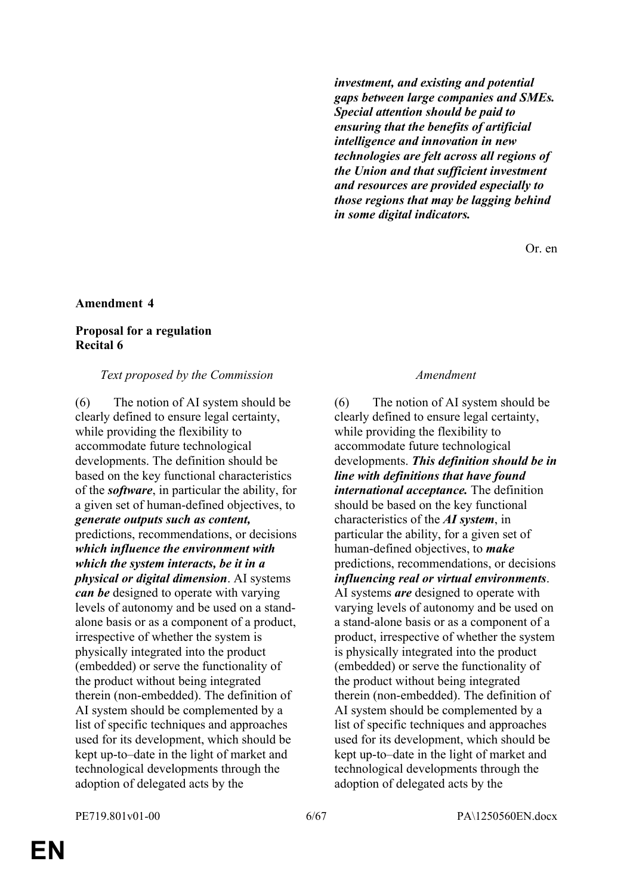| | |
|---|---|
| | ***investment, and existing and potential gaps between large companies and SMEs. Special attention should be paid to ensuring that the benefits of artificial intelligence and innovation in new technologies are felt across all regions of the Union and that sufficient investment and resources are provided especially to those regions that may be lagging behind in some digital indicators.*** |

Or. en

**Amendment 4**

**Proposal for a regulation**
**Recital 6**

| *Text proposed by the Commission* | *Amendment* |
|---|---|
| (6) The notion of AI system should be clearly defined to ensure legal certainty, while providing the flexibility to accommodate future technological developments. The definition should be based on the key functional characteristics of the ***software***, in particular the ability, for a given set of human-defined objectives, to ***generate outputs such as content,*** predictions, recommendations, or decisions ***which influence the environment with which the system interacts, be it in a physical or digital dimension***. AI systems ***can be*** designed to operate with varying levels of autonomy and be used on a stand-alone basis or as a component of a product, irrespective of whether the system is physically integrated into the product (embedded) or serve the functionality of the product without being integrated therein (non-embedded). The definition of AI system should be complemented by a list of specific techniques and approaches used for its development, which should be kept up-to–date in the light of market and technological developments through the adoption of delegated acts by the | (6) The notion of AI system should be clearly defined to ensure legal certainty, while providing the flexibility to accommodate future technological developments. ***This definition should be in line with definitions that have found international acceptance.*** The definition should be based on the key functional characteristics of the ***AI system***, in particular the ability, for a given set of human-defined objectives, to ***make*** predictions, recommendations, or decisions ***influencing real or virtual environments***. AI systems ***are*** designed to operate with varying levels of autonomy and be used on a stand-alone basis or as a component of a product, irrespective of whether the system is physically integrated into the product (embedded) or serve the functionality of the product without being integrated therein (non-embedded). The definition of AI system should be complemented by a list of specific techniques and approaches used for its development, which should be kept up-to–date in the light of market and technological developments through the adoption of delegated acts by the |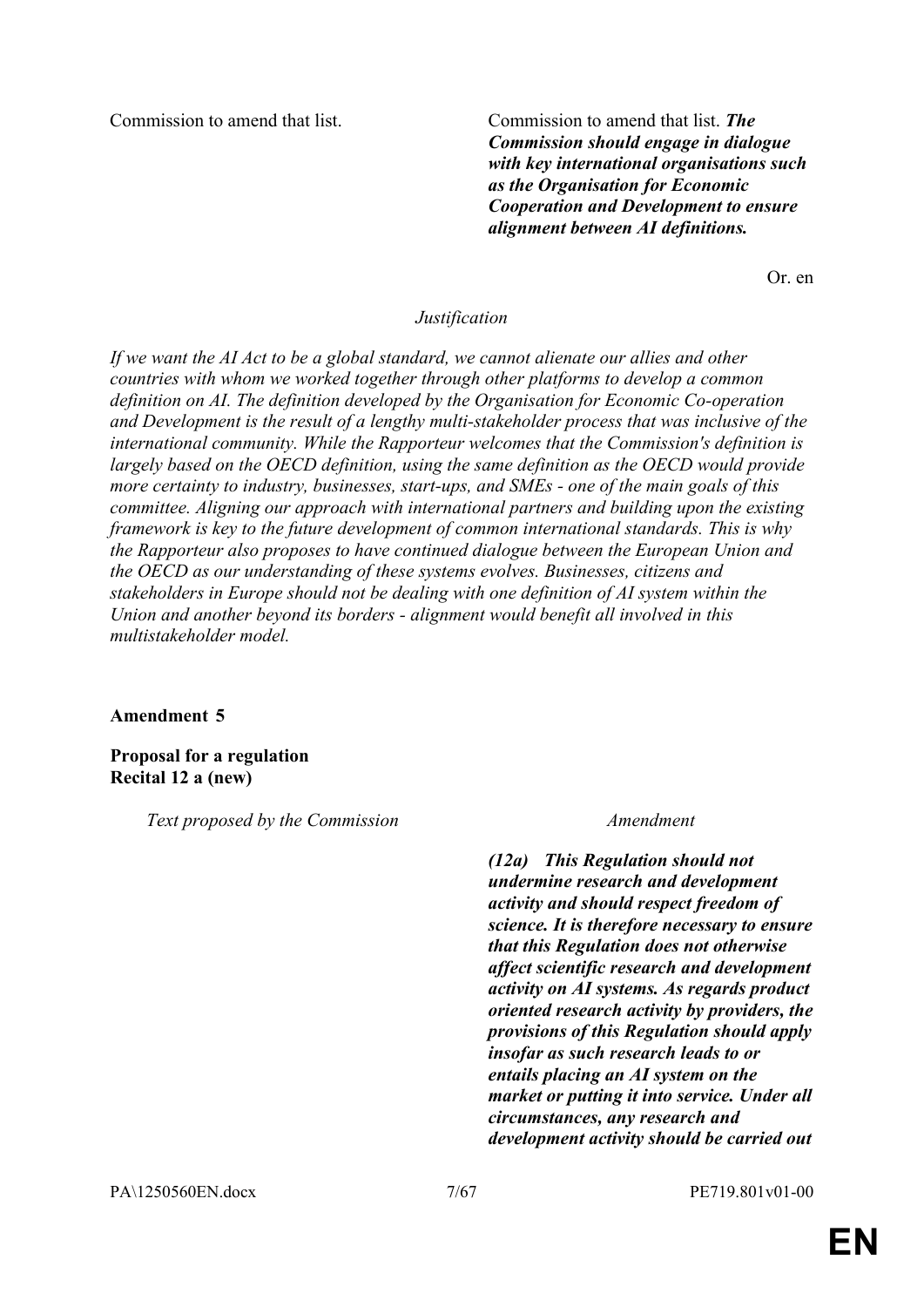| | |
|---|---|
| Commission to amend that list. | Commission to amend that list. ***The Commission should engage in dialogue with key international organisations such as the Organisation for Economic Cooperation and Development to ensure alignment between AI definitions.*** |

Or. en

*Justification*

*If we want the AI Act to be a global standard, we cannot alienate our allies and other countries with whom we worked together through other platforms to develop a common definition on AI. The definition developed by the Organisation for Economic Co-operation and Development is the result of a lengthy multi-stakeholder process that was inclusive of the international community. While the Rapporteur welcomes that the Commission's definition is largely based on the OECD definition, using the same definition as the OECD would provide more certainty to industry, businesses, start-ups, and SMEs - one of the main goals of this committee. Aligning our approach with international partners and building upon the existing framework is key to the future development of common international standards. This is why the Rapporteur also proposes to have continued dialogue between the European Union and the OECD as our understanding of these systems evolves. Businesses, citizens and stakeholders in Europe should not be dealing with one definition of AI system within the Union and another beyond its borders - alignment would benefit all involved in this multistakeholder model.*

**Amendment 5**

**Proposal for a regulation**
**Recital 12 a (new)**

| *Text proposed by the Commission* | *Amendment* |
|---|---|
| | ***(12a) This Regulation should not undermine research and development activity and should respect freedom of science. It is therefore necessary to ensure that this Regulation does not otherwise affect scientific research and development activity on AI systems. As regards product oriented research activity by providers, the provisions of this Regulation should apply insofar as such research leads to or entails placing an AI system on the market or putting it into service. Under all circumstances, any research and development activity should be carried out*** |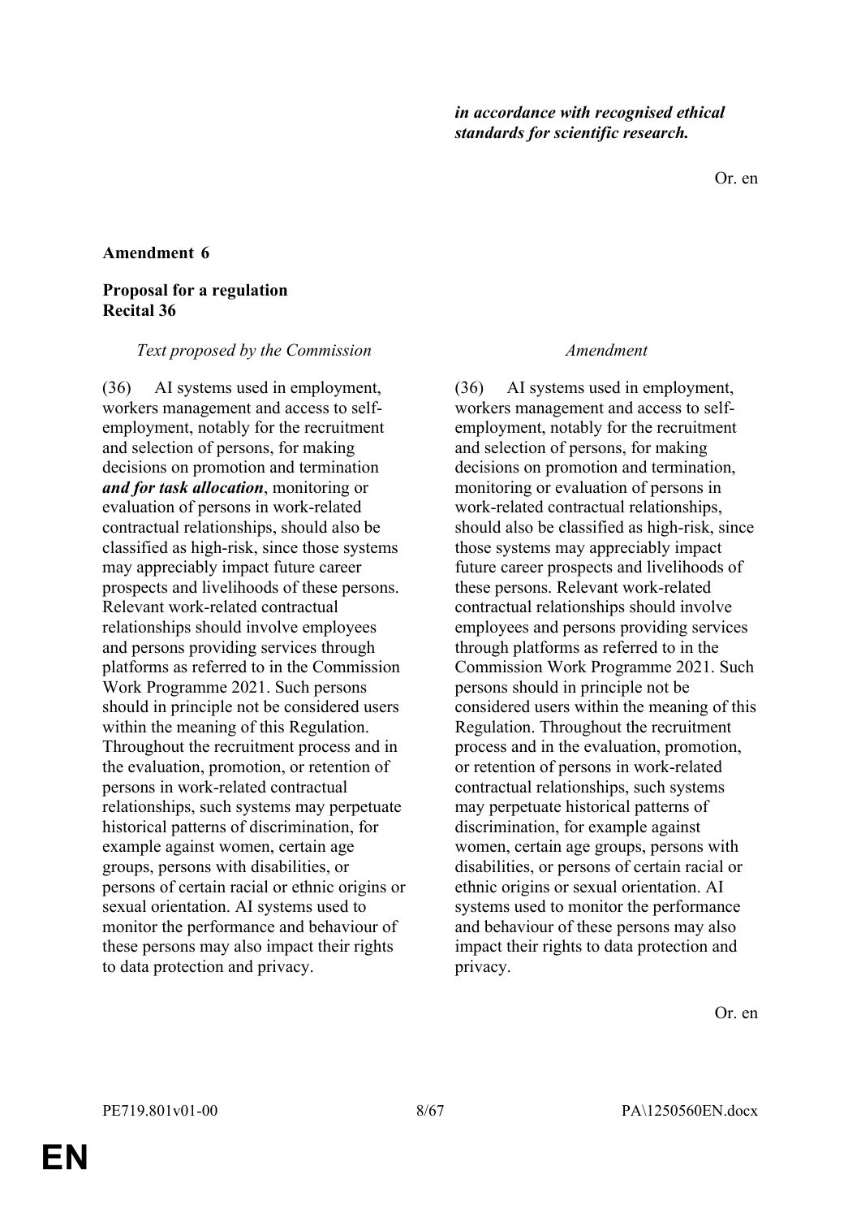***in accordance with recognised ethical standards for scientific research.***

Or. en

**Amendment 6**

**Proposal for a regulation**
**Recital 36**

| *Text proposed by the Commission* | *Amendment* |
| --- | --- |
| (36) AI systems used in employment, workers management and access to self-employment, notably for the recruitment and selection of persons, for making decisions on promotion and termination ***and for task allocation***, monitoring or evaluation of persons in work-related contractual relationships, should also be classified as high-risk, since those systems may appreciably impact future career prospects and livelihoods of these persons. Relevant work-related contractual relationships should involve employees and persons providing services through platforms as referred to in the Commission Work Programme 2021. Such persons should in principle not be considered users within the meaning of this Regulation. Throughout the recruitment process and in the evaluation, promotion, or retention of persons in work-related contractual relationships, such systems may perpetuate historical patterns of discrimination, for example against women, certain age groups, persons with disabilities, or persons of certain racial or ethnic origins or sexual orientation. AI systems used to monitor the performance and behaviour of these persons may also impact their rights to data protection and privacy. | (36) AI systems used in employment, workers management and access to self-employment, notably for the recruitment and selection of persons, for making decisions on promotion and termination, monitoring or evaluation of persons in work-related contractual relationships, should also be classified as high-risk, since those systems may appreciably impact future career prospects and livelihoods of these persons. Relevant work-related contractual relationships should involve employees and persons providing services through platforms as referred to in the Commission Work Programme 2021. Such persons should in principle not be considered users within the meaning of this Regulation. Throughout the recruitment process and in the evaluation, promotion, or retention of persons in work-related contractual relationships, such systems may perpetuate historical patterns of discrimination, for example against women, certain age groups, persons with disabilities, or persons of certain racial or ethnic origins or sexual orientation. AI systems used to monitor the performance and behaviour of these persons may also impact their rights to data protection and privacy. |

Or. en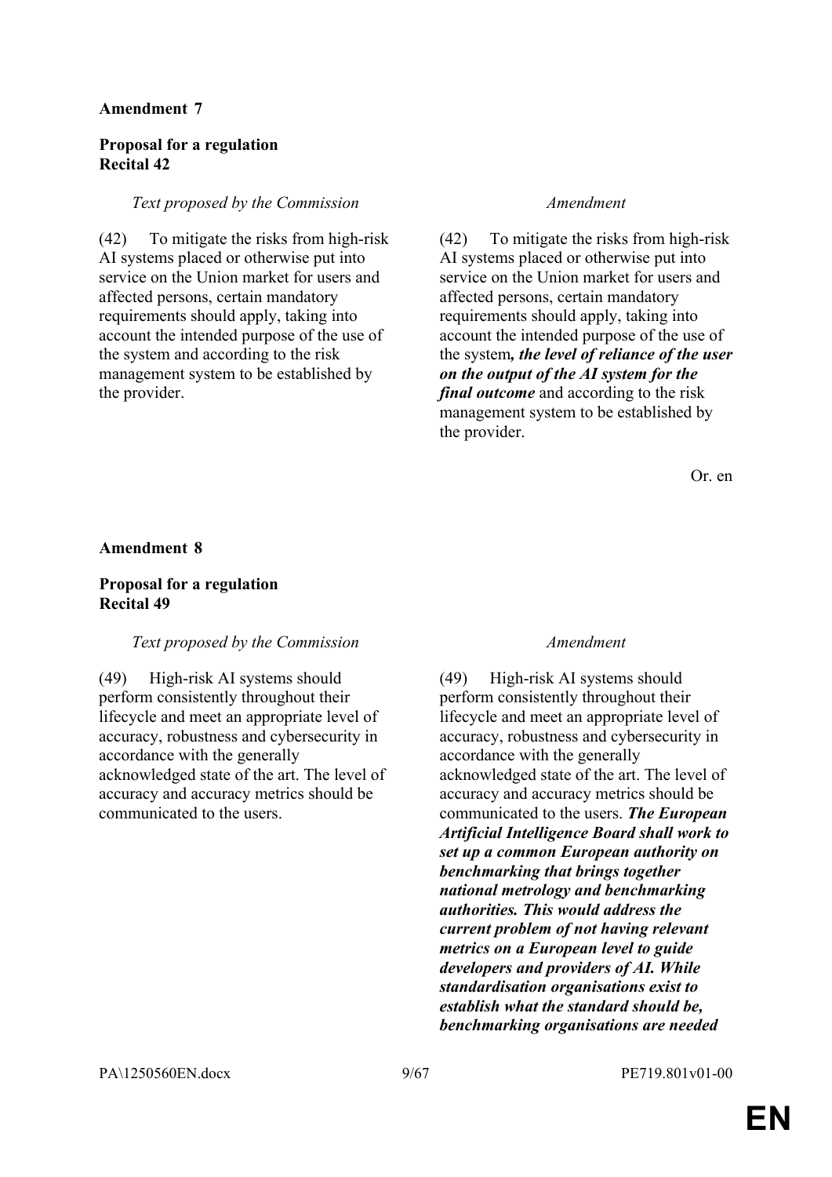**Amendment 7**

**Proposal for a regulation**
**Recital 42**

| *Text proposed by the Commission* | *Amendment* |
|---|---|
| (42) To mitigate the risks from high-risk AI systems placed or otherwise put into service on the Union market for users and affected persons, certain mandatory requirements should apply, taking into account the intended purpose of the use of the system and according to the risk management system to be established by the provider. | (42) To mitigate the risks from high-risk AI systems placed or otherwise put into service on the Union market for users and affected persons, certain mandatory requirements should apply, taking into account the intended purpose of the use of the system***, the level of reliance of the user on the output of the AI system for the final outcome*** and according to the risk management system to be established by the provider. |

Or. en

**Amendment 8**

**Proposal for a regulation**
**Recital 49**

| *Text proposed by the Commission* | *Amendment* |
|---|---|
| (49) High-risk AI systems should perform consistently throughout their lifecycle and meet an appropriate level of accuracy, robustness and cybersecurity in accordance with the generally acknowledged state of the art. The level of accuracy and accuracy metrics should be communicated to the users. | (49) High-risk AI systems should perform consistently throughout their lifecycle and meet an appropriate level of accuracy, robustness and cybersecurity in accordance with the generally acknowledged state of the art. The level of accuracy and accuracy metrics should be communicated to the users. ***The European Artificial Intelligence Board shall work to set up a common European authority on benchmarking that brings together national metrology and benchmarking authorities. This would address the current problem of not having relevant metrics on a European level to guide developers and providers of AI. While standardisation organisations exist to establish what the standard should be, benchmarking organisations are needed*** |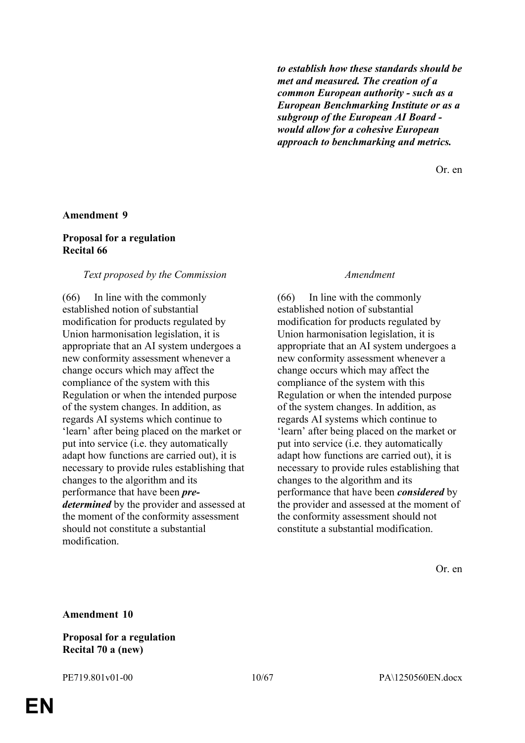| | |
|---|---|
| | ***to establish how these standards should be met and measured. The creation of a common European authority - such as a European Benchmarking Institute or as a subgroup of the European AI Board - would allow for a cohesive European approach to benchmarking and metrics.*** |

Or. en

**Amendment 9**

**Proposal for a regulation**
**Recital 66**

| *Text proposed by the Commission* | *Amendment* |
|---|---|
| (66) In line with the commonly established notion of substantial modification for products regulated by Union harmonisation legislation, it is appropriate that an AI system undergoes a new conformity assessment whenever a change occurs which may affect the compliance of the system with this Regulation or when the intended purpose of the system changes. In addition, as regards AI systems which continue to 'learn' after being placed on the market or put into service (i.e. they automatically adapt how functions are carried out), it is necessary to provide rules establishing that changes to the algorithm and its performance that have been ***pre-determined*** by the provider and assessed at the moment of the conformity assessment should not constitute a substantial modification. | (66) In line with the commonly established notion of substantial modification for products regulated by Union harmonisation legislation, it is appropriate that an AI system undergoes a new conformity assessment whenever a change occurs which may affect the compliance of the system with this Regulation or when the intended purpose of the system changes. In addition, as regards AI systems which continue to 'learn' after being placed on the market or put into service (i.e. they automatically adapt how functions are carried out), it is necessary to provide rules establishing that changes to the algorithm and its performance that have been ***considered*** by the provider and assessed at the moment of the conformity assessment should not constitute a substantial modification. |

Or. en

**Amendment 10**

**Proposal for a regulation**
**Recital 70 a (new)**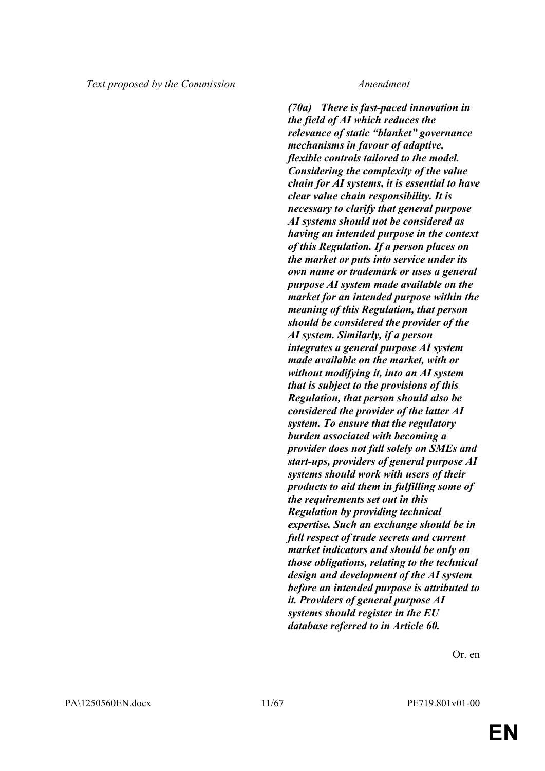| Text proposed by the Commission | Amendment |
| --- | --- |
| | ***(70a) There is fast-paced innovation in the field of AI which reduces the relevance of static "blanket" governance mechanisms in favour of adaptive, flexible controls tailored to the model. Considering the complexity of the value chain for AI systems, it is essential to have clear value chain responsibility. It is necessary to clarify that general purpose AI systems should not be considered as having an intended purpose in the context of this Regulation. If a person places on the market or puts into service under its own name or trademark or uses a general purpose AI system made available on the market for an intended purpose within the meaning of this Regulation, that person should be considered the provider of the AI system. Similarly, if a person integrates a general purpose AI system made available on the market, with or without modifying it, into an AI system that is subject to the provisions of this Regulation, that person should also be considered the provider of the latter AI system. To ensure that the regulatory burden associated with becoming a provider does not fall solely on SMEs and start-ups, providers of general purpose AI systems should work with users of their products to aid them in fulfilling some of the requirements set out in this Regulation by providing technical expertise. Such an exchange should be in full respect of trade secrets and current market indicators and should be only on those obligations, relating to the technical design and development of the AI system before an intended purpose is attributed to it. Providers of general purpose AI systems should register in the EU database referred to in Article 60.*** |

Or. en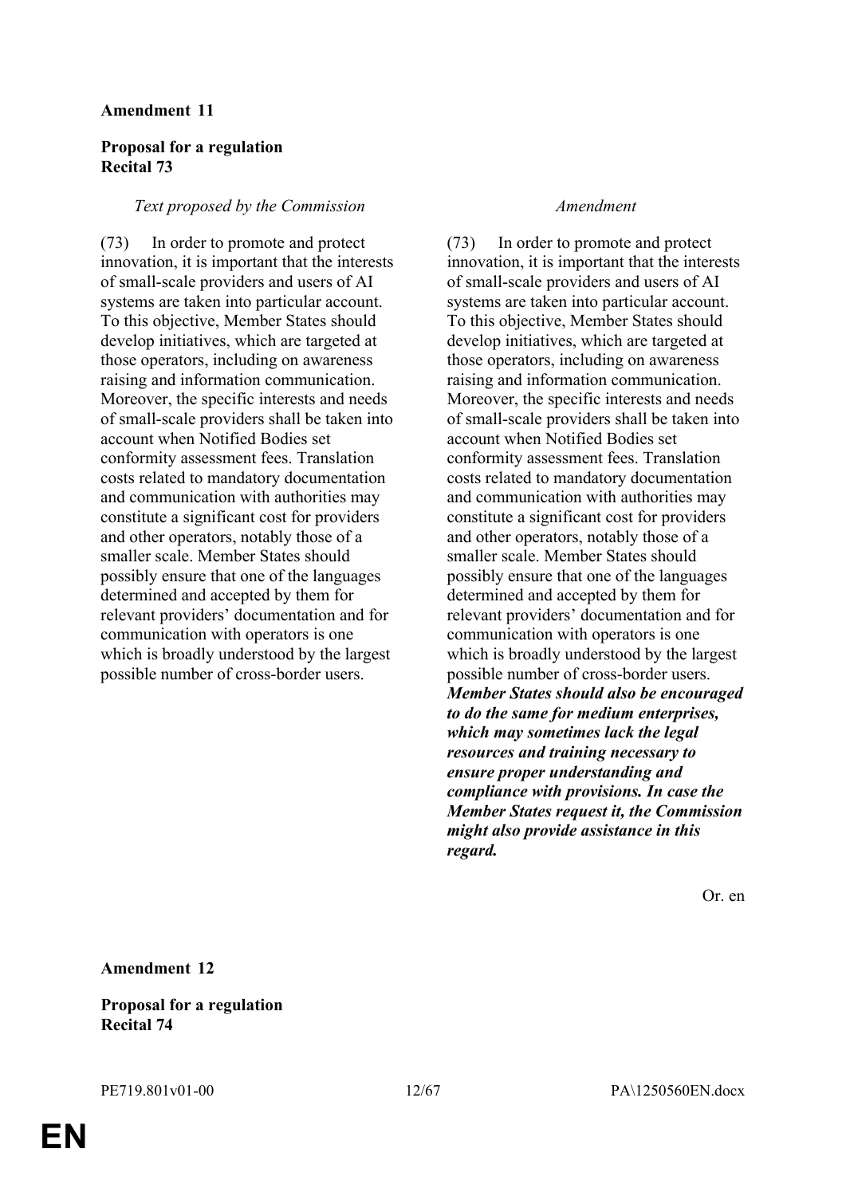**Amendment 11**

**Proposal for a regulation**
**Recital 73**

| *Text proposed by the Commission* | *Amendment* |
| --- | --- |
| (73) In order to promote and protect innovation, it is important that the interests of small-scale providers and users of AI systems are taken into particular account. To this objective, Member States should develop initiatives, which are targeted at those operators, including on awareness raising and information communication. Moreover, the specific interests and needs of small-scale providers shall be taken into account when Notified Bodies set conformity assessment fees. Translation costs related to mandatory documentation and communication with authorities may constitute a significant cost for providers and other operators, notably those of a smaller scale. Member States should possibly ensure that one of the languages determined and accepted by them for relevant providers' documentation and for communication with operators is one which is broadly understood by the largest possible number of cross-border users. | (73) In order to promote and protect innovation, it is important that the interests of small-scale providers and users of AI systems are taken into particular account. To this objective, Member States should develop initiatives, which are targeted at those operators, including on awareness raising and information communication. Moreover, the specific interests and needs of small-scale providers shall be taken into account when Notified Bodies set conformity assessment fees. Translation costs related to mandatory documentation and communication with authorities may constitute a significant cost for providers and other operators, notably those of a smaller scale. Member States should possibly ensure that one of the languages determined and accepted by them for relevant providers' documentation and for communication with operators is one which is broadly understood by the largest possible number of cross-border users. ***Member States should also be encouraged to do the same for medium enterprises, which may sometimes lack the legal resources and training necessary to ensure proper understanding and compliance with provisions. In case the Member States request it, the Commission might also provide assistance in this regard.*** |

Or. en

**Amendment 12**

**Proposal for a regulation**
**Recital 74**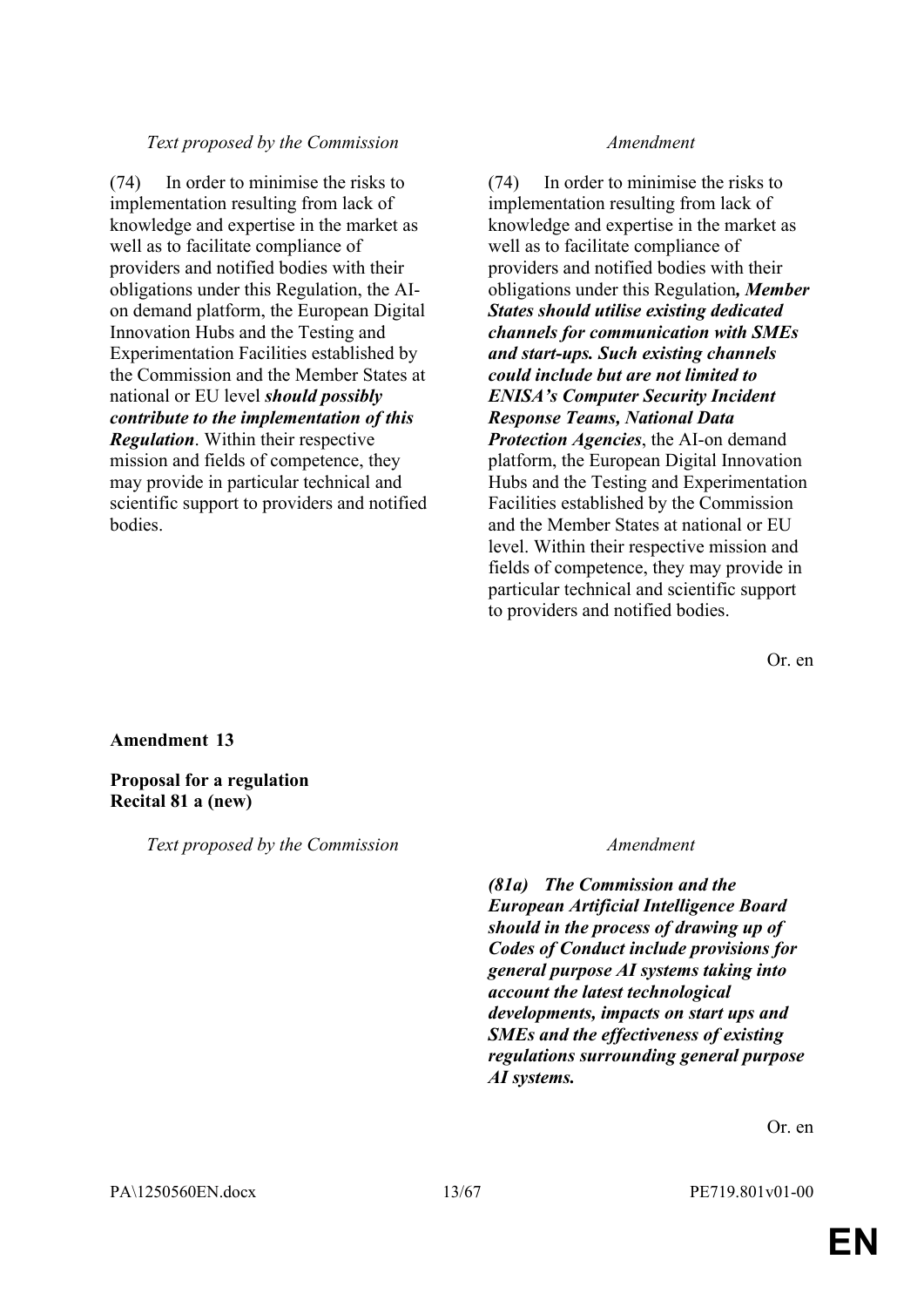| Text proposed by the Commission | Amendment |
|---|---|
| (74) In order to minimise the risks to implementation resulting from lack of knowledge and expertise in the market as well as to facilitate compliance of providers and notified bodies with their obligations under this Regulation, the AI-on demand platform, the European Digital Innovation Hubs and the Testing and Experimentation Facilities established by the Commission and the Member States at national or EU level ***should possibly contribute to the implementation of this Regulation***. Within their respective mission and fields of competence, they may provide in particular technical and scientific support to providers and notified bodies. | (74) In order to minimise the risks to implementation resulting from lack of knowledge and expertise in the market as well as to facilitate compliance of providers and notified bodies with their obligations under this Regulation***, Member States should utilise existing dedicated channels for communication with SMEs and start-ups. Such existing channels could include but are not limited to ENISA's Computer Security Incident Response Teams, National Data Protection Agencies***, the AI-on demand platform, the European Digital Innovation Hubs and the Testing and Experimentation Facilities established by the Commission and the Member States at national or EU level. Within their respective mission and fields of competence, they may provide in particular technical and scientific support to providers and notified bodies. |

Or. en

**Amendment 13**

**Proposal for a regulation**
**Recital 81 a (new)**

| Text proposed by the Commission | Amendment |
|---|---|
| | ***(81a) The Commission and the European Artificial Intelligence Board should in the process of drawing up of Codes of Conduct include provisions for general purpose AI systems taking into account the latest technological developments, impacts on start ups and SMEs and the effectiveness of existing regulations surrounding general purpose AI systems.*** |

Or. en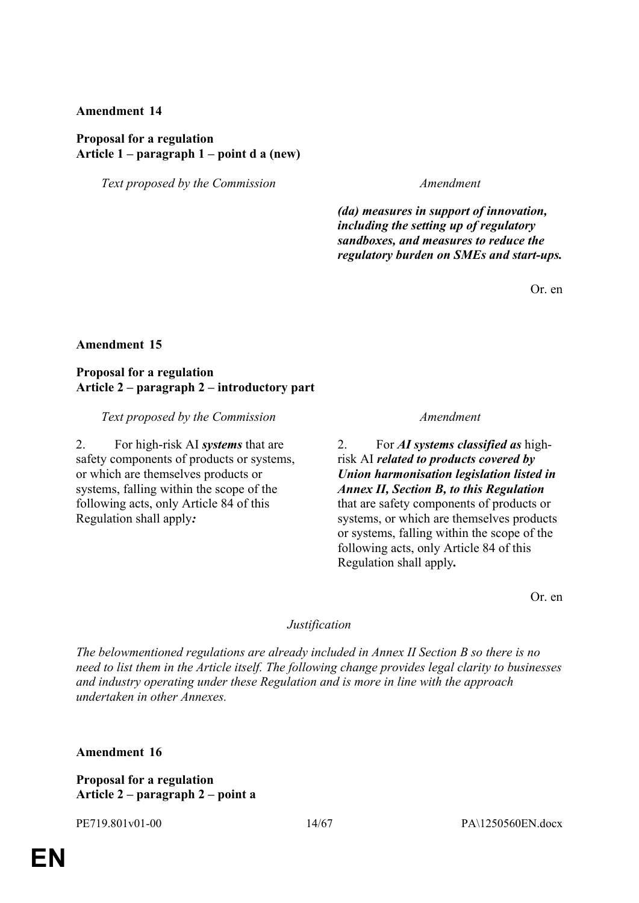**Amendment 14**

**Proposal for a regulation**
**Article 1 – paragraph 1 – point d a (new)**

| *Text proposed by the Commission* | *Amendment* |
| --- | --- |
| | ***(da) measures in support of innovation, including the setting up of regulatory sandboxes, and measures to reduce the regulatory burden on SMEs and start-ups.*** |

Or. en

**Amendment 15**

**Proposal for a regulation**
**Article 2 – paragraph 2 – introductory part**

| *Text proposed by the Commission* | *Amendment* |
| --- | --- |
| 2. For high-risk AI ***systems*** that are safety components of products or systems, or which are themselves products or systems, falling within the scope of the following acts, only Article 84 of this Regulation shall apply***:*** | 2. For ***AI systems classified as*** high-risk AI ***related to products covered by Union harmonisation legislation listed in Annex II, Section B, to this Regulation*** that are safety components of products or systems, or which are themselves products or systems, falling within the scope of the following acts, only Article 84 of this Regulation shall apply**.** |

Or. en

*Justification*

*The belowmentioned regulations are already included in Annex II Section B so there is no need to list them in the Article itself. The following change provides legal clarity to businesses and industry operating under these Regulation and is more in line with the approach undertaken in other Annexes.*

**Amendment 16**

**Proposal for a regulation**
**Article 2 – paragraph 2 – point a**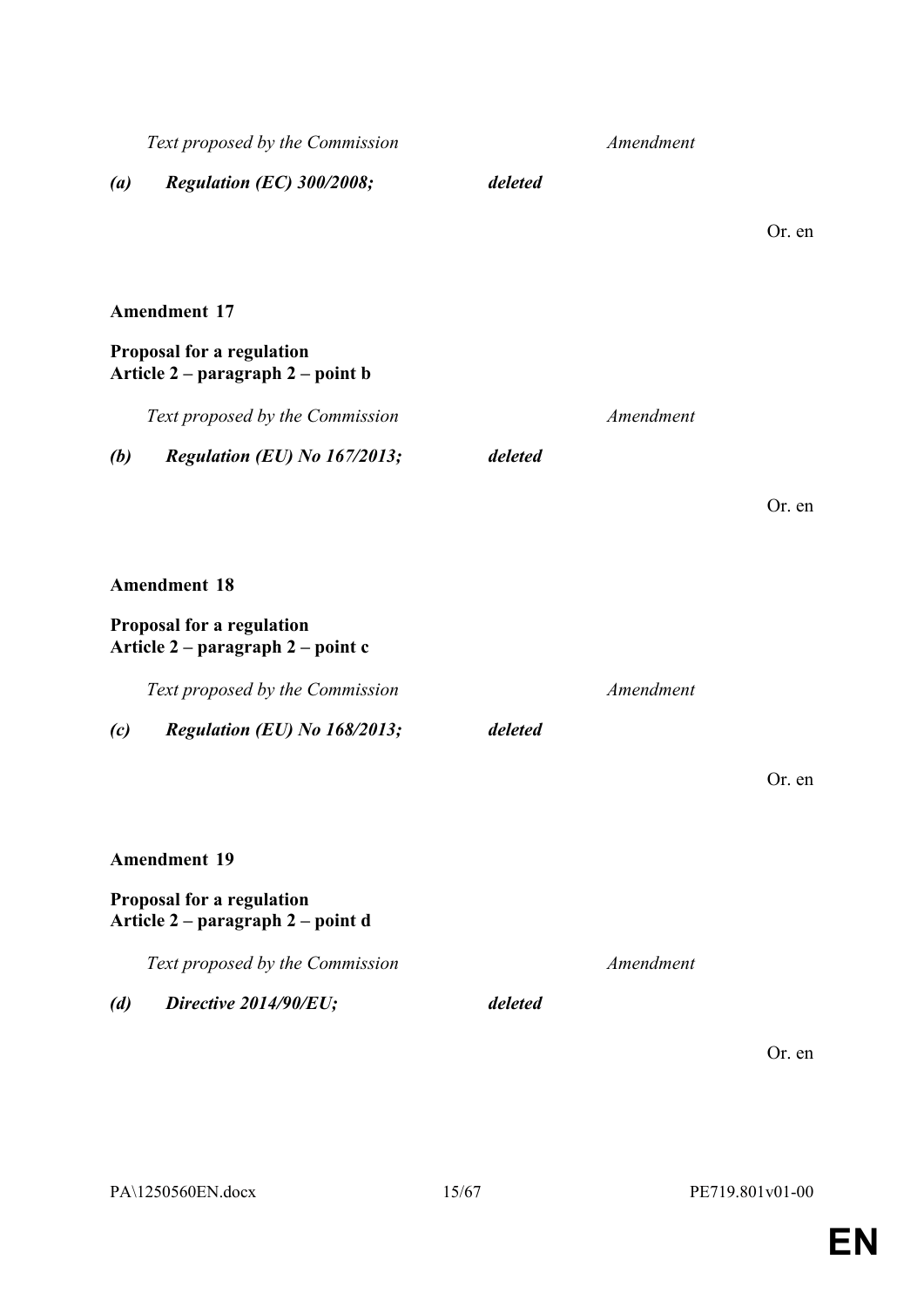| Text proposed by the Commission | Amendment |
|---|---|
| ***(a) Regulation (EC) 300/2008;*** | ***deleted*** |

Or. en

**Amendment 17**

**Proposal for a regulation**
**Article 2 – paragraph 2 – point b**

| Text proposed by the Commission | Amendment |
|---|---|
| ***(b) Regulation (EU) No 167/2013;*** | ***deleted*** |

Or. en

**Amendment 18**

**Proposal for a regulation**
**Article 2 – paragraph 2 – point c**

| Text proposed by the Commission | Amendment |
|---|---|
| ***(c) Regulation (EU) No 168/2013;*** | ***deleted*** |

Or. en

**Amendment 19**

**Proposal for a regulation**
**Article 2 – paragraph 2 – point d**

| Text proposed by the Commission | Amendment |
|---|---|
| ***(d) Directive 2014/90/EU;*** | ***deleted*** |

Or. en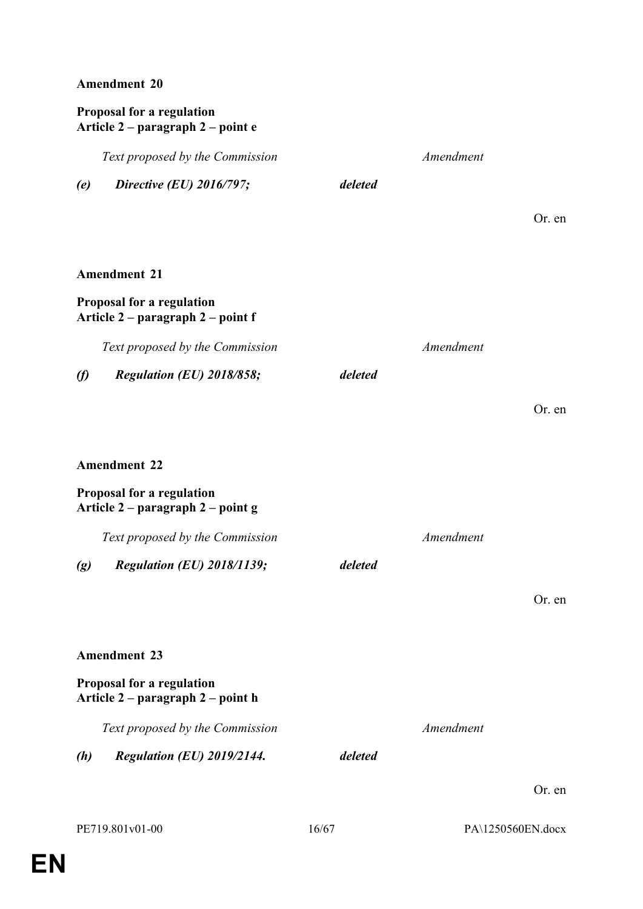**Amendment 20**

**Proposal for a regulation**
**Article 2 – paragraph 2 – point e**

| *Text proposed by the Commission* | *Amendment* |
|---|---|
| ***(e) Directive (EU) 2016/797;*** | ***deleted*** |

Or. en

**Amendment 21**

**Proposal for a regulation**
**Article 2 – paragraph 2 – point f**

| *Text proposed by the Commission* | *Amendment* |
|---|---|
| ***(f) Regulation (EU) 2018/858;*** | ***deleted*** |

Or. en

**Amendment 22**

**Proposal for a regulation**
**Article 2 – paragraph 2 – point g**

| *Text proposed by the Commission* | *Amendment* |
|---|---|
| ***(g) Regulation (EU) 2018/1139;*** | ***deleted*** |

Or. en

**Amendment 23**

**Proposal for a regulation**
**Article 2 – paragraph 2 – point h**

| *Text proposed by the Commission* | *Amendment* |
|---|---|
| ***(h) Regulation (EU) 2019/2144.*** | ***deleted*** |

Or. en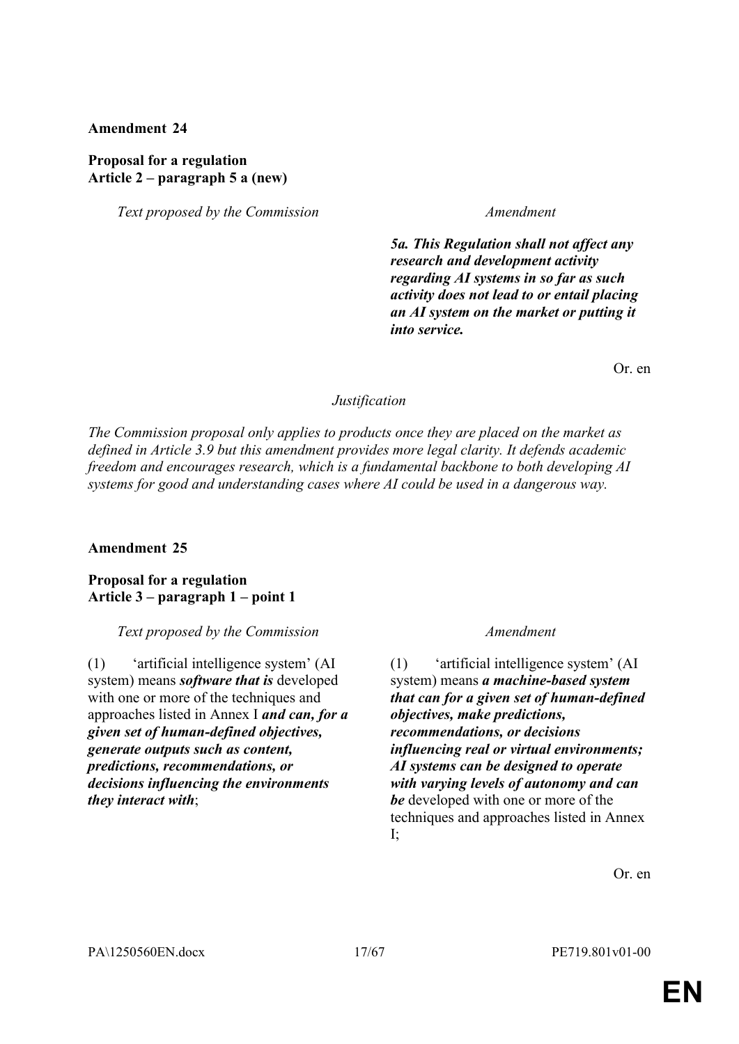**Amendment 24**

**Proposal for a regulation**
**Article 2 – paragraph 5 a (new)**

| *Text proposed by the Commission* | *Amendment* |
| --- | --- |
| | ***5a. This Regulation shall not affect any research and development activity regarding AI systems in so far as such activity does not lead to or entail placing an AI system on the market or putting it into service.*** |

Or. en

*Justification*

*The Commission proposal only applies to products once they are placed on the market as defined in Article 3.9 but this amendment provides more legal clarity. It defends academic freedom and encourages research, which is a fundamental backbone to both developing AI systems for good and understanding cases where AI could be used in a dangerous way.*

**Amendment 25**

**Proposal for a regulation**
**Article 3 – paragraph 1 – point 1**

| *Text proposed by the Commission* | *Amendment* |
| --- | --- |
| (1) 'artificial intelligence system' (AI system) means ***software that is*** developed with one or more of the techniques and approaches listed in Annex I ***and can, for a given set of human-defined objectives, generate outputs such as content, predictions, recommendations, or decisions influencing the environments they interact with***; | (1) 'artificial intelligence system' (AI system) means ***a machine-based system that can for a given set of human-defined objectives, make predictions, recommendations, or decisions influencing real or virtual environments; AI systems can be designed to operate with varying levels of autonomy and can be*** developed with one or more of the techniques and approaches listed in Annex I; |

Or. en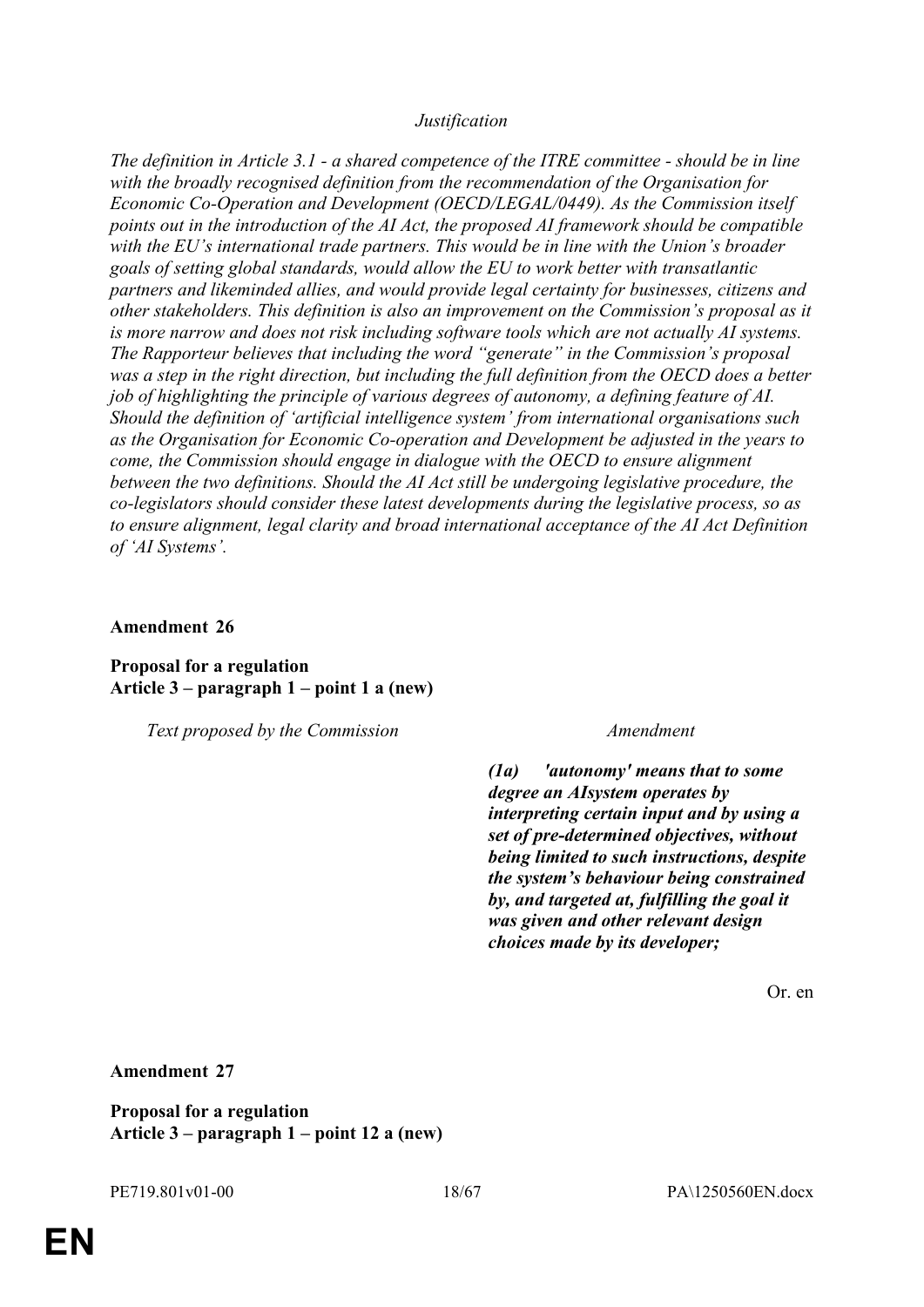*Justification*

*The definition in Article 3.1 - a shared competence of the ITRE committee - should be in line with the broadly recognised definition from the recommendation of the Organisation for Economic Co-Operation and Development (OECD/LEGAL/0449). As the Commission itself points out in the introduction of the AI Act, the proposed AI framework should be compatible with the EU's international trade partners. This would be in line with the Union's broader goals of setting global standards, would allow the EU to work better with transatlantic partners and likeminded allies, and would provide legal certainty for businesses, citizens and other stakeholders. This definition is also an improvement on the Commission's proposal as it is more narrow and does not risk including software tools which are not actually AI systems. The Rapporteur believes that including the word "generate" in the Commission's proposal was a step in the right direction, but including the full definition from the OECD does a better job of highlighting the principle of various degrees of autonomy, a defining feature of AI. Should the definition of 'artificial intelligence system' from international organisations such as the Organisation for Economic Co-operation and Development be adjusted in the years to come, the Commission should engage in dialogue with the OECD to ensure alignment between the two definitions. Should the AI Act still be undergoing legislative procedure, the co-legislators should consider these latest developments during the legislative process, so as to ensure alignment, legal clarity and broad international acceptance of the AI Act Definition of 'AI Systems'.*

**Amendment 26**

**Proposal for a regulation**
**Article 3 – paragraph 1 – point 1 a (new)**

| *Text proposed by the Commission* | *Amendment* |
|---|---|
| | ***(1a) 'autonomy' means that to some degree an AIsystem operates by interpreting certain input and by using a set of pre-determined objectives, without being limited to such instructions, despite the system's behaviour being constrained by, and targeted at, fulfilling the goal it was given and other relevant design choices made by its developer;*** |

Or. en

**Amendment 27**

**Proposal for a regulation**
**Article 3 – paragraph 1 – point 12 a (new)**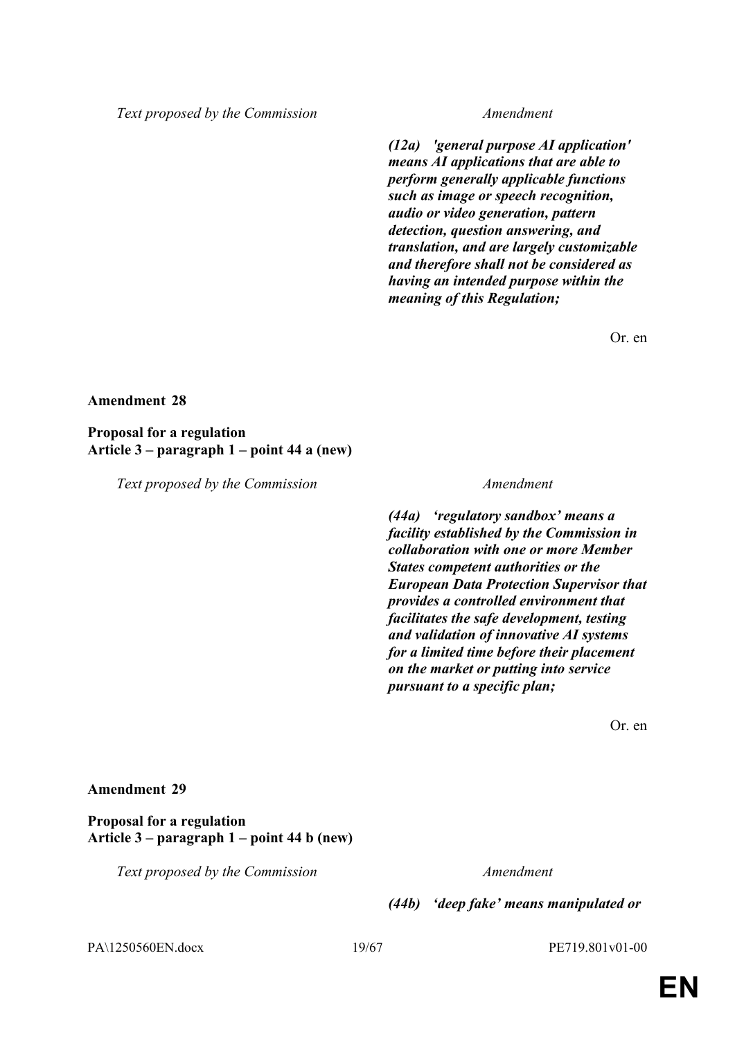| Text proposed by the Commission | Amendment |
|---|---|
| | ***(12a) 'general purpose AI application' means AI applications that are able to perform generally applicable functions such as image or speech recognition, audio or video generation, pattern detection, question answering, and translation, and are largely customizable and therefore shall not be considered as having an intended purpose within the meaning of this Regulation;*** |

Or. en

**Amendment 28**

**Proposal for a regulation**
**Article 3 – paragraph 1 – point 44 a (new)**

| Text proposed by the Commission | Amendment |
|---|---|
| | ***(44a) 'regulatory sandbox' means a facility established by the Commission in collaboration with one or more Member States competent authorities or the European Data Protection Supervisor that provides a controlled environment that facilitates the safe development, testing and validation of innovative AI systems for a limited time before their placement on the market or putting into service pursuant to a specific plan;*** |

Or. en

**Amendment 29**

**Proposal for a regulation**
**Article 3 – paragraph 1 – point 44 b (new)**

| Text proposed by the Commission | Amendment |
|---|---|
| | ***(44b) 'deep fake' means manipulated or*** |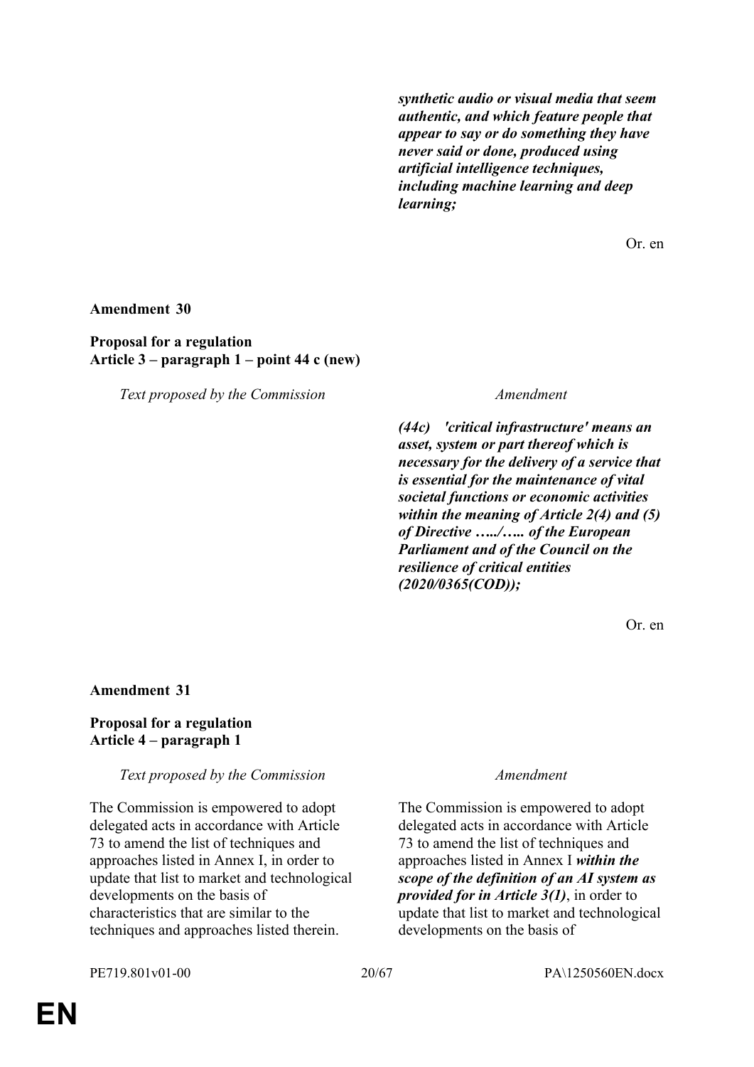| | |
|---|---|
| | ***synthetic audio or visual media that seem authentic, and which feature people that appear to say or do something they have never said or done, produced using artificial intelligence techniques, including machine learning and deep learning;*** |

Or. en

**Amendment 30**

**Proposal for a regulation**
**Article 3 – paragraph 1 – point 44 c (new)**

| *Text proposed by the Commission* | *Amendment* |
|---|---|
| | ***(44c) 'critical infrastructure' means an asset, system or part thereof which is necessary for the delivery of a service that is essential for the maintenance of vital societal functions or economic activities within the meaning of Article 2(4) and (5) of Directive …../….. of the European Parliament and of the Council on the resilience of critical entities (2020/0365(COD));*** |

Or. en

**Amendment 31**

**Proposal for a regulation**
**Article 4 – paragraph 1**

| *Text proposed by the Commission* | *Amendment* |
|---|---|
| The Commission is empowered to adopt delegated acts in accordance with Article 73 to amend the list of techniques and approaches listed in Annex I, in order to update that list to market and technological developments on the basis of characteristics that are similar to the techniques and approaches listed therein. | The Commission is empowered to adopt delegated acts in accordance with Article 73 to amend the list of techniques and approaches listed in Annex I ***within the scope of the definition of an AI system as provided for in Article 3(1)***, in order to update that list to market and technological developments on the basis of |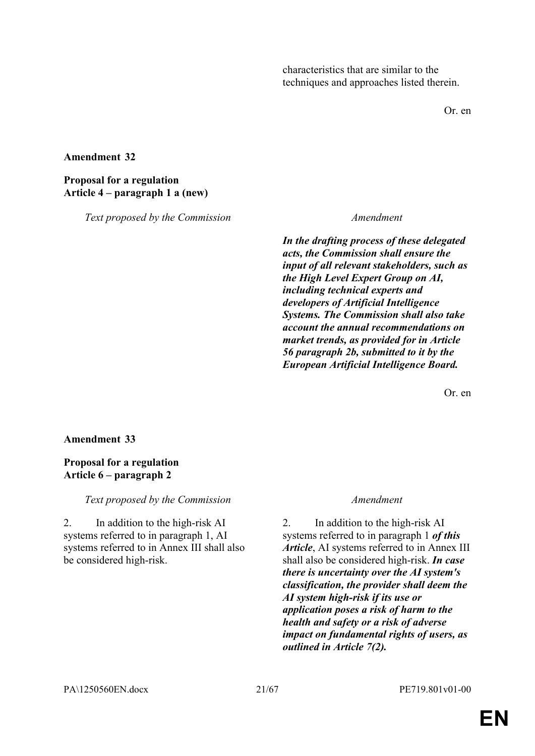characteristics that are similar to the techniques and approaches listed therein.

Or. en

**Amendment 32**

**Proposal for a regulation**
**Article 4 – paragraph 1 a (new)**

| *Text proposed by the Commission* | *Amendment* |
|---|---|
| | ***In the drafting process of these delegated acts, the Commission shall ensure the input of all relevant stakeholders, such as the High Level Expert Group on AI, including technical experts and developers of Artificial Intelligence Systems. The Commission shall also take account the annual recommendations on market trends, as provided for in Article 56 paragraph 2b, submitted to it by the European Artificial Intelligence Board.*** |

Or. en

**Amendment 33**

**Proposal for a regulation**
**Article 6 – paragraph 2**

| *Text proposed by the Commission* | *Amendment* |
|---|---|
| 2. In addition to the high-risk AI systems referred to in paragraph 1, AI systems referred to in Annex III shall also be considered high-risk. | 2. In addition to the high-risk AI systems referred to in paragraph 1 ***of this Article***, AI systems referred to in Annex III shall also be considered high-risk. ***In case there is uncertainty over the AI system's classification, the provider shall deem the AI system high-risk if its use or application poses a risk of harm to the health and safety or a risk of adverse impact on fundamental rights of users, as outlined in Article 7(2).*** |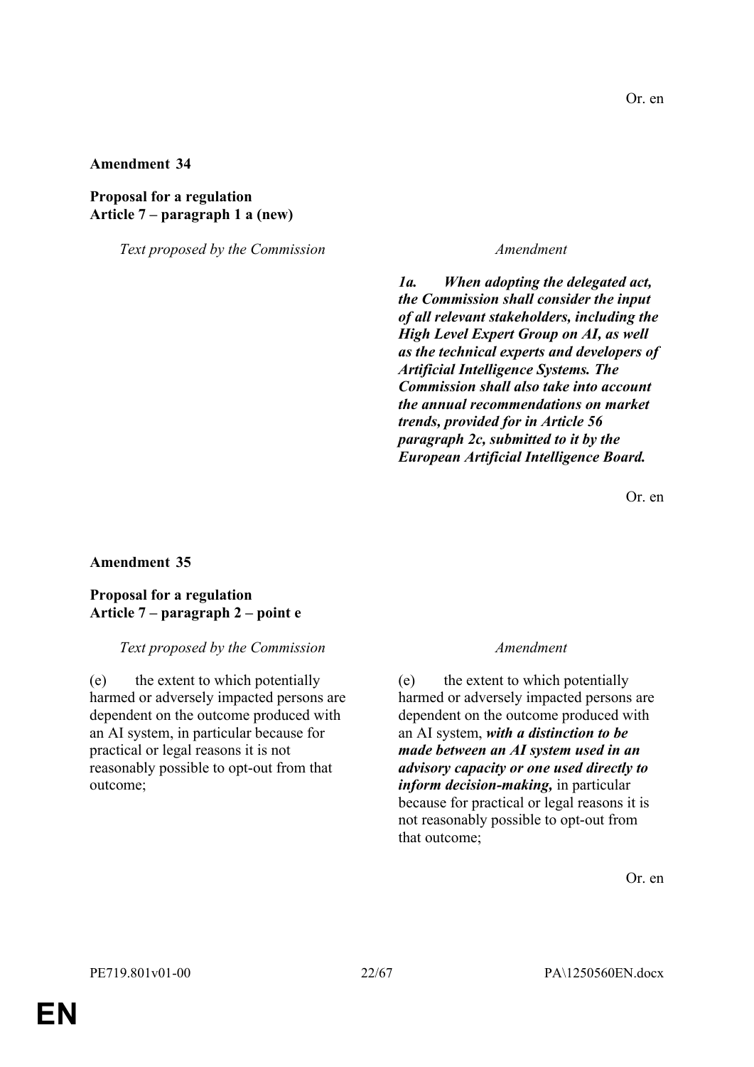Or. en

**Amendment 34**

**Proposal for a regulation**
**Article 7 – paragraph 1 a (new)**

| Text proposed by the Commission | Amendment |
| --- | --- |
| | ***1a. When adopting the delegated act, the Commission shall consider the input of all relevant stakeholders, including the High Level Expert Group on AI, as well as the technical experts and developers of Artificial Intelligence Systems. The Commission shall also take into account the annual recommendations on market trends, provided for in Article 56 paragraph 2c, submitted to it by the European Artificial Intelligence Board.*** |

Or. en

**Amendment 35**

**Proposal for a regulation**
**Article 7 – paragraph 2 – point e**

| Text proposed by the Commission | Amendment |
| --- | --- |
| (e) the extent to which potentially harmed or adversely impacted persons are dependent on the outcome produced with an AI system, in particular because for practical or legal reasons it is not reasonably possible to opt-out from that outcome; | (e) the extent to which potentially harmed or adversely impacted persons are dependent on the outcome produced with an AI system, ***with a distinction to be made between an AI system used in an advisory capacity or one used directly to inform decision-making,*** in particular because for practical or legal reasons it is not reasonably possible to opt-out from that outcome; |

Or. en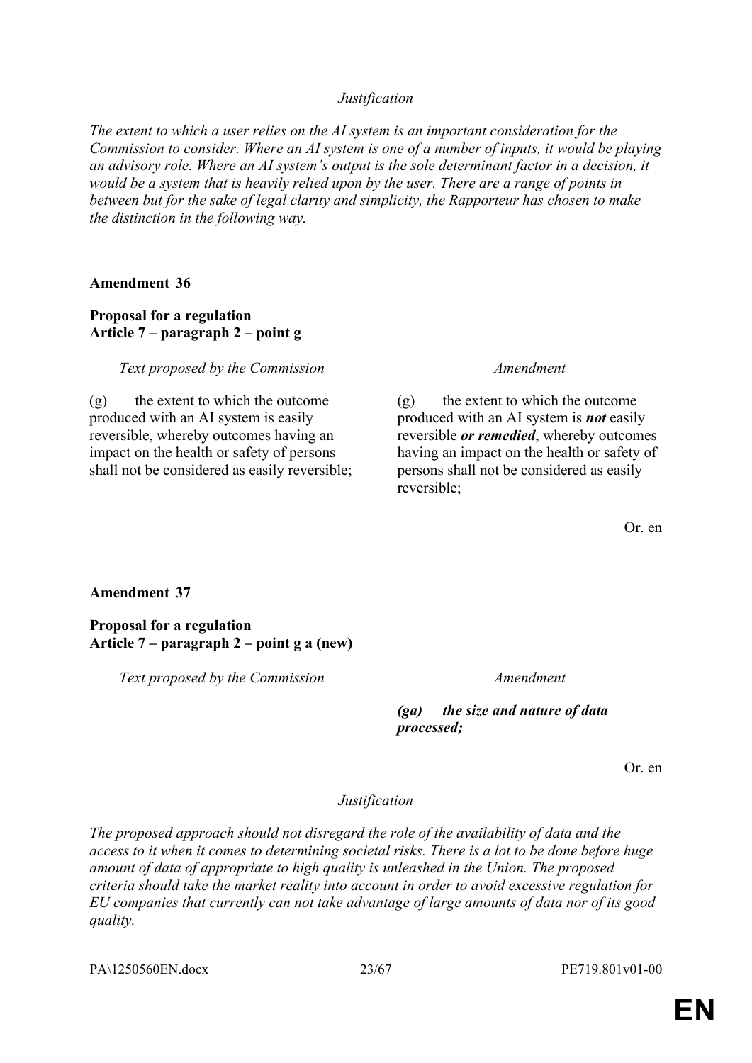*Justification*

*The extent to which a user relies on the AI system is an important consideration for the Commission to consider. Where an AI system is one of a number of inputs, it would be playing an advisory role. Where an AI system's output is the sole determinant factor in a decision, it would be a system that is heavily relied upon by the user. There are a range of points in between but for the sake of legal clarity and simplicity, the Rapporteur has chosen to make the distinction in the following way.*

**Amendment 36**

**Proposal for a regulation**
**Article 7 – paragraph 2 – point g**

| *Text proposed by the Commission* | *Amendment* |
|---|---|
| (g) the extent to which the outcome produced with an AI system is easily reversible, whereby outcomes having an impact on the health or safety of persons shall not be considered as easily reversible; | (g) the extent to which the outcome produced with an AI system is ***not*** easily reversible ***or remedied***, whereby outcomes having an impact on the health or safety of persons shall not be considered as easily reversible; |

Or. en

**Amendment 37**

**Proposal for a regulation**
**Article 7 – paragraph 2 – point g a (new)**

| *Text proposed by the Commission* | *Amendment* |
|---|---|
| | ***(ga) the size and nature of data processed;*** |

Or. en

*Justification*

*The proposed approach should not disregard the role of the availability of data and the access to it when it comes to determining societal risks. There is a lot to be done before huge amount of data of appropriate to high quality is unleashed in the Union. The proposed criteria should take the market reality into account in order to avoid excessive regulation for EU companies that currently can not take advantage of large amounts of data nor of its good quality.*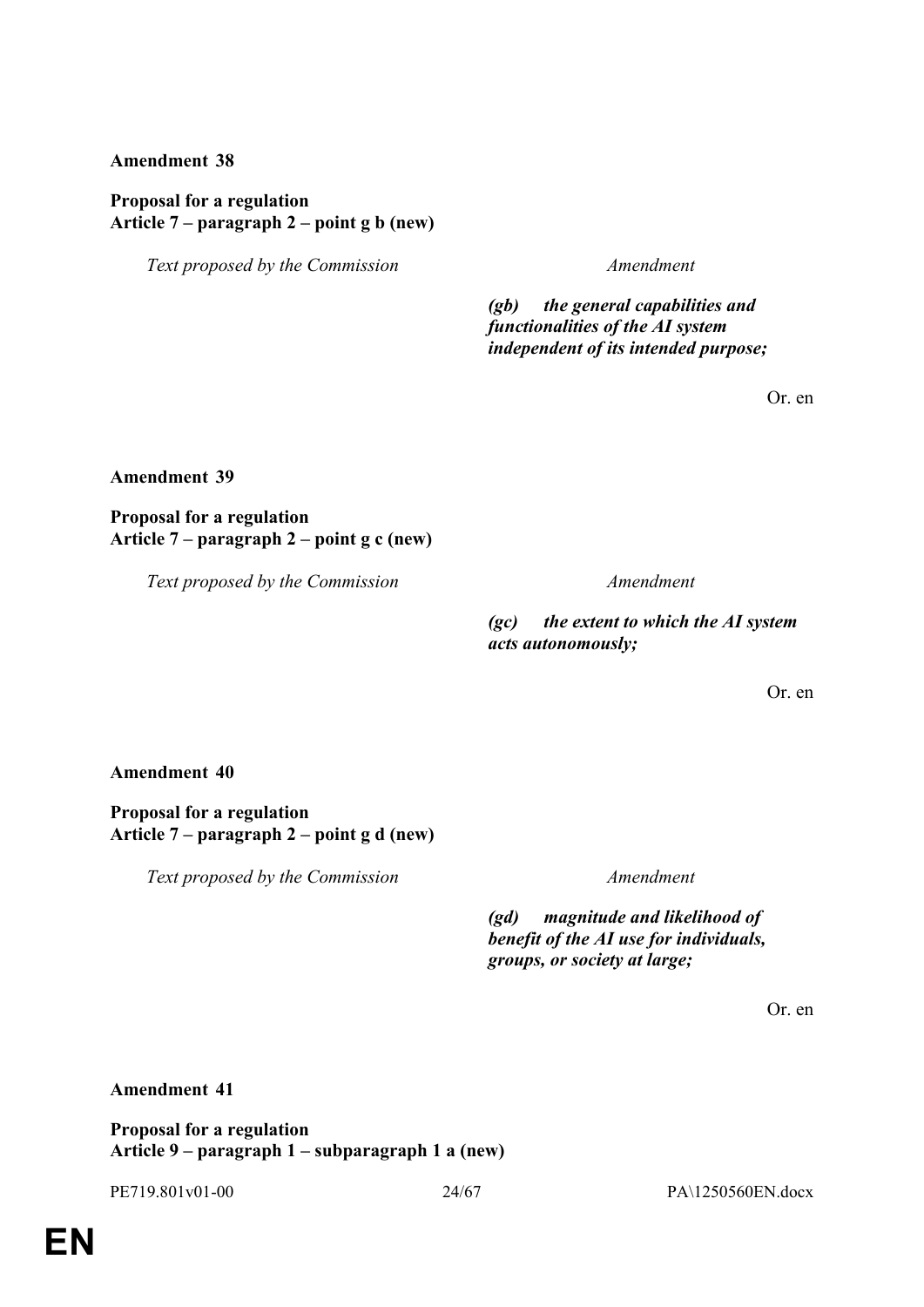**Amendment 38**

**Proposal for a regulation**
**Article 7 – paragraph 2 – point g b (new)**

| *Text proposed by the Commission* | *Amendment* |
|---|---|
| | ***(gb) the general capabilities and functionalities of the AI system independent of its intended purpose;*** |

Or. en

**Amendment 39**

**Proposal for a regulation**
**Article 7 – paragraph 2 – point g c (new)**

| *Text proposed by the Commission* | *Amendment* |
|---|---|
| | ***(gc) the extent to which the AI system acts autonomously;*** |

Or. en

**Amendment 40**

**Proposal for a regulation**
**Article 7 – paragraph 2 – point g d (new)**

| *Text proposed by the Commission* | *Amendment* |
|---|---|
| | ***(gd) magnitude and likelihood of benefit of the AI use for individuals, groups, or society at large;*** |

Or. en

**Amendment 41**

**Proposal for a regulation**
**Article 9 – paragraph 1 – subparagraph 1 a (new)**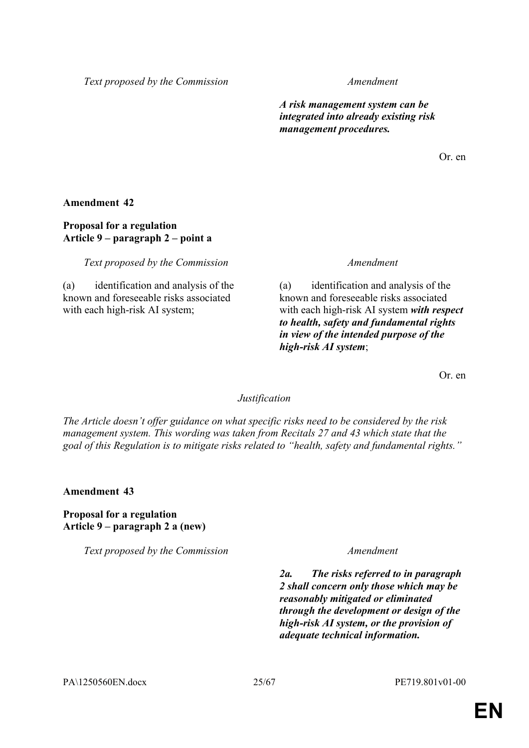| Text proposed by the Commission | Amendment |
|---|---|
| | ***A risk management system can be integrated into already existing risk management procedures.*** |

Or. en

**Amendment 42**

**Proposal for a regulation**
**Article 9 – paragraph 2 – point a**

| Text proposed by the Commission | Amendment |
|---|---|
| (a) identification and analysis of the known and foreseeable risks associated with each high-risk AI system; | (a) identification and analysis of the known and foreseeable risks associated with each high-risk AI system ***with respect to health, safety and fundamental rights in view of the intended purpose of the high-risk AI system***; |

Or. en

*Justification*

*The Article doesn't offer guidance on what specific risks need to be considered by the risk management system. This wording was taken from Recitals 27 and 43 which state that the goal of this Regulation is to mitigate risks related to "health, safety and fundamental rights."*

**Amendment 43**

**Proposal for a regulation**
**Article 9 – paragraph 2 a (new)**

| Text proposed by the Commission | Amendment |
|---|---|
| | ***2a. The risks referred to in paragraph 2 shall concern only those which may be reasonably mitigated or eliminated through the development or design of the high-risk AI system, or the provision of adequate technical information.*** |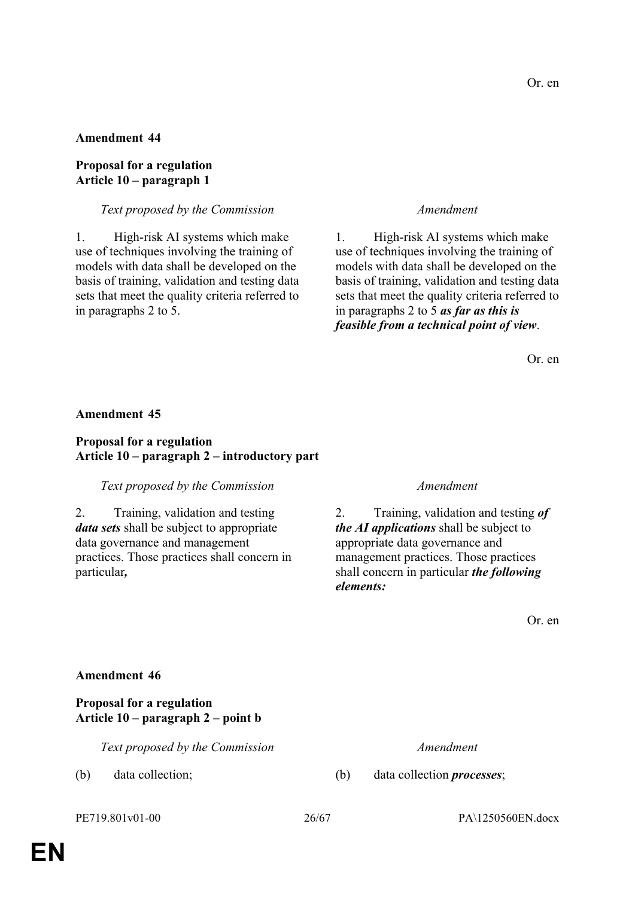Or. en

**Amendment 44**

**Proposal for a regulation**
**Article 10 – paragraph 1**

| *Text proposed by the Commission* | *Amendment* |
|---|---|
| 1. High-risk AI systems which make use of techniques involving the training of models with data shall be developed on the basis of training, validation and testing data sets that meet the quality criteria referred to in paragraphs 2 to 5. | 1. High-risk AI systems which make use of techniques involving the training of models with data shall be developed on the basis of training, validation and testing data sets that meet the quality criteria referred to in paragraphs 2 to 5 ***as far as this is feasible from a technical point of view***. |

Or. en

**Amendment 45**

**Proposal for a regulation**
**Article 10 – paragraph 2 – introductory part**

| *Text proposed by the Commission* | *Amendment* |
|---|---|
| 2. Training, validation and testing ***data sets*** shall be subject to appropriate data governance and management practices. Those practices shall concern in particular***,*** | 2. Training, validation and testing ***of the AI applications*** shall be subject to appropriate data governance and management practices. Those practices shall concern in particular ***the following elements:*** |

Or. en

**Amendment 46**

**Proposal for a regulation**
**Article 10 – paragraph 2 – point b**

| *Text proposed by the Commission* | *Amendment* |
|---|---|
| (b) data collection; | (b) data collection ***processes***; |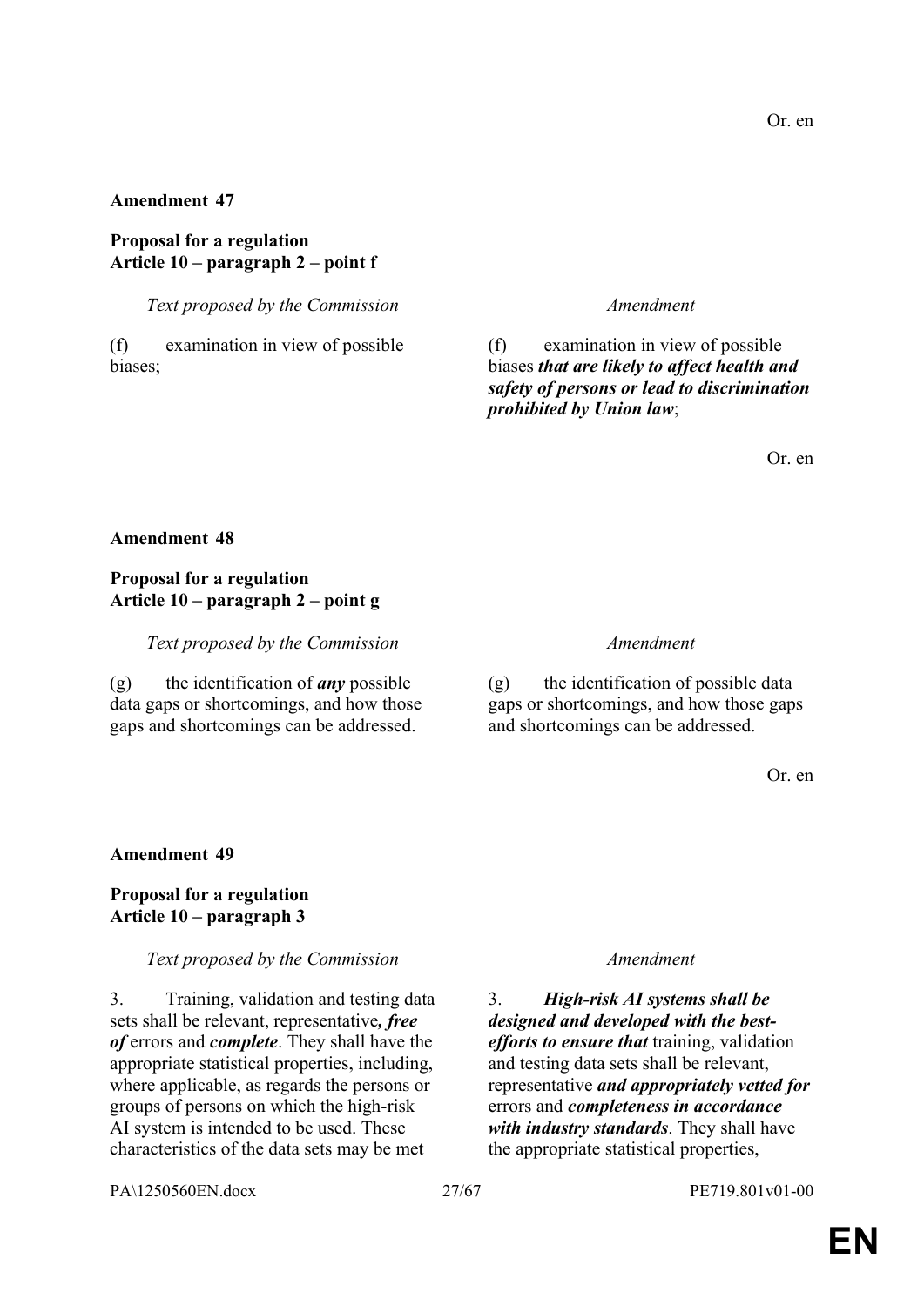Or. en

**Amendment 47**

**Proposal for a regulation**
**Article 10 – paragraph 2 – point f**

| *Text proposed by the Commission* | *Amendment* |
| --- | --- |
| (f) examination in view of possible biases; | (f) examination in view of possible biases ***that are likely to affect health and safety of persons or lead to discrimination prohibited by Union law***; |

Or. en

**Amendment 48**

**Proposal for a regulation**
**Article 10 – paragraph 2 – point g**

| *Text proposed by the Commission* | *Amendment* |
| --- | --- |
| (g) the identification of ***any*** possible data gaps or shortcomings, and how those gaps and shortcomings can be addressed. | (g) the identification of possible data gaps or shortcomings, and how those gaps and shortcomings can be addressed. |

Or. en

**Amendment 49**

**Proposal for a regulation**
**Article 10 – paragraph 3**

| *Text proposed by the Commission* | *Amendment* |
| --- | --- |
| 3. Training, validation and testing data sets shall be relevant, representative***, free of*** errors and ***complete***. They shall have the appropriate statistical properties, including, where applicable, as regards the persons or groups of persons on which the high-risk AI system is intended to be used. These characteristics of the data sets may be met | 3. ***High-risk AI systems shall be designed and developed with the best-efforts to ensure that*** training, validation and testing data sets shall be relevant, representative ***and appropriately vetted for*** errors and ***completeness in accordance with industry standards***. They shall have the appropriate statistical properties, |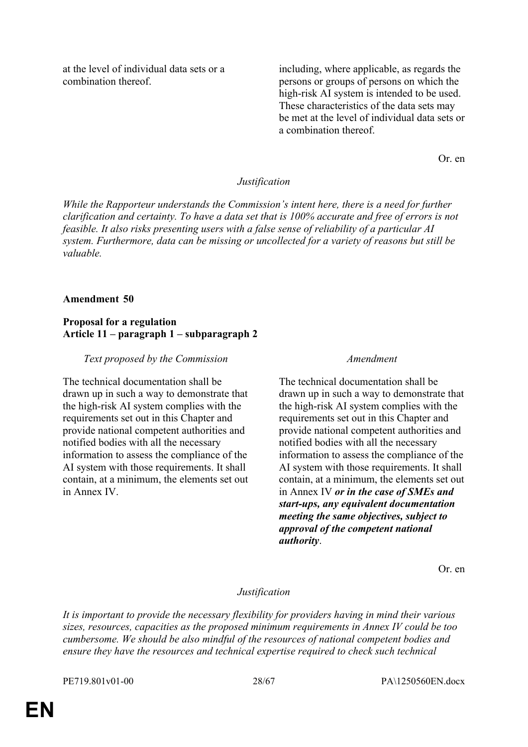| | |
|---|---|
| at the level of individual data sets or a combination thereof. | including, where applicable, as regards the persons or groups of persons on which the high-risk AI system is intended to be used. These characteristics of the data sets may be met at the level of individual data sets or a combination thereof. |

Or. en

*Justification*

*While the Rapporteur understands the Commission's intent here, there is a need for further clarification and certainty. To have a data set that is 100% accurate and free of errors is not feasible. It also risks presenting users with a false sense of reliability of a particular AI system. Furthermore, data can be missing or uncollected for a variety of reasons but still be valuable.*

**Amendment 50**

**Proposal for a regulation**
**Article 11 – paragraph 1 – subparagraph 2**

| *Text proposed by the Commission* | *Amendment* |
|---|---|
| The technical documentation shall be drawn up in such a way to demonstrate that the high-risk AI system complies with the requirements set out in this Chapter and provide national competent authorities and notified bodies with all the necessary information to assess the compliance of the AI system with those requirements. It shall contain, at a minimum, the elements set out in Annex IV. | The technical documentation shall be drawn up in such a way to demonstrate that the high-risk AI system complies with the requirements set out in this Chapter and provide national competent authorities and notified bodies with all the necessary information to assess the compliance of the AI system with those requirements. It shall contain, at a minimum, the elements set out in Annex IV ***or in the case of SMEs and start-ups, any equivalent documentation meeting the same objectives, subject to approval of the competent national authority***. |

Or. en

*Justification*

*It is important to provide the necessary flexibility for providers having in mind their various sizes, resources, capacities as the proposed minimum requirements in Annex IV could be too cumbersome. We should be also mindful of the resources of national competent bodies and ensure they have the resources and technical expertise required to check such technical*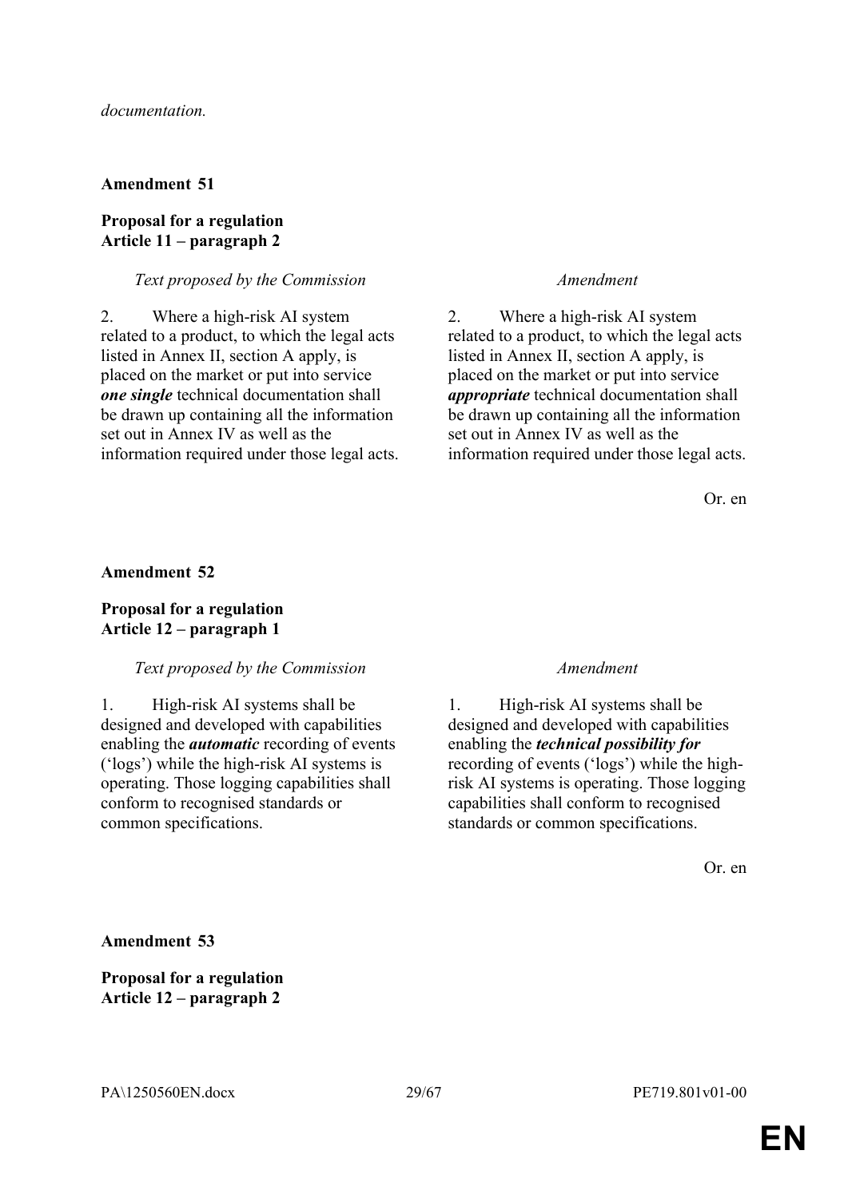*documentation.*

**Amendment 51**

**Proposal for a regulation**
**Article 11 – paragraph 2**

| *Text proposed by the Commission* | *Amendment* |
|---|---|
| 2. Where a high-risk AI system related to a product, to which the legal acts listed in Annex II, section A apply, is placed on the market or put into service ***one single*** technical documentation shall be drawn up containing all the information set out in Annex IV as well as the information required under those legal acts. | 2. Where a high-risk AI system related to a product, to which the legal acts listed in Annex II, section A apply, is placed on the market or put into service ***appropriate*** technical documentation shall be drawn up containing all the information set out in Annex IV as well as the information required under those legal acts. |

Or. en

**Amendment 52**

**Proposal for a regulation**
**Article 12 – paragraph 1**

| *Text proposed by the Commission* | *Amendment* |
|---|---|
| 1. High-risk AI systems shall be designed and developed with capabilities enabling the ***automatic*** recording of events ('logs') while the high-risk AI systems is operating. Those logging capabilities shall conform to recognised standards or common specifications. | 1. High-risk AI systems shall be designed and developed with capabilities enabling the ***technical possibility for*** recording of events ('logs') while the high-risk AI systems is operating. Those logging capabilities shall conform to recognised standards or common specifications. |

Or. en

**Amendment 53**

**Proposal for a regulation**
**Article 12 – paragraph 2**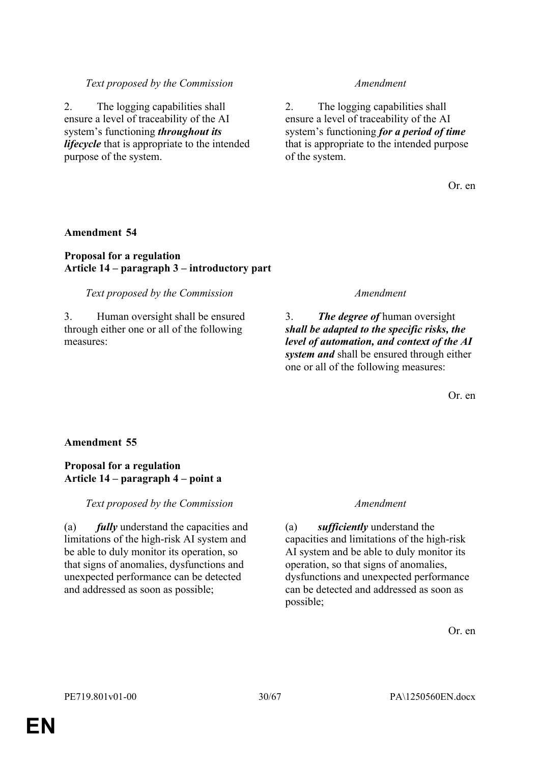| *Text proposed by the Commission* | *Amendment* |
|---|---|
| 2. The logging capabilities shall ensure a level of traceability of the AI system's functioning ***throughout its lifecycle*** that is appropriate to the intended purpose of the system. | 2. The logging capabilities shall ensure a level of traceability of the AI system's functioning ***for a period of time*** that is appropriate to the intended purpose of the system. |

Or. en

**Amendment 54**

**Proposal for a regulation**
**Article 14 – paragraph 3 – introductory part**

| *Text proposed by the Commission* | *Amendment* |
|---|---|
| 3. Human oversight shall be ensured through either one or all of the following measures: | 3. ***The degree of*** human oversight ***shall be adapted to the specific risks, the level of automation, and context of the AI system and*** shall be ensured through either one or all of the following measures: |

Or. en

**Amendment 55**

**Proposal for a regulation**
**Article 14 – paragraph 4 – point a**

| *Text proposed by the Commission* | *Amendment* |
|---|---|
| (a) ***fully*** understand the capacities and limitations of the high-risk AI system and be able to duly monitor its operation, so that signs of anomalies, dysfunctions and unexpected performance can be detected and addressed as soon as possible; | (a) ***sufficiently*** understand the capacities and limitations of the high-risk AI system and be able to duly monitor its operation, so that signs of anomalies, dysfunctions and unexpected performance can be detected and addressed as soon as possible; |

Or. en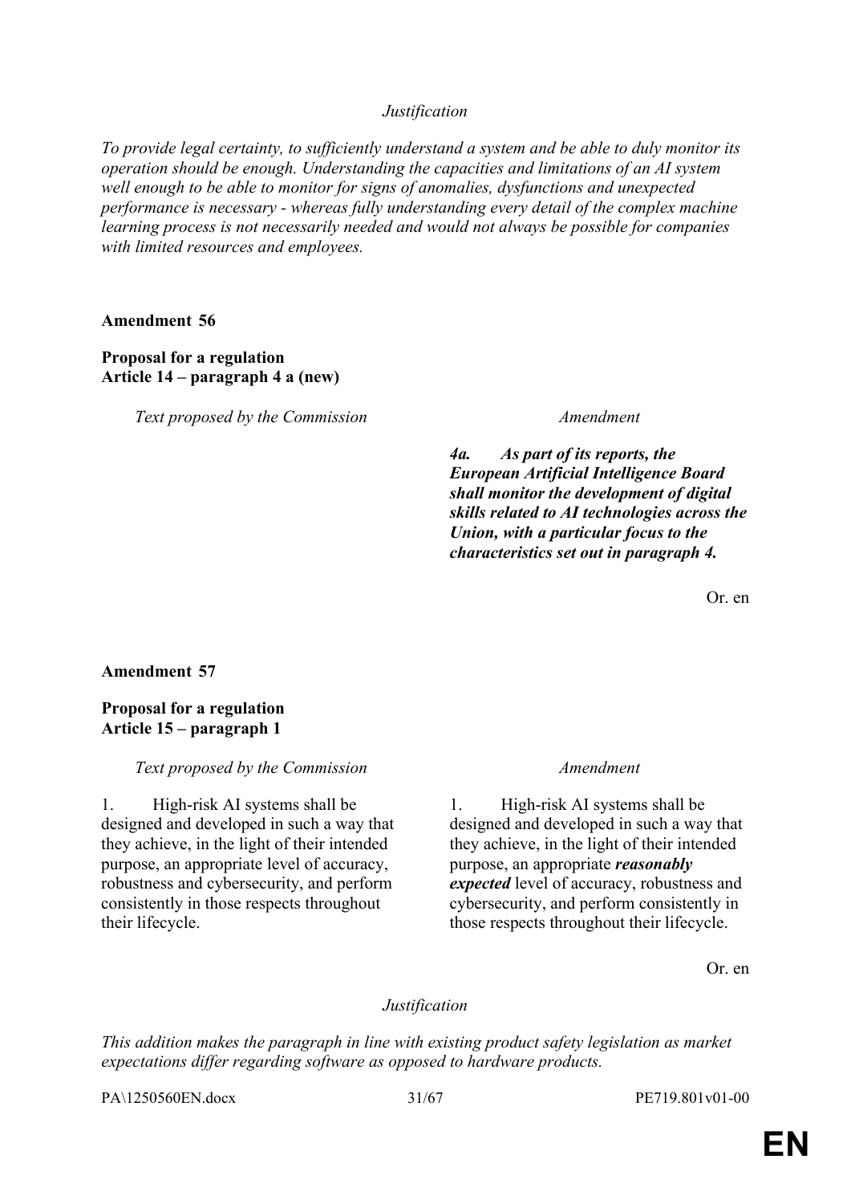*Justification*

*To provide legal certainty, to sufficiently understand a system and be able to duly monitor its operation should be enough. Understanding the capacities and limitations of an AI system well enough to be able to monitor for signs of anomalies, dysfunctions and unexpected performance is necessary - whereas fully understanding every detail of the complex machine learning process is not necessarily needed and would not always be possible for companies with limited resources and employees.*

**Amendment 56**

**Proposal for a regulation**
**Article 14 – paragraph 4 a (new)**

| *Text proposed by the Commission* | *Amendment* |
| --- | --- |
| | ***4a. As part of its reports, the European Artificial Intelligence Board shall monitor the development of digital skills related to AI technologies across the Union, with a particular focus to the characteristics set out in paragraph 4.*** |

Or. en

**Amendment 57**

**Proposal for a regulation**
**Article 15 – paragraph 1**

| *Text proposed by the Commission* | *Amendment* |
| --- | --- |
| 1. High-risk AI systems shall be designed and developed in such a way that they achieve, in the light of their intended purpose, an appropriate level of accuracy, robustness and cybersecurity, and perform consistently in those respects throughout their lifecycle. | 1. High-risk AI systems shall be designed and developed in such a way that they achieve, in the light of their intended purpose, an appropriate ***reasonably expected*** level of accuracy, robustness and cybersecurity, and perform consistently in those respects throughout their lifecycle. |

Or. en

*Justification*

*This addition makes the paragraph in line with existing product safety legislation as market expectations differ regarding software as opposed to hardware products.*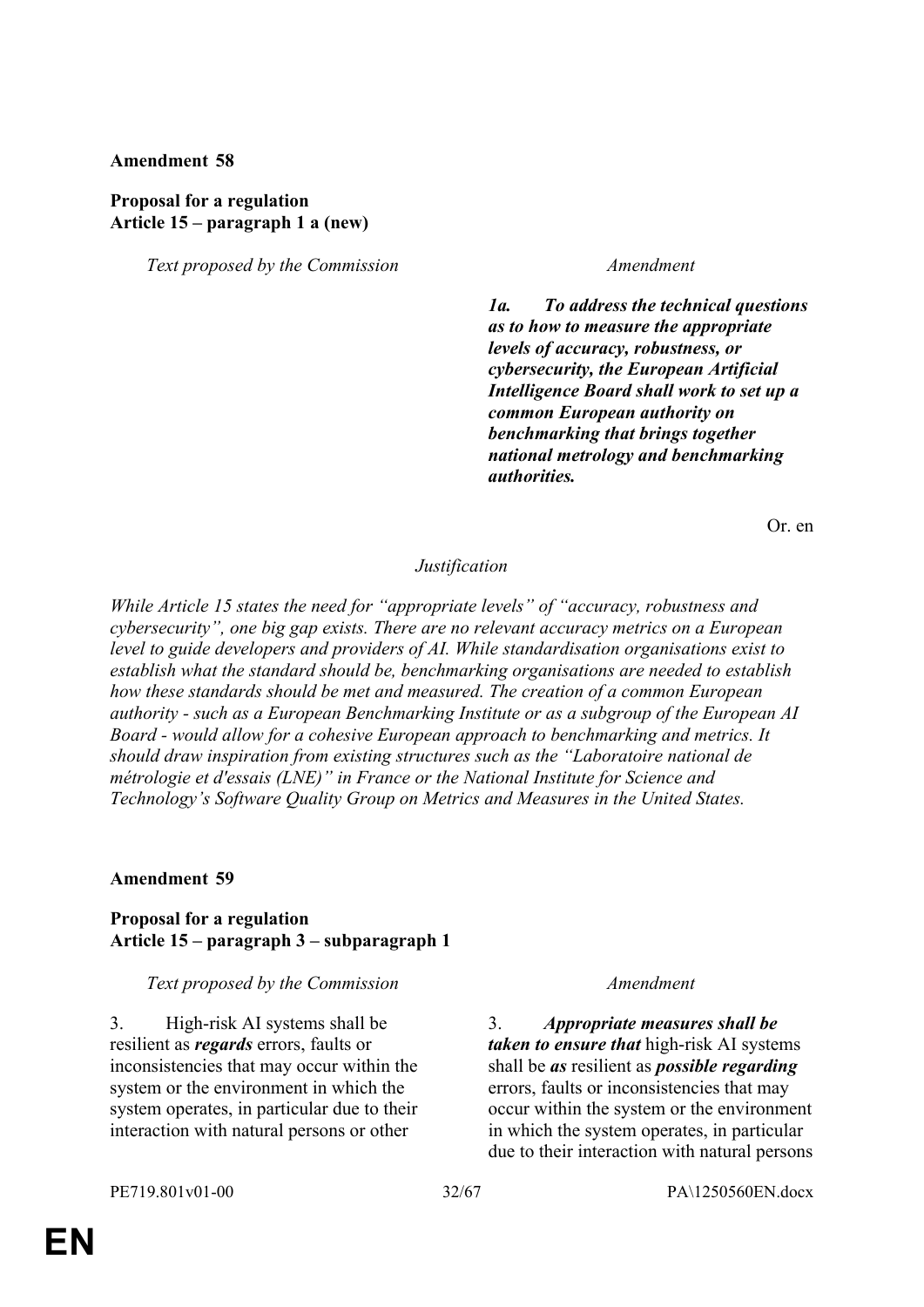**Amendment 58**

**Proposal for a regulation**
**Article 15 – paragraph 1 a (new)**

| *Text proposed by the Commission* | *Amendment* |
|---|---|
| | ***1a. To address the technical questions as to how to measure the appropriate levels of accuracy, robustness, or cybersecurity, the European Artificial Intelligence Board shall work to set up a common European authority on benchmarking that brings together national metrology and benchmarking authorities.*** |

Or. en

*Justification*

*While Article 15 states the need for "appropriate levels" of "accuracy, robustness and cybersecurity", one big gap exists. There are no relevant accuracy metrics on a European level to guide developers and providers of AI. While standardisation organisations exist to establish what the standard should be, benchmarking organisations are needed to establish how these standards should be met and measured. The creation of a common European authority - such as a European Benchmarking Institute or as a subgroup of the European AI Board - would allow for a cohesive European approach to benchmarking and metrics. It should draw inspiration from existing structures such as the "Laboratoire national de métrologie et d'essais (LNE)" in France or the National Institute for Science and Technology's Software Quality Group on Metrics and Measures in the United States.*

**Amendment 59**

**Proposal for a regulation**
**Article 15 – paragraph 3 – subparagraph 1**

| *Text proposed by the Commission* | *Amendment* |
|---|---|
| 3. High-risk AI systems shall be resilient as ***regards*** errors, faults or inconsistencies that may occur within the system or the environment in which the system operates, in particular due to their interaction with natural persons or other | 3. ***Appropriate measures shall be taken to ensure that*** high-risk AI systems shall be ***as*** resilient as ***possible regarding*** errors, faults or inconsistencies that may occur within the system or the environment in which the system operates, in particular due to their interaction with natural persons |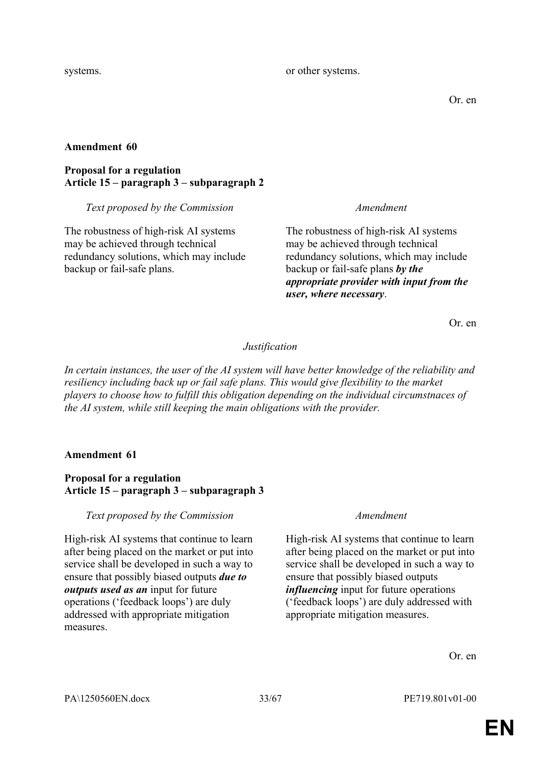| | |
|---|---|
| systems. | or other systems. |

Or. en

**Amendment 60**

**Proposal for a regulation**
**Article 15 – paragraph 3 – subparagraph 2**

| *Text proposed by the Commission* | *Amendment* |
|---|---|
| The robustness of high-risk AI systems may be achieved through technical redundancy solutions, which may include backup or fail-safe plans. | The robustness of high-risk AI systems may be achieved through technical redundancy solutions, which may include backup or fail-safe plans ***by the appropriate provider with input from the user, where necessary***. |

Or. en

*Justification*

*In certain instances, the user of the AI system will have better knowledge of the reliability and resiliency including back up or fail safe plans. This would give flexibility to the market players to choose how to fulfill this obligation depending on the individual circumstnaces of the AI system, while still keeping the main obligations with the provider.*

**Amendment 61**

**Proposal for a regulation**
**Article 15 – paragraph 3 – subparagraph 3**

| *Text proposed by the Commission* | *Amendment* |
|---|---|
| High-risk AI systems that continue to learn after being placed on the market or put into service shall be developed in such a way to ensure that possibly biased outputs ***due to outputs used as an*** input for future operations ('feedback loops') are duly addressed with appropriate mitigation measures. | High-risk AI systems that continue to learn after being placed on the market or put into service shall be developed in such a way to ensure that possibly biased outputs ***influencing*** input for future operations ('feedback loops') are duly addressed with appropriate mitigation measures. |

Or. en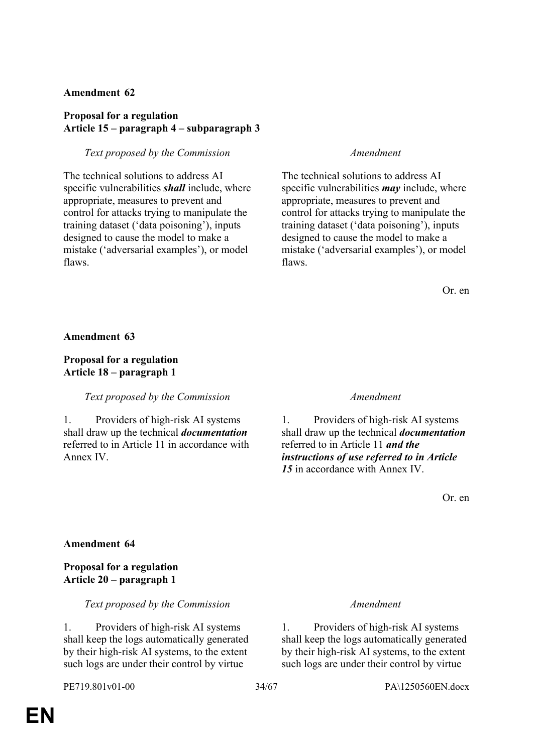**Amendment 62**

**Proposal for a regulation**
**Article 15 – paragraph 4 – subparagraph 3**

| *Text proposed by the Commission* | *Amendment* |
|---|---|
| The technical solutions to address AI specific vulnerabilities ***shall*** include, where appropriate, measures to prevent and control for attacks trying to manipulate the training dataset (‘data poisoning’), inputs designed to cause the model to make a mistake (‘adversarial examples’), or model flaws. | The technical solutions to address AI specific vulnerabilities ***may*** include, where appropriate, measures to prevent and control for attacks trying to manipulate the training dataset (‘data poisoning’), inputs designed to cause the model to make a mistake (‘adversarial examples’), or model flaws. |

Or. en

**Amendment 63**

**Proposal for a regulation**
**Article 18 – paragraph 1**

| *Text proposed by the Commission* | *Amendment* |
|---|---|
| 1. Providers of high-risk AI systems shall draw up the technical ***documentation*** referred to in Article 11 in accordance with Annex IV. | 1. Providers of high-risk AI systems shall draw up the technical ***documentation*** referred to in Article 11 ***and the instructions of use referred to in Article 15*** in accordance with Annex IV. |

Or. en

**Amendment 64**

**Proposal for a regulation**
**Article 20 – paragraph 1**

| *Text proposed by the Commission* | *Amendment* |
|---|---|
| 1. Providers of high-risk AI systems shall keep the logs automatically generated by their high-risk AI systems, to the extent such logs are under their control by virtue | 1. Providers of high-risk AI systems shall keep the logs automatically generated by their high-risk AI systems, to the extent such logs are under their control by virtue |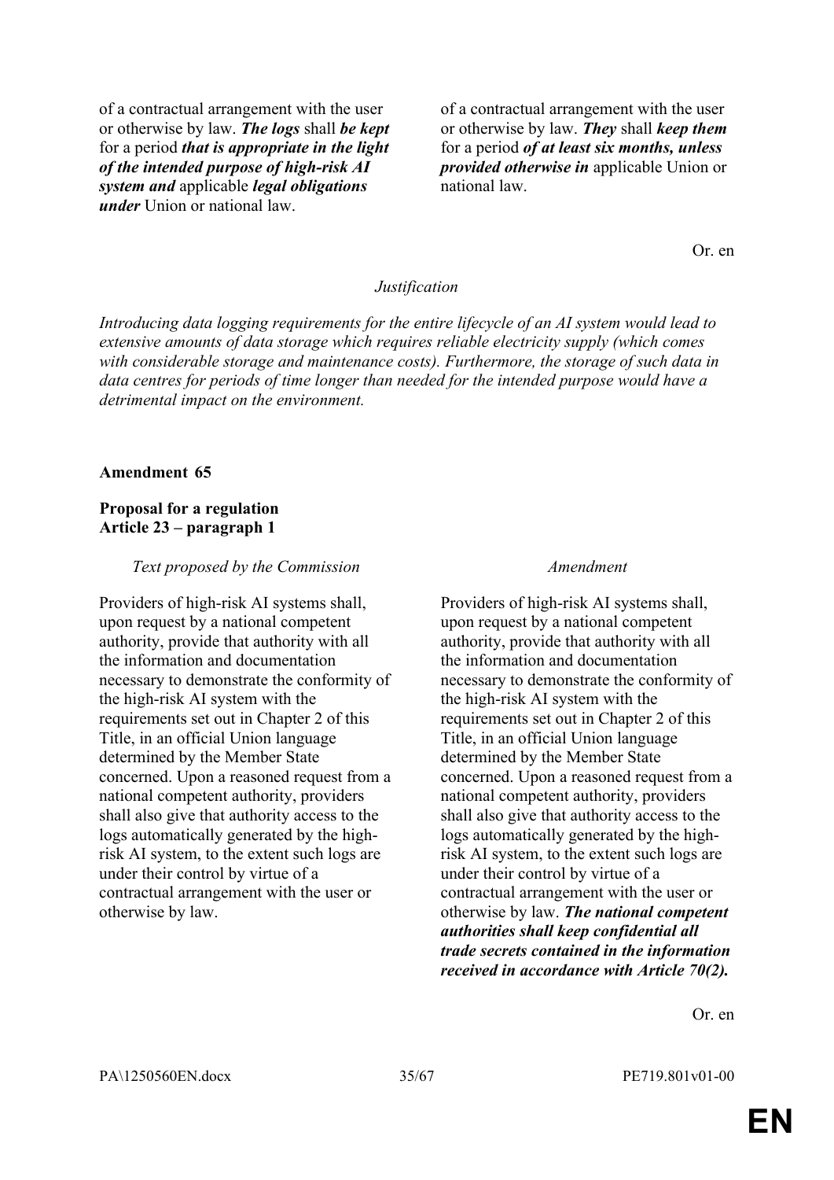| | |
|---|---|
| of a contractual arrangement with the user or otherwise by law. ***The logs*** shall ***be kept*** for a period ***that is appropriate in the light of the intended purpose of high-risk AI system and*** applicable ***legal obligations under*** Union or national law. | of a contractual arrangement with the user or otherwise by law. ***They*** shall ***keep them*** for a period ***of at least six months, unless provided otherwise in*** applicable Union or national law. |

Or. en

*Justification*

*Introducing data logging requirements for the entire lifecycle of an AI system would lead to extensive amounts of data storage which requires reliable electricity supply (which comes with considerable storage and maintenance costs). Furthermore, the storage of such data in data centres for periods of time longer than needed for the intended purpose would have a detrimental impact on the environment.*

**Amendment 65**

**Proposal for a regulation**
**Article 23 – paragraph 1**

| *Text proposed by the Commission* | *Amendment* |
|---|---|
| Providers of high-risk AI systems shall, upon request by a national competent authority, provide that authority with all the information and documentation necessary to demonstrate the conformity of the high-risk AI system with the requirements set out in Chapter 2 of this Title, in an official Union language determined by the Member State concerned. Upon a reasoned request from a national competent authority, providers shall also give that authority access to the logs automatically generated by the high-risk AI system, to the extent such logs are under their control by virtue of a contractual arrangement with the user or otherwise by law. | Providers of high-risk AI systems shall, upon request by a national competent authority, provide that authority with all the information and documentation necessary to demonstrate the conformity of the high-risk AI system with the requirements set out in Chapter 2 of this Title, in an official Union language determined by the Member State concerned. Upon a reasoned request from a national competent authority, providers shall also give that authority access to the logs automatically generated by the high-risk AI system, to the extent such logs are under their control by virtue of a contractual arrangement with the user or otherwise by law. ***The national competent authorities shall keep confidential all trade secrets contained in the information received in accordance with Article 70(2).*** |

Or. en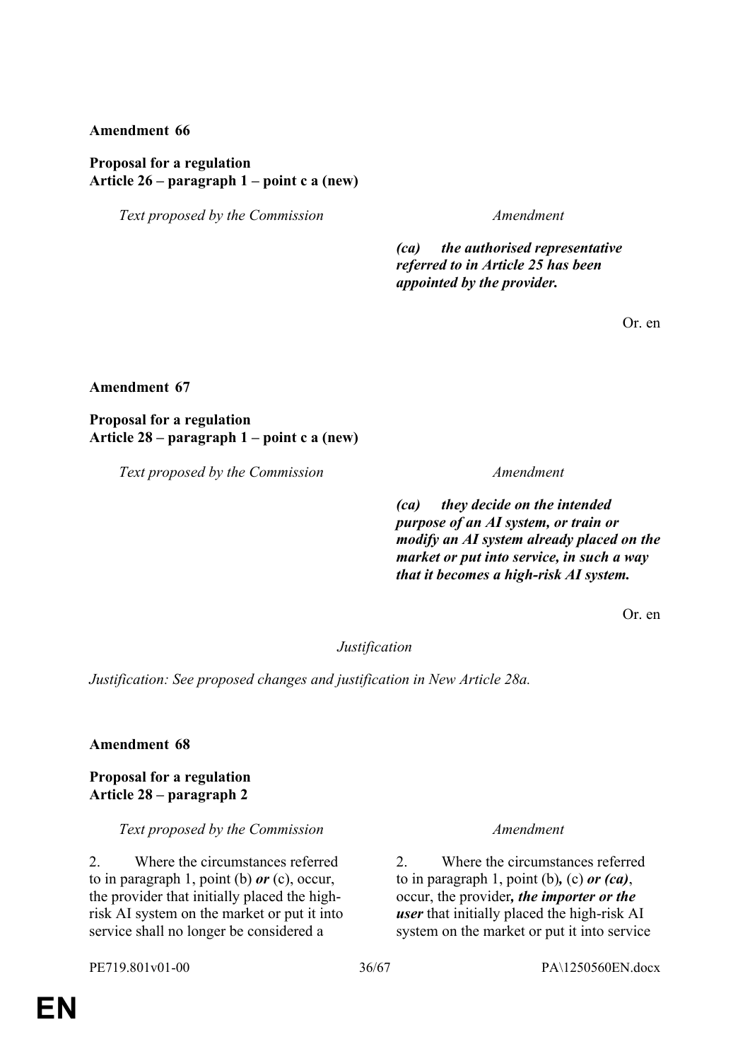**Amendment 66**

**Proposal for a regulation**
**Article 26 – paragraph 1 – point c a (new)**

| *Text proposed by the Commission* | *Amendment* |
|---|---|
| | ***(ca) the authorised representative referred to in Article 25 has been appointed by the provider.*** |

Or. en

**Amendment 67**

**Proposal for a regulation**
**Article 28 – paragraph 1 – point c a (new)**

| *Text proposed by the Commission* | *Amendment* |
|---|---|
| | ***(ca) they decide on the intended purpose of an AI system, or train or modify an AI system already placed on the market or put into service, in such a way that it becomes a high-risk AI system.*** |

Or. en

*Justification*

*Justification: See proposed changes and justification in New Article 28a.*

**Amendment 68**

**Proposal for a regulation**
**Article 28 – paragraph 2**

| *Text proposed by the Commission* | *Amendment* |
|---|---|
| 2. Where the circumstances referred to in paragraph 1, point (b) ***or*** (c), occur, the provider that initially placed the high-risk AI system on the market or put it into service shall no longer be considered a | 2. Where the circumstances referred to in paragraph 1, point (b)***,*** (c) ***or (ca)***, occur, the provider***, the importer or the user*** that initially placed the high-risk AI system on the market or put it into service |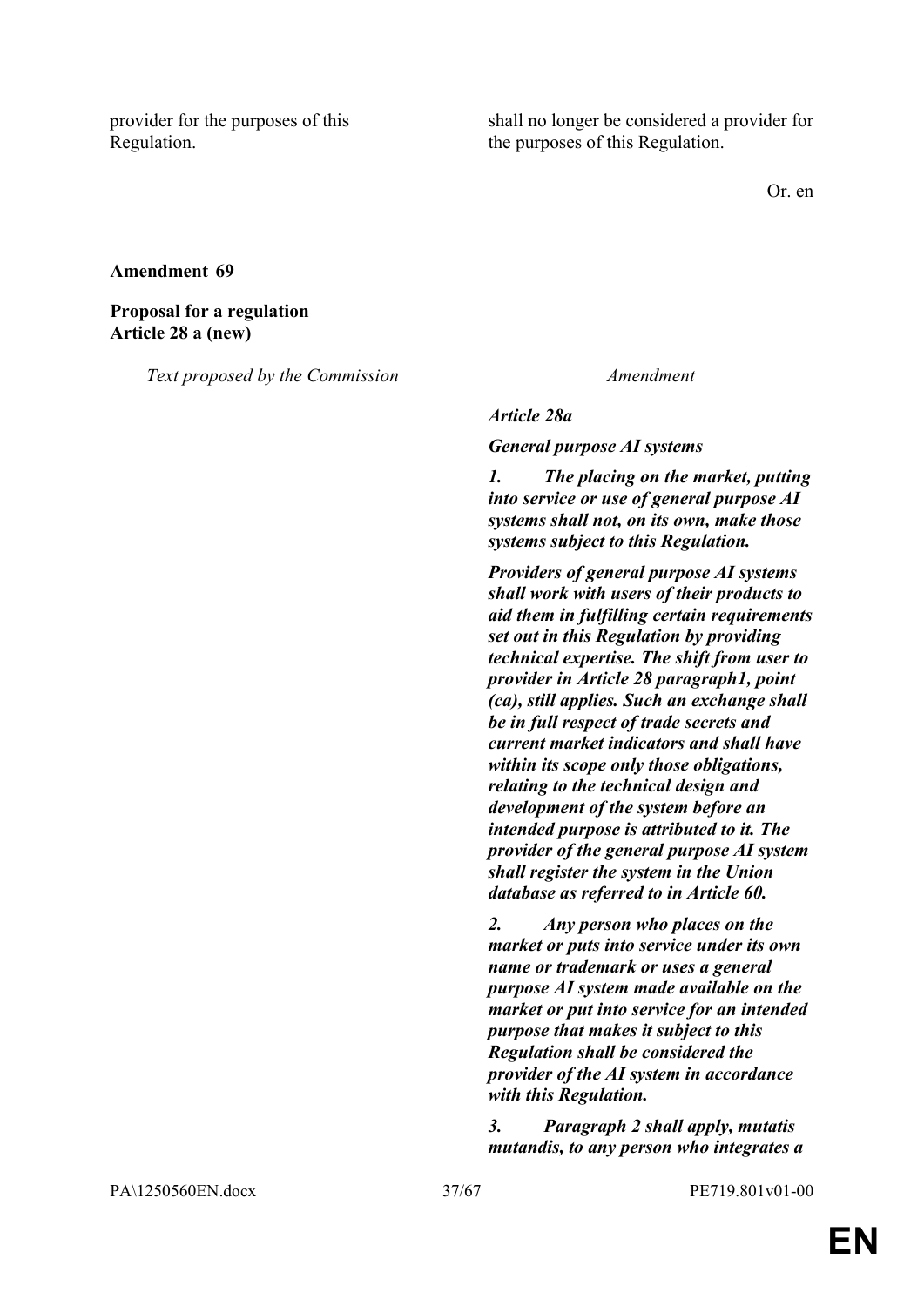| | |
|---|---|
| provider for the purposes of this Regulation. | shall no longer be considered a provider for the purposes of this Regulation. |

Or. en

**Amendment 69**

**Proposal for a regulation**
**Article 28 a (new)**

| *Text proposed by the Commission* | *Amendment* |
|---|---|
| | ***Article 28a*** |
| | ***General purpose AI systems*** |
| | ***1. The placing on the market, putting into service or use of general purpose AI systems shall not, on its own, make those systems subject to this Regulation.*** |
| | ***Providers of general purpose AI systems shall work with users of their products to aid them in fulfilling certain requirements set out in this Regulation by providing technical expertise. The shift from user to provider in Article 28 paragraph1, point (ca), still applies. Such an exchange shall be in full respect of trade secrets and current market indicators and shall have within its scope only those obligations, relating to the technical design and development of the system before an intended purpose is attributed to it. The provider of the general purpose AI system shall register the system in the Union database as referred to in Article 60.*** |
| | ***2. Any person who places on the market or puts into service under its own name or trademark or uses a general purpose AI system made available on the market or put into service for an intended purpose that makes it subject to this Regulation shall be considered the provider of the AI system in accordance with this Regulation.*** |
| | ***3. Paragraph 2 shall apply, mutatis mutandis, to any person who integrates a*** |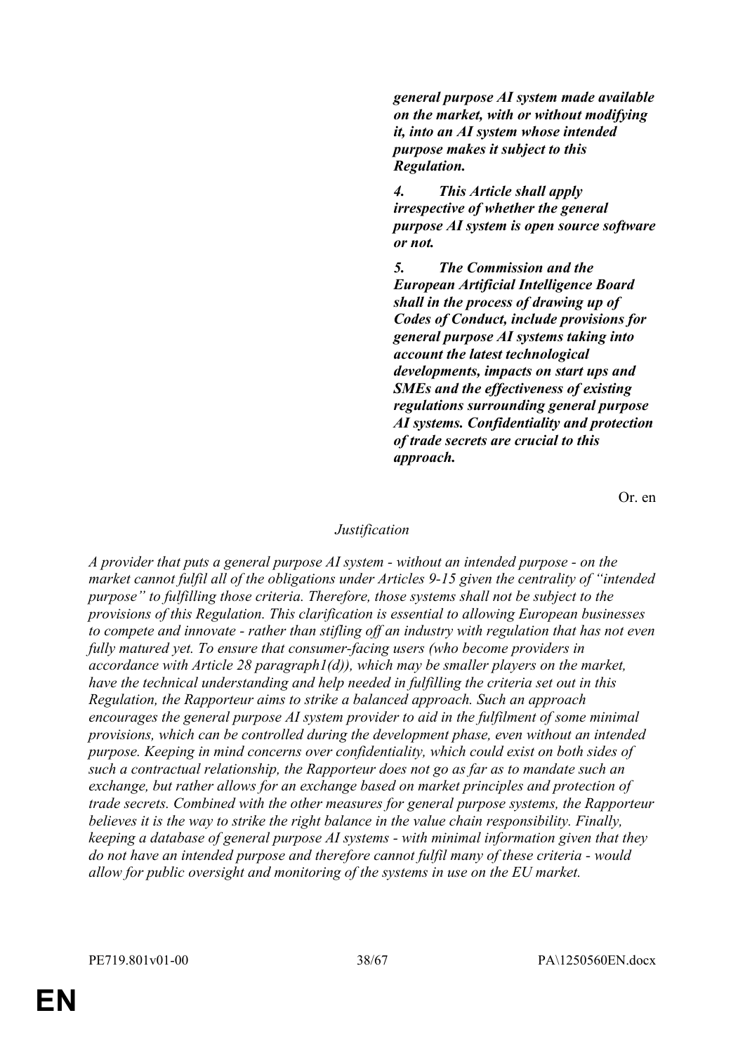***general purpose AI system made available on the market, with or without modifying it, into an AI system whose intended purpose makes it subject to this Regulation.***

***4. This Article shall apply irrespective of whether the general purpose AI system is open source software or not.***

***5. The Commission and the European Artificial Intelligence Board shall in the process of drawing up of Codes of Conduct, include provisions for general purpose AI systems taking into account the latest technological developments, impacts on start ups and SMEs and the effectiveness of existing regulations surrounding general purpose AI systems. Confidentiality and protection of trade secrets are crucial to this approach.***

Or. en

*Justification*

*A provider that puts a general purpose AI system - without an intended purpose - on the market cannot fulfil all of the obligations under Articles 9-15 given the centrality of "intended purpose" to fulfilling those criteria. Therefore, those systems shall not be subject to the provisions of this Regulation. This clarification is essential to allowing European businesses to compete and innovate - rather than stifling off an industry with regulation that has not even fully matured yet. To ensure that consumer-facing users (who become providers in accordance with Article 28 paragraph1(d)), which may be smaller players on the market, have the technical understanding and help needed in fulfilling the criteria set out in this Regulation, the Rapporteur aims to strike a balanced approach. Such an approach encourages the general purpose AI system provider to aid in the fulfilment of some minimal provisions, which can be controlled during the development phase, even without an intended purpose. Keeping in mind concerns over confidentiality, which could exist on both sides of such a contractual relationship, the Rapporteur does not go as far as to mandate such an exchange, but rather allows for an exchange based on market principles and protection of trade secrets. Combined with the other measures for general purpose systems, the Rapporteur believes it is the way to strike the right balance in the value chain responsibility. Finally, keeping a database of general purpose AI systems - with minimal information given that they do not have an intended purpose and therefore cannot fulfil many of these criteria - would allow for public oversight and monitoring of the systems in use on the EU market.*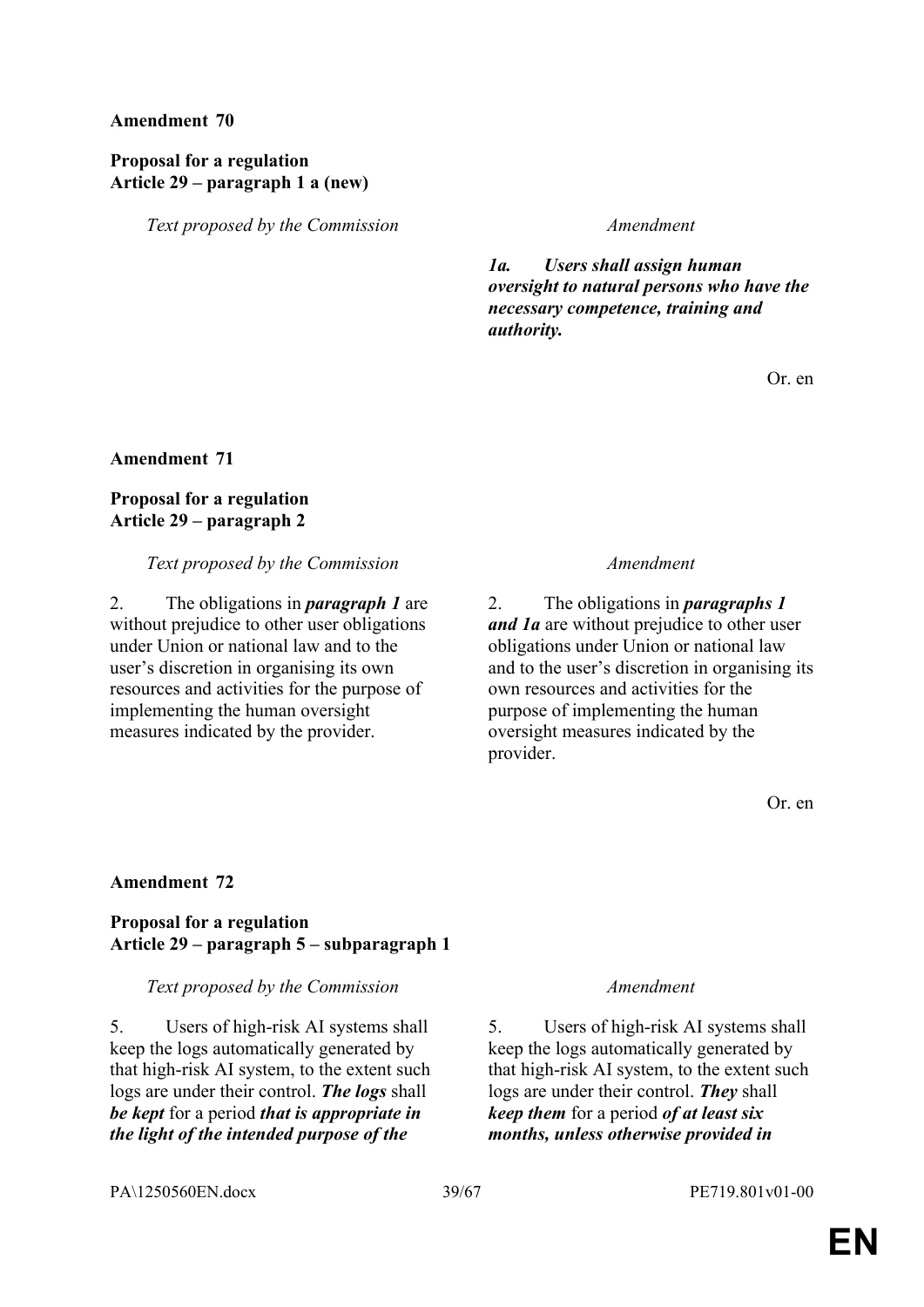**Amendment 70**

**Proposal for a regulation**
**Article 29 – paragraph 1 a (new)**

| *Text proposed by the Commission* | *Amendment* |
|---|---|
| | ***1a. Users shall assign human oversight to natural persons who have the necessary competence, training and authority.*** |

Or. en

**Amendment 71**

**Proposal for a regulation**
**Article 29 – paragraph 2**

| *Text proposed by the Commission* | *Amendment* |
|---|---|
| 2. The obligations in ***paragraph 1*** are without prejudice to other user obligations under Union or national law and to the user's discretion in organising its own resources and activities for the purpose of implementing the human oversight measures indicated by the provider. | 2. The obligations in ***paragraphs 1 and 1a*** are without prejudice to other user obligations under Union or national law and to the user's discretion in organising its own resources and activities for the purpose of implementing the human oversight measures indicated by the provider. |

Or. en

**Amendment 72**

**Proposal for a regulation**
**Article 29 – paragraph 5 – subparagraph 1**

| *Text proposed by the Commission* | *Amendment* |
|---|---|
| 5. Users of high-risk AI systems shall keep the logs automatically generated by that high-risk AI system, to the extent such logs are under their control. ***The logs*** shall ***be kept*** for a period ***that is appropriate in the light of the intended purpose of the*** | 5. Users of high-risk AI systems shall keep the logs automatically generated by that high-risk AI system, to the extent such logs are under their control. ***They*** shall ***keep them*** for a period ***of at least six months, unless otherwise provided in*** |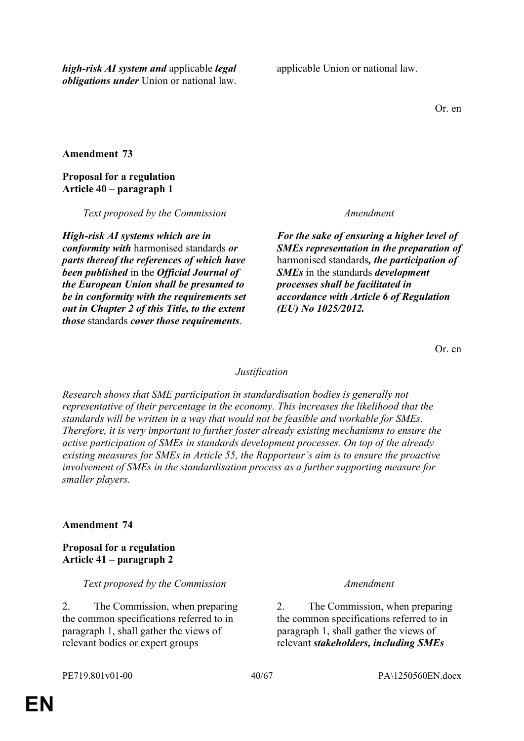| | |
|---|---|
| ***high-risk AI system and*** applicable ***legal obligations under*** Union or national law. | applicable Union or national law. |

Or. en

**Amendment 73**

**Proposal for a regulation**
**Article 40 – paragraph 1**

| *Text proposed by the Commission* | *Amendment* |
|---|---|
| ***High-risk AI systems which are in conformity with*** harmonised standards ***or parts thereof the references of which have been published*** in the ***Official Journal of the European Union shall be presumed to be in conformity with the requirements set out in Chapter 2 of this Title, to the extent those*** standards ***cover those requirements***. | ***For the sake of ensuring a higher level of SMEs representation in the preparation of*** harmonised standards***, the participation of SMEs*** in the standards ***development processes shall be facilitated in accordance with Article 6 of Regulation (EU) No 1025/2012.*** |

Or. en

*Justification*

*Research shows that SME participation in standardisation bodies is generally not representative of their percentage in the economy. This increases the likelihood that the standards will be written in a way that would not be feasible and workable for SMEs. Therefore, it is very important to further foster already existing mechanisms to ensure the active participation of SMEs in standards development processes. On top of the already existing measures for SMEs in Article 55, the Rapporteur's aim is to ensure the proactive involvement of SMEs in the standardisation process as a further supporting measure for smaller players.*

**Amendment 74**

**Proposal for a regulation**
**Article 41 – paragraph 2**

| *Text proposed by the Commission* | *Amendment* |
|---|---|
| 2. The Commission, when preparing the common specifications referred to in paragraph 1, shall gather the views of relevant bodies or expert groups | 2. The Commission, when preparing the common specifications referred to in paragraph 1, shall gather the views of relevant ***stakeholders, including SMEs*** |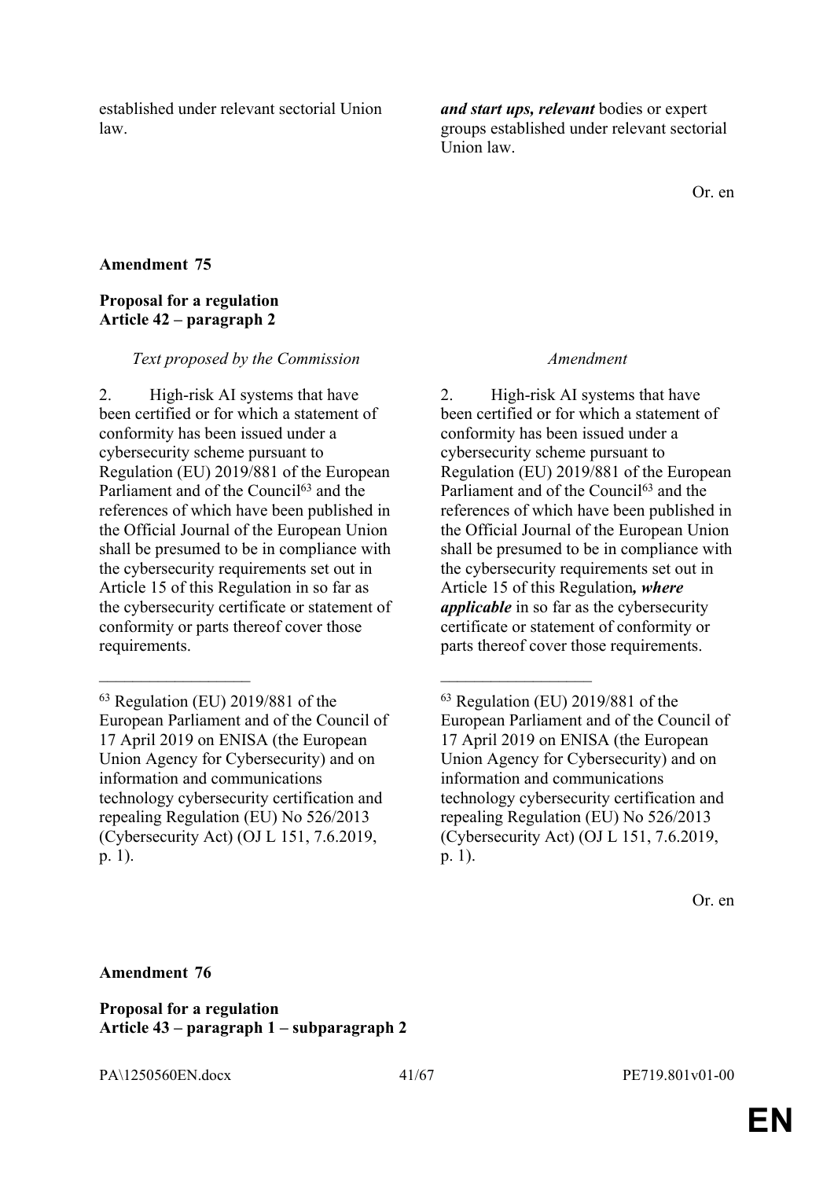| | |
|---|---|
| established under relevant sectorial Union law. | ***and start ups, relevant*** bodies or expert groups established under relevant sectorial Union law. |

Or. en

**Amendment 75**

**Proposal for a regulation**
**Article 42 – paragraph 2**

| *Text proposed by the Commission* | *Amendment* |
|---|---|
| 2. High-risk AI systems that have been certified or for which a statement of conformity has been issued under a cybersecurity scheme pursuant to Regulation (EU) 2019/881 of the European Parliament and of the Council[63] and the references of which have been published in the Official Journal of the European Union shall be presumed to be in compliance with the cybersecurity requirements set out in Article 15 of this Regulation in so far as the cybersecurity certificate or statement of conformity or parts thereof cover those requirements. | 2. High-risk AI systems that have been certified or for which a statement of conformity has been issued under a cybersecurity scheme pursuant to Regulation (EU) 2019/881 of the European Parliament and of the Council[63] and the references of which have been published in the Official Journal of the European Union shall be presumed to be in compliance with the cybersecurity requirements set out in Article 15 of this Regulation***, where applicable*** in so far as the cybersecurity certificate or statement of conformity or parts thereof cover those requirements. |
| [63] Regulation (EU) 2019/881 of the European Parliament and of the Council of 17 April 2019 on ENISA (the European Union Agency for Cybersecurity) and on information and communications technology cybersecurity certification and repealing Regulation (EU) No 526/2013 (Cybersecurity Act) (OJ L 151, 7.6.2019, p. 1). | [63] Regulation (EU) 2019/881 of the European Parliament and of the Council of 17 April 2019 on ENISA (the European Union Agency for Cybersecurity) and on information and communications technology cybersecurity certification and repealing Regulation (EU) No 526/2013 (Cybersecurity Act) (OJ L 151, 7.6.2019, p. 1). |

Or. en

**Amendment 76**

**Proposal for a regulation**
**Article 43 – paragraph 1 – subparagraph 2**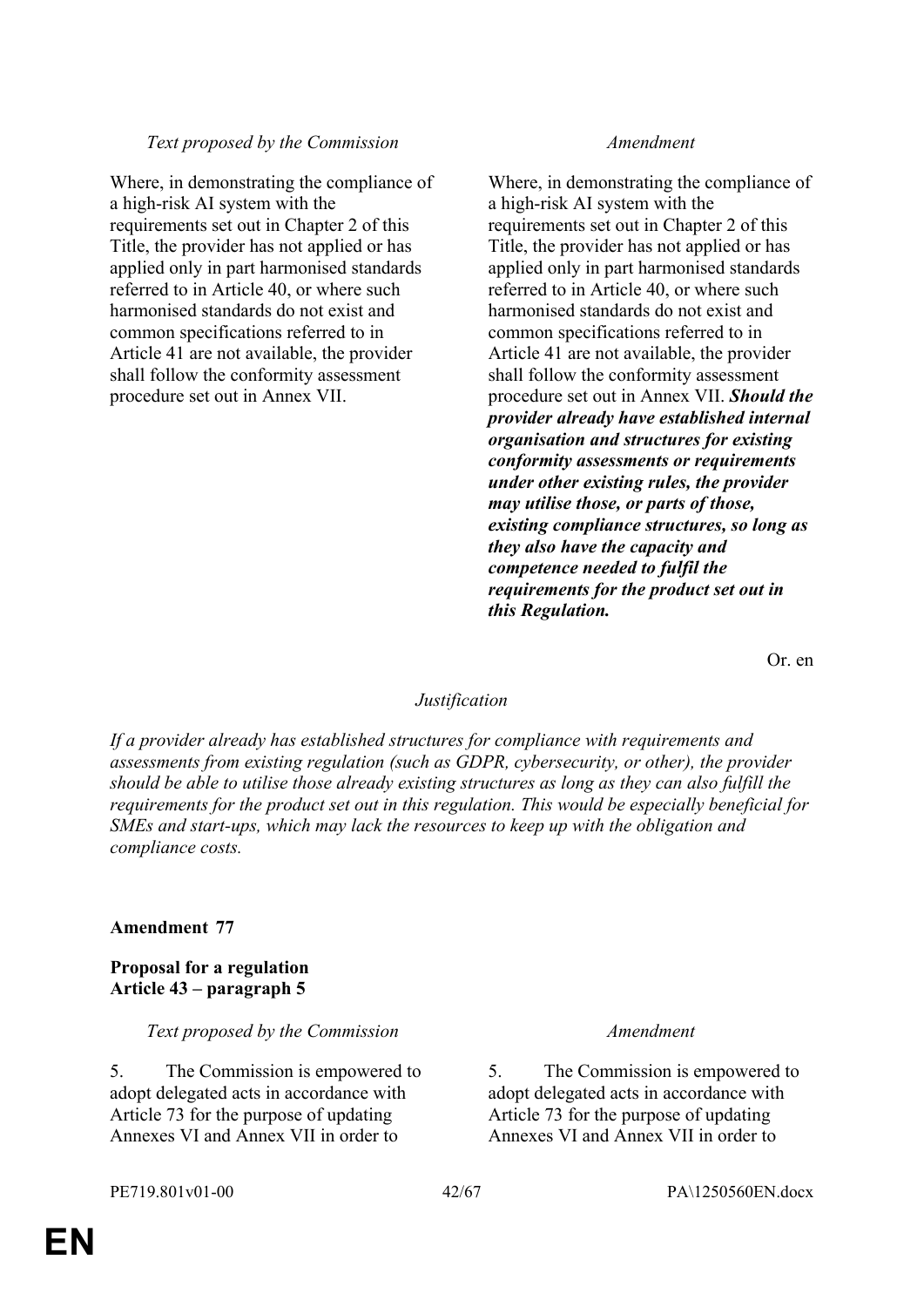| *Text proposed by the Commission* | *Amendment* |
|---|---|
| Where, in demonstrating the compliance of a high-risk AI system with the requirements set out in Chapter 2 of this Title, the provider has not applied or has applied only in part harmonised standards referred to in Article 40, or where such harmonised standards do not exist and common specifications referred to in Article 41 are not available, the provider shall follow the conformity assessment procedure set out in Annex VII. | Where, in demonstrating the compliance of a high-risk AI system with the requirements set out in Chapter 2 of this Title, the provider has not applied or has applied only in part harmonised standards referred to in Article 40, or where such harmonised standards do not exist and common specifications referred to in Article 41 are not available, the provider shall follow the conformity assessment procedure set out in Annex VII. ***Should the provider already have established internal organisation and structures for existing conformity assessments or requirements under other existing rules, the provider may utilise those, or parts of those, existing compliance structures, so long as they also have the capacity and competence needed to fulfil the requirements for the product set out in this Regulation.*** |

Or. en

*Justification*

*If a provider already has established structures for compliance with requirements and assessments from existing regulation (such as GDPR, cybersecurity, or other), the provider should be able to utilise those already existing structures as long as they can also fulfill the requirements for the product set out in this regulation. This would be especially beneficial for SMEs and start-ups, which may lack the resources to keep up with the obligation and compliance costs.*

**Amendment 77**

**Proposal for a regulation**
**Article 43 – paragraph 5**

| *Text proposed by the Commission* | *Amendment* |
|---|---|
| 5. The Commission is empowered to adopt delegated acts in accordance with Article 73 for the purpose of updating Annexes VI and Annex VII in order to | 5. The Commission is empowered to adopt delegated acts in accordance with Article 73 for the purpose of updating Annexes VI and Annex VII in order to |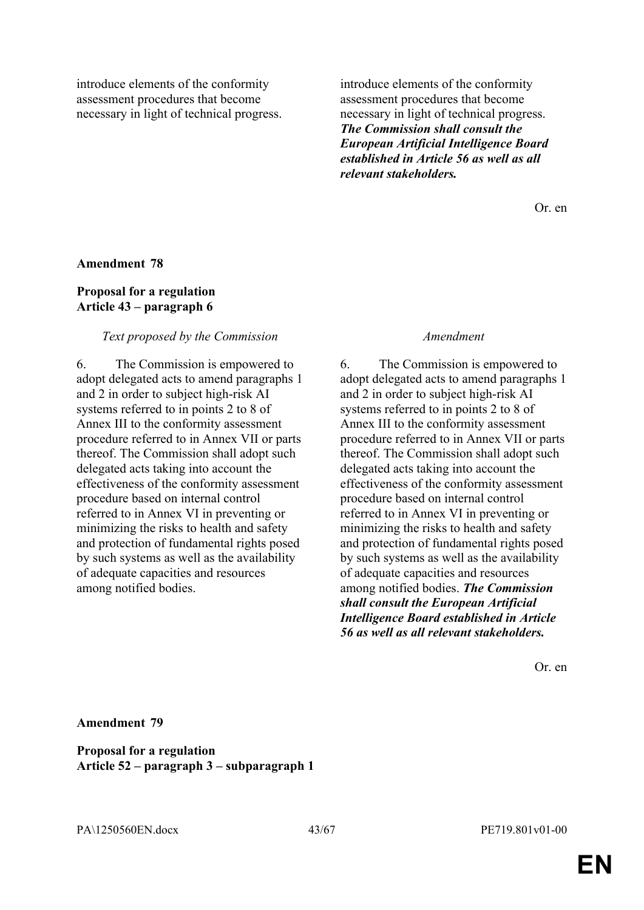| | |
|---|---|
| introduce elements of the conformity assessment procedures that become necessary in light of technical progress. | introduce elements of the conformity assessment procedures that become necessary in light of technical progress. ***The Commission shall consult the European Artificial Intelligence Board established in Article 56 as well as all relevant stakeholders.*** |

Or. en

**Amendment 78**

**Proposal for a regulation**
**Article 43 – paragraph 6**

| *Text proposed by the Commission* | *Amendment* |
|---|---|
| 6. The Commission is empowered to adopt delegated acts to amend paragraphs 1 and 2 in order to subject high-risk AI systems referred to in points 2 to 8 of Annex III to the conformity assessment procedure referred to in Annex VII or parts thereof. The Commission shall adopt such delegated acts taking into account the effectiveness of the conformity assessment procedure based on internal control referred to in Annex VI in preventing or minimizing the risks to health and safety and protection of fundamental rights posed by such systems as well as the availability of adequate capacities and resources among notified bodies. | 6. The Commission is empowered to adopt delegated acts to amend paragraphs 1 and 2 in order to subject high-risk AI systems referred to in points 2 to 8 of Annex III to the conformity assessment procedure referred to in Annex VII or parts thereof. The Commission shall adopt such delegated acts taking into account the effectiveness of the conformity assessment procedure based on internal control referred to in Annex VI in preventing or minimizing the risks to health and safety and protection of fundamental rights posed by such systems as well as the availability of adequate capacities and resources among notified bodies. ***The Commission shall consult the European Artificial Intelligence Board established in Article 56 as well as all relevant stakeholders.*** |

Or. en

**Amendment 79**

**Proposal for a regulation**
**Article 52 – paragraph 3 – subparagraph 1**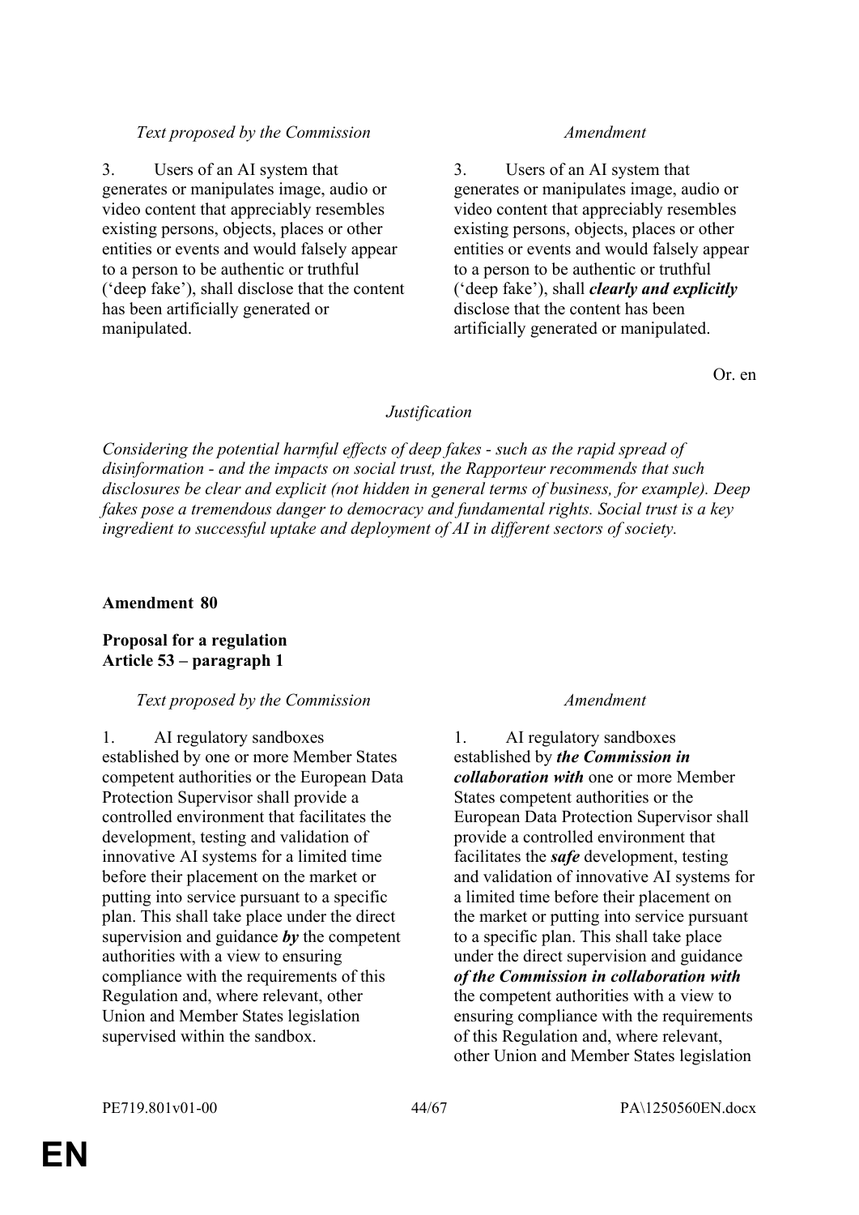| *Text proposed by the Commission* | *Amendment* |
|---|---|
| 3. Users of an AI system that generates or manipulates image, audio or video content that appreciably resembles existing persons, objects, places or other entities or events and would falsely appear to a person to be authentic or truthful (‘deep fake’), shall disclose that the content has been artificially generated or manipulated. | 3. Users of an AI system that generates or manipulates image, audio or video content that appreciably resembles existing persons, objects, places or other entities or events and would falsely appear to a person to be authentic or truthful (‘deep fake’), shall ***clearly and explicitly*** disclose that the content has been artificially generated or manipulated. |

Or. en

*Justification*

*Considering the potential harmful effects of deep fakes - such as the rapid spread of disinformation - and the impacts on social trust, the Rapporteur recommends that such disclosures be clear and explicit (not hidden in general terms of business, for example). Deep fakes pose a tremendous danger to democracy and fundamental rights. Social trust is a key ingredient to successful uptake and deployment of AI in different sectors of society.*

**Amendment 80**

**Proposal for a regulation**
**Article 53 – paragraph 1**

| *Text proposed by the Commission* | *Amendment* |
|---|---|
| 1. AI regulatory sandboxes established by one or more Member States competent authorities or the European Data Protection Supervisor shall provide a controlled environment that facilitates the development, testing and validation of innovative AI systems for a limited time before their placement on the market or putting into service pursuant to a specific plan. This shall take place under the direct supervision and guidance ***by*** the competent authorities with a view to ensuring compliance with the requirements of this Regulation and, where relevant, other Union and Member States legislation supervised within the sandbox. | 1. AI regulatory sandboxes established by ***the Commission in collaboration with*** one or more Member States competent authorities or the European Data Protection Supervisor shall provide a controlled environment that facilitates the ***safe*** development, testing and validation of innovative AI systems for a limited time before their placement on the market or putting into service pursuant to a specific plan. This shall take place under the direct supervision and guidance ***of the Commission in collaboration with*** the competent authorities with a view to ensuring compliance with the requirements of this Regulation and, where relevant, other Union and Member States legislation |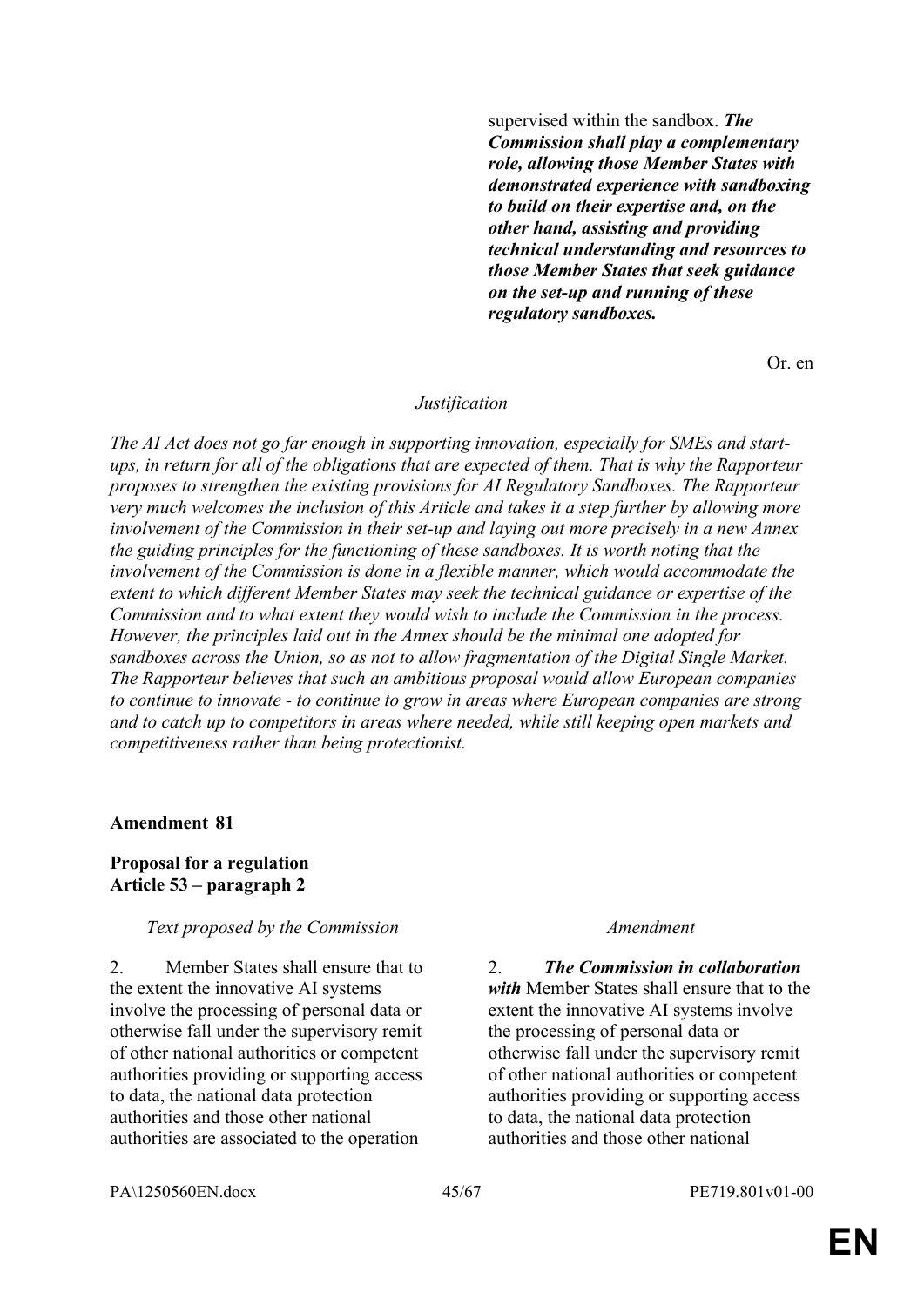| | |
|---|---|
| | supervised within the sandbox. ***The Commission shall play a complementary role, allowing those Member States with demonstrated experience with sandboxing to build on their expertise and, on the other hand, assisting and providing technical understanding and resources to those Member States that seek guidance on the set-up and running of these regulatory sandboxes.*** |

Or. en

*Justification*

*The AI Act does not go far enough in supporting innovation, especially for SMEs and start-ups, in return for all of the obligations that are expected of them. That is why the Rapporteur proposes to strengthen the existing provisions for AI Regulatory Sandboxes. The Rapporteur very much welcomes the inclusion of this Article and takes it a step further by allowing more involvement of the Commission in their set-up and laying out more precisely in a new Annex the guiding principles for the functioning of these sandboxes. It is worth noting that the involvement of the Commission is done in a flexible manner, which would accommodate the extent to which different Member States may seek the technical guidance or expertise of the Commission and to what extent they would wish to include the Commission in the process. However, the principles laid out in the Annex should be the minimal one adopted for sandboxes across the Union, so as not to allow fragmentation of the Digital Single Market. The Rapporteur believes that such an ambitious proposal would allow European companies to continue to innovate - to continue to grow in areas where European companies are strong and to catch up to competitors in areas where needed, while still keeping open markets and competitiveness rather than being protectionist.*

**Amendment 81**

**Proposal for a regulation**
**Article 53 – paragraph 2**

| *Text proposed by the Commission* | *Amendment* |
|---|---|
| 2. Member States shall ensure that to the extent the innovative AI systems involve the processing of personal data or otherwise fall under the supervisory remit of other national authorities or competent authorities providing or supporting access to data, the national data protection authorities and those other national authorities are associated to the operation | 2. ***The Commission in collaboration with*** Member States shall ensure that to the extent the innovative AI systems involve the processing of personal data or otherwise fall under the supervisory remit of other national authorities or competent authorities providing or supporting access to data, the national data protection authorities and those other national |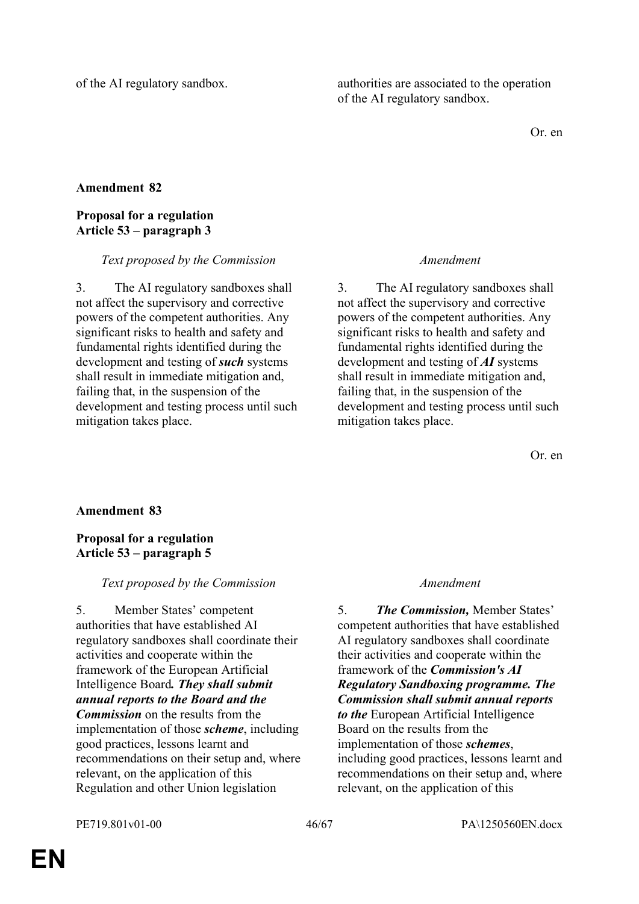| | |
|---|---|
| of the AI regulatory sandbox. | authorities are associated to the operation of the AI regulatory sandbox. |

Or. en

**Amendment 82**

**Proposal for a regulation**
**Article 53 – paragraph 3**

| *Text proposed by the Commission* | *Amendment* |
|---|---|
| 3. The AI regulatory sandboxes shall not affect the supervisory and corrective powers of the competent authorities. Any significant risks to health and safety and fundamental rights identified during the development and testing of ***such*** systems shall result in immediate mitigation and, failing that, in the suspension of the development and testing process until such mitigation takes place. | 3. The AI regulatory sandboxes shall not affect the supervisory and corrective powers of the competent authorities. Any significant risks to health and safety and fundamental rights identified during the development and testing of ***AI*** systems shall result in immediate mitigation and, failing that, in the suspension of the development and testing process until such mitigation takes place. |

Or. en

**Amendment 83**

**Proposal for a regulation**
**Article 53 – paragraph 5**

| *Text proposed by the Commission* | *Amendment* |
|---|---|
| 5. Member States' competent authorities that have established AI regulatory sandboxes shall coordinate their activities and cooperate within the framework of the European Artificial Intelligence Board***. They shall submit annual reports to the Board and the Commission*** on the results from the implementation of those ***scheme***, including good practices, lessons learnt and recommendations on their setup and, where relevant, on the application of this Regulation and other Union legislation | 5. ***The Commission,*** Member States' competent authorities that have established AI regulatory sandboxes shall coordinate their activities and cooperate within the framework of the ***Commission's AI Regulatory Sandboxing programme. The Commission shall submit annual reports to the*** European Artificial Intelligence Board on the results from the implementation of those ***schemes***, including good practices, lessons learnt and recommendations on their setup and, where relevant, on the application of this |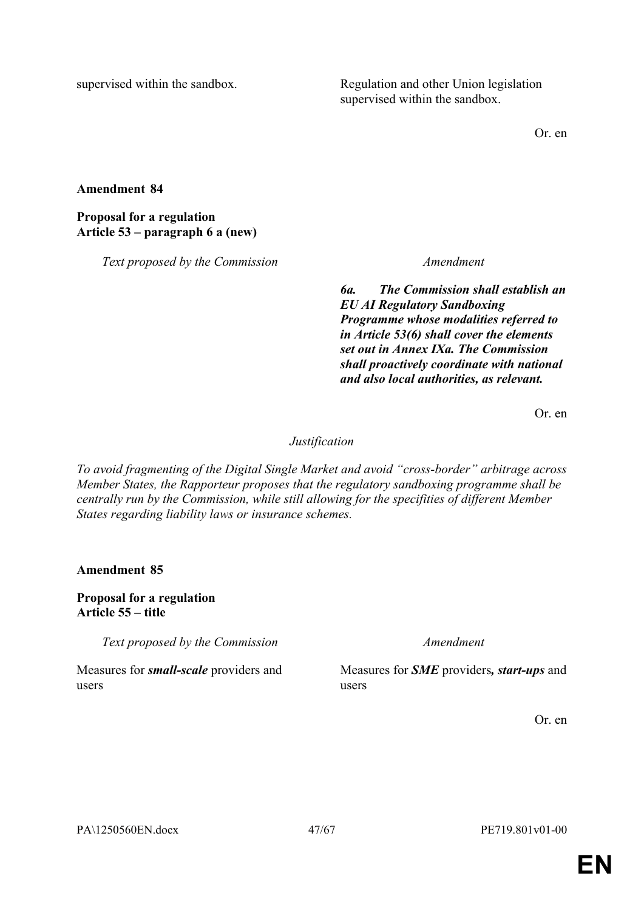| | |
|---|---|
| supervised within the sandbox. | Regulation and other Union legislation supervised within the sandbox. |

Or. en

**Amendment 84**

**Proposal for a regulation**
**Article 53 – paragraph 6 a (new)**

| *Text proposed by the Commission* | *Amendment* |
|---|---|
| | ***6a. The Commission shall establish an EU AI Regulatory Sandboxing Programme whose modalities referred to in Article 53(6) shall cover the elements set out in Annex IXa. The Commission shall proactively coordinate with national and also local authorities, as relevant.*** |

Or. en

*Justification*

*To avoid fragmenting of the Digital Single Market and avoid "cross-border" arbitrage across Member States, the Rapporteur proposes that the regulatory sandboxing programme shall be centrally run by the Commission, while still allowing for the specifities of different Member States regarding liability laws or insurance schemes.*

**Amendment 85**

**Proposal for a regulation**
**Article 55 – title**

| *Text proposed by the Commission* | *Amendment* |
|---|---|
| Measures for ***small-scale*** providers and users | Measures for ***SME*** providers***, start-ups*** and users |

Or. en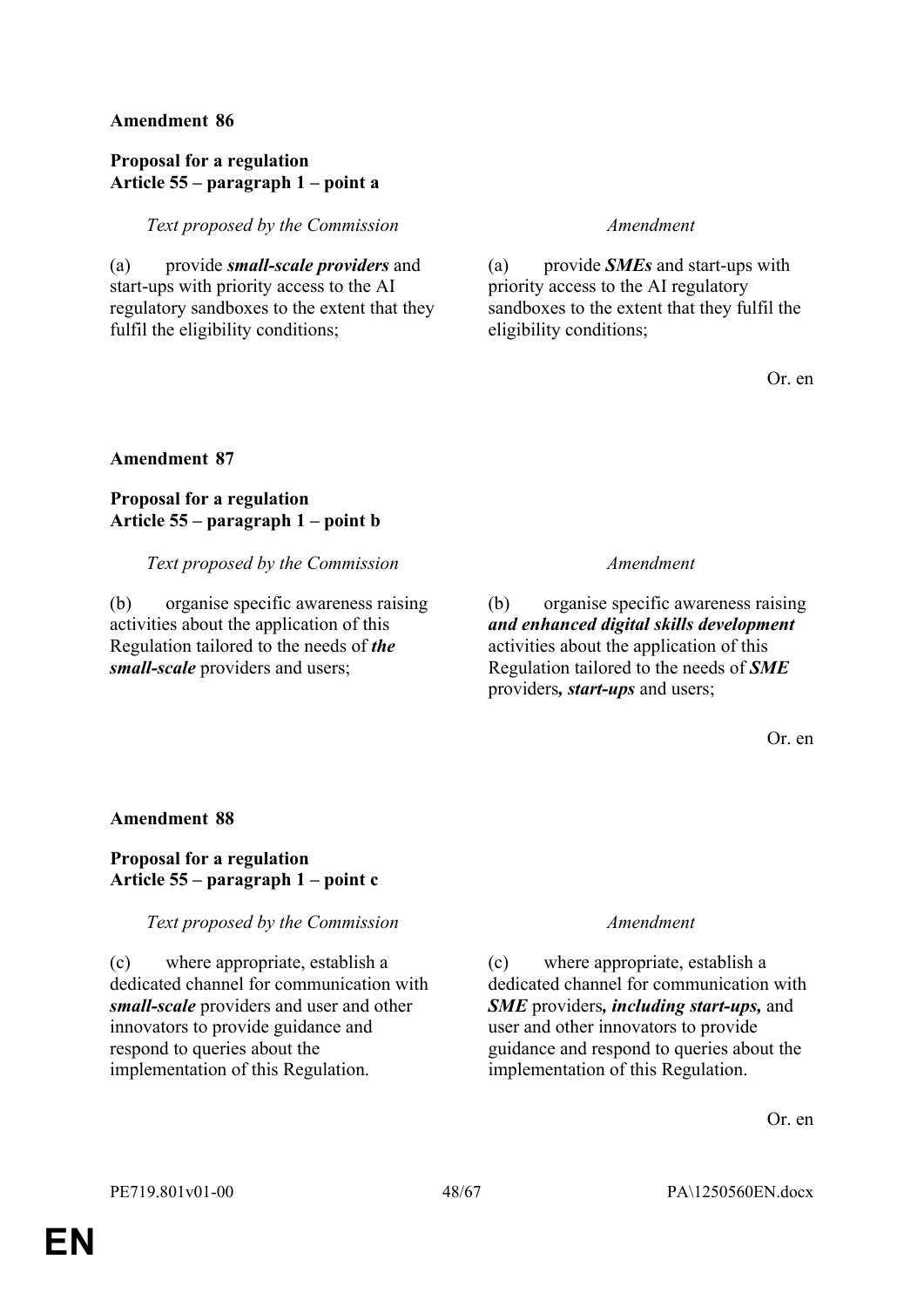**Amendment 86**

**Proposal for a regulation**
**Article 55 – paragraph 1 – point a**

| *Text proposed by the Commission* | *Amendment* |
|---|---|
| (a) provide ***small-scale providers*** and start-ups with priority access to the AI regulatory sandboxes to the extent that they fulfil the eligibility conditions; | (a) provide ***SMEs*** and start-ups with priority access to the AI regulatory sandboxes to the extent that they fulfil the eligibility conditions; |

Or. en

**Amendment 87**

**Proposal for a regulation**
**Article 55 – paragraph 1 – point b**

| *Text proposed by the Commission* | *Amendment* |
|---|---|
| (b) organise specific awareness raising activities about the application of this Regulation tailored to the needs of ***the small-scale*** providers and users; | (b) organise specific awareness raising ***and enhanced digital skills development*** activities about the application of this Regulation tailored to the needs of ***SME*** providers***, start-ups*** and users; |

Or. en

**Amendment 88**

**Proposal for a regulation**
**Article 55 – paragraph 1 – point c**

| *Text proposed by the Commission* | *Amendment* |
|---|---|
| (c) where appropriate, establish a dedicated channel for communication with ***small-scale*** providers and user and other innovators to provide guidance and respond to queries about the implementation of this Regulation. | (c) where appropriate, establish a dedicated channel for communication with ***SME*** providers***, including start-ups,*** and user and other innovators to provide guidance and respond to queries about the implementation of this Regulation. |

Or. en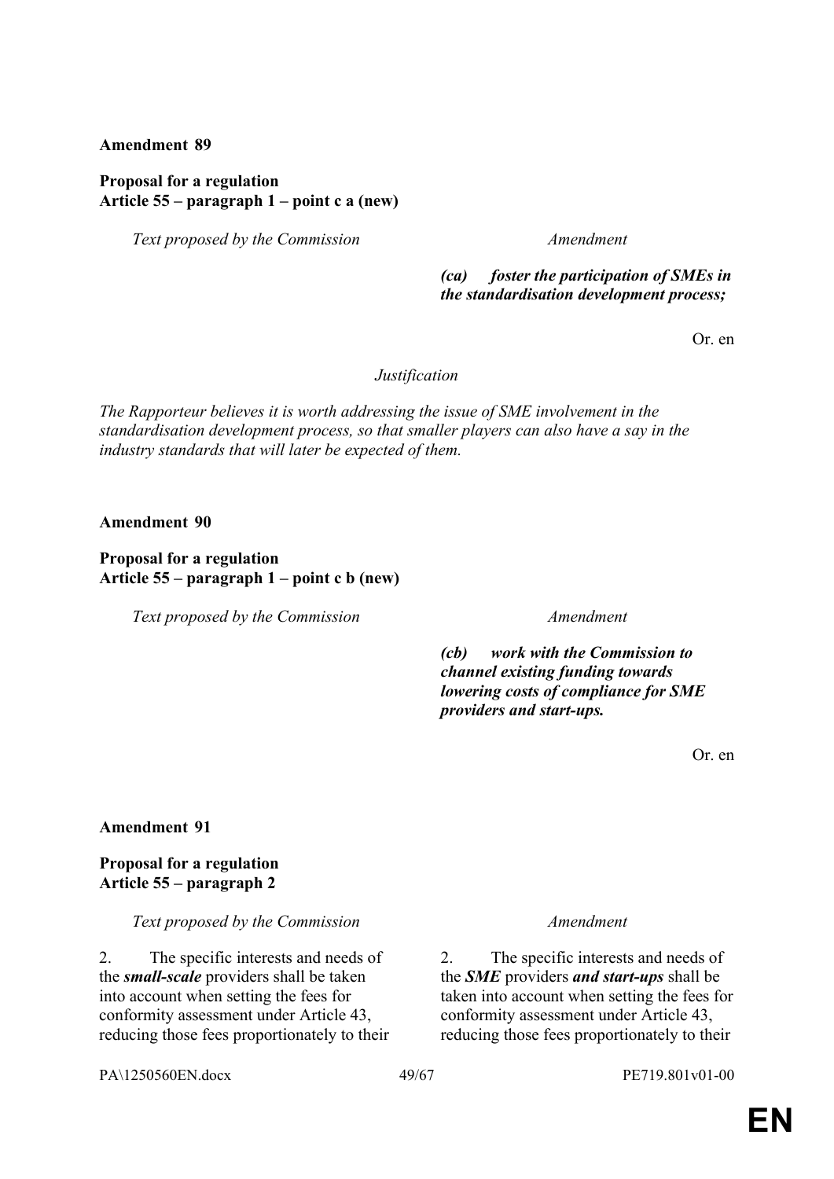**Amendment 89**

**Proposal for a regulation**
**Article 55 – paragraph 1 – point c a (new)**

| *Text proposed by the Commission* | *Amendment* |
| --- | --- |
| | ***(ca) foster the participation of SMEs in the standardisation development process;*** |

Or. en

*Justification*

*The Rapporteur believes it is worth addressing the issue of SME involvement in the standardisation development process, so that smaller players can also have a say in the industry standards that will later be expected of them.*

**Amendment 90**

**Proposal for a regulation**
**Article 55 – paragraph 1 – point c b (new)**

| *Text proposed by the Commission* | *Amendment* |
| --- | --- |
| | ***(cb) work with the Commission to channel existing funding towards lowering costs of compliance for SME providers and start-ups.*** |

Or. en

**Amendment 91**

**Proposal for a regulation**
**Article 55 – paragraph 2**

| *Text proposed by the Commission* | *Amendment* |
| --- | --- |
| 2. The specific interests and needs of the ***small-scale*** providers shall be taken into account when setting the fees for conformity assessment under Article 43, reducing those fees proportionately to their | 2. The specific interests and needs of the ***SME*** providers ***and start-ups*** shall be taken into account when setting the fees for conformity assessment under Article 43, reducing those fees proportionately to their |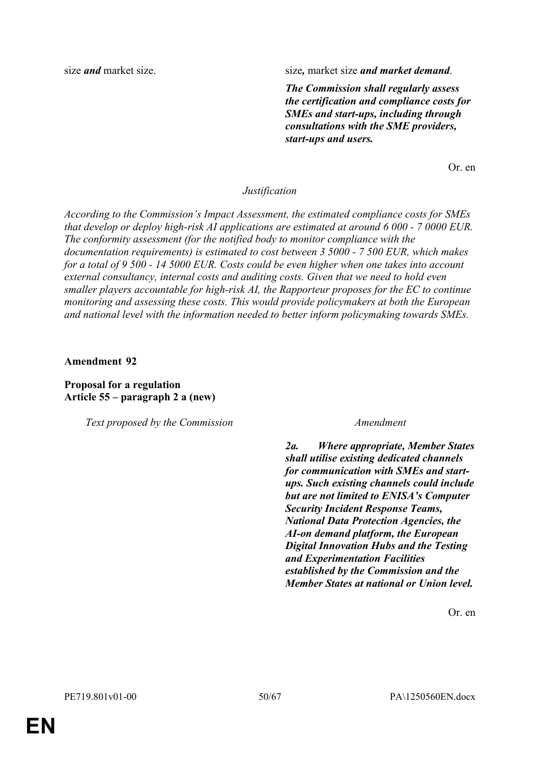| | |
|---|---|
| size ***and*** market size. | size***,*** market size ***and market demand***. |
| | ***The Commission shall regularly assess the certification and compliance costs for SMEs and start-ups, including through consultations with the SME providers, start-ups and users.*** |

Or. en

*Justification*

*According to the Commission's Impact Assessment, the estimated compliance costs for SMEs that develop or deploy high-risk AI applications are estimated at around 6 000 - 7 0000 EUR. The conformity assessment (for the notified body to monitor compliance with the documentation requirements) is estimated to cost between 3 5000 - 7 500 EUR, which makes for a total of 9 500 - 14 5000 EUR. Costs could be even higher when one takes into account external consultancy, internal costs and auditing costs. Given that we need to hold even smaller players accountable for high-risk AI, the Rapporteur proposes for the EC to continue monitoring and assessing these costs. This would provide policymakers at both the European and national level with the information needed to better inform policymaking towards SMEs.*

**Amendment 92**

**Proposal for a regulation**
**Article 55 – paragraph 2 a (new)**

| *Text proposed by the Commission* | *Amendment* |
|---|---|
| | ***2a. Where appropriate, Member States shall utilise existing dedicated channels for communication with SMEs and start-ups. Such existing channels could include but are not limited to ENISA's Computer Security Incident Response Teams, National Data Protection Agencies, the AI-on demand platform, the European Digital Innovation Hubs and the Testing and Experimentation Facilities established by the Commission and the Member States at national or Union level.*** |

Or. en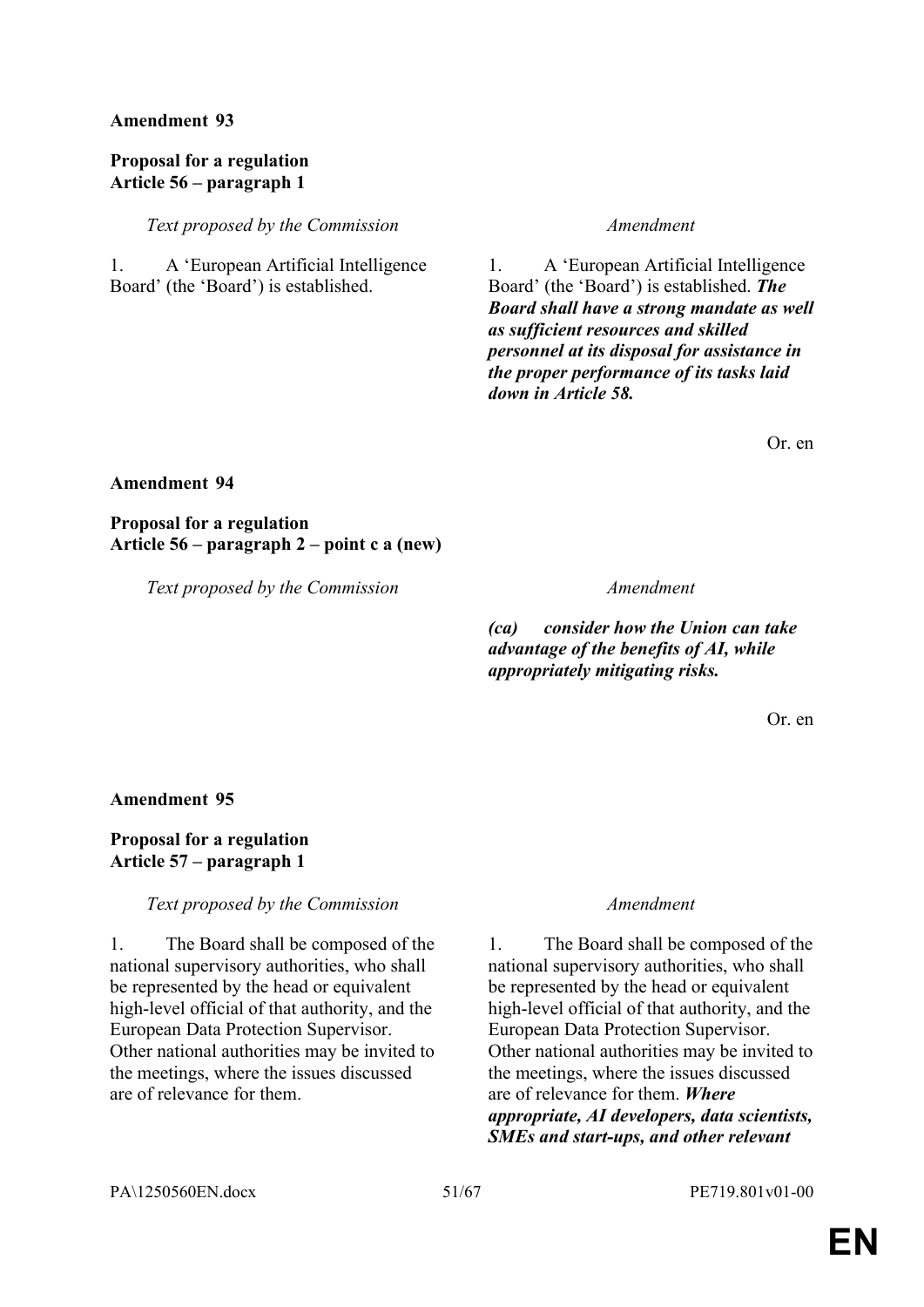**Amendment 93**

**Proposal for a regulation**
**Article 56 – paragraph 1**

| *Text proposed by the Commission* | *Amendment* |
| --- | --- |
| 1. A 'European Artificial Intelligence Board' (the 'Board') is established. | 1. A 'European Artificial Intelligence Board' (the 'Board') is established. ***The Board shall have a strong mandate as well as sufficient resources and skilled personnel at its disposal for assistance in the proper performance of its tasks laid down in Article 58.*** |

Or. en

**Amendment 94**

**Proposal for a regulation**
**Article 56 – paragraph 2 – point c a (new)**

| *Text proposed by the Commission* | *Amendment* |
| --- | --- |
| | ***(ca) consider how the Union can take advantage of the benefits of AI, while appropriately mitigating risks.*** |

Or. en

**Amendment 95**

**Proposal for a regulation**
**Article 57 – paragraph 1**

| *Text proposed by the Commission* | *Amendment* |
| --- | --- |
| 1. The Board shall be composed of the national supervisory authorities, who shall be represented by the head or equivalent high-level official of that authority, and the European Data Protection Supervisor. Other national authorities may be invited to the meetings, where the issues discussed are of relevance for them. | 1. The Board shall be composed of the national supervisory authorities, who shall be represented by the head or equivalent high-level official of that authority, and the European Data Protection Supervisor. Other national authorities may be invited to the meetings, where the issues discussed are of relevance for them. ***Where appropriate, AI developers, data scientists, SMEs and start-ups, and other relevant*** |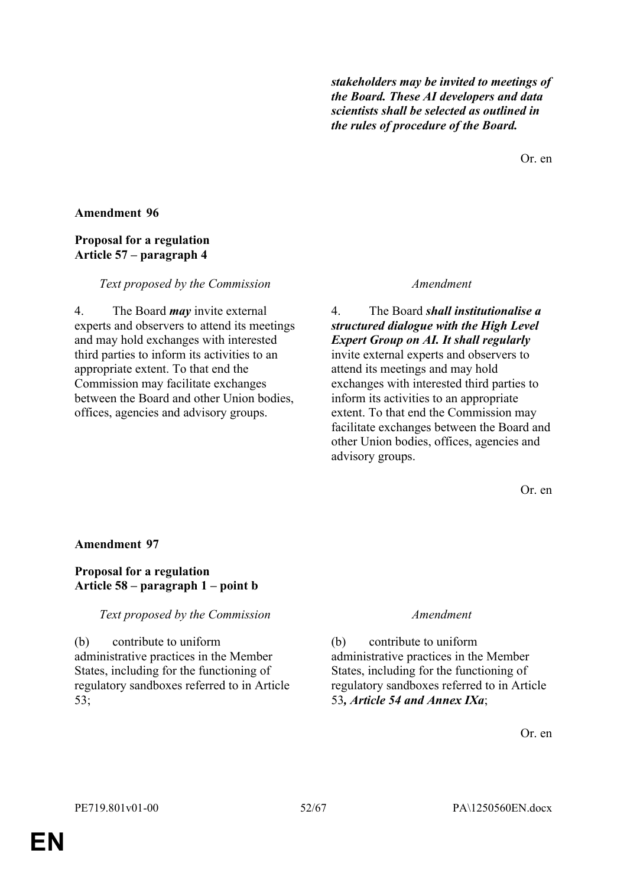***stakeholders may be invited to meetings of the Board. These AI developers and data scientists shall be selected as outlined in the rules of procedure of the Board.***

Or. en

**Amendment 96**

**Proposal for a regulation**
**Article 57 – paragraph 4**

| *Text proposed by the Commission* | *Amendment* |
|---|---|
| 4. The Board ***may*** invite external experts and observers to attend its meetings and may hold exchanges with interested third parties to inform its activities to an appropriate extent. To that end the Commission may facilitate exchanges between the Board and other Union bodies, offices, agencies and advisory groups. | 4. The Board ***shall institutionalise a structured dialogue with the High Level Expert Group on AI. It shall regularly*** invite external experts and observers to attend its meetings and may hold exchanges with interested third parties to inform its activities to an appropriate extent. To that end the Commission may facilitate exchanges between the Board and other Union bodies, offices, agencies and advisory groups. |

Or. en

**Amendment 97**

**Proposal for a regulation**
**Article 58 – paragraph 1 – point b**

| *Text proposed by the Commission* | *Amendment* |
|---|---|
| (b) contribute to uniform administrative practices in the Member States, including for the functioning of regulatory sandboxes referred to in Article 53; | (b) contribute to uniform administrative practices in the Member States, including for the functioning of regulatory sandboxes referred to in Article 53***, Article 54 and Annex IXa***; |

Or. en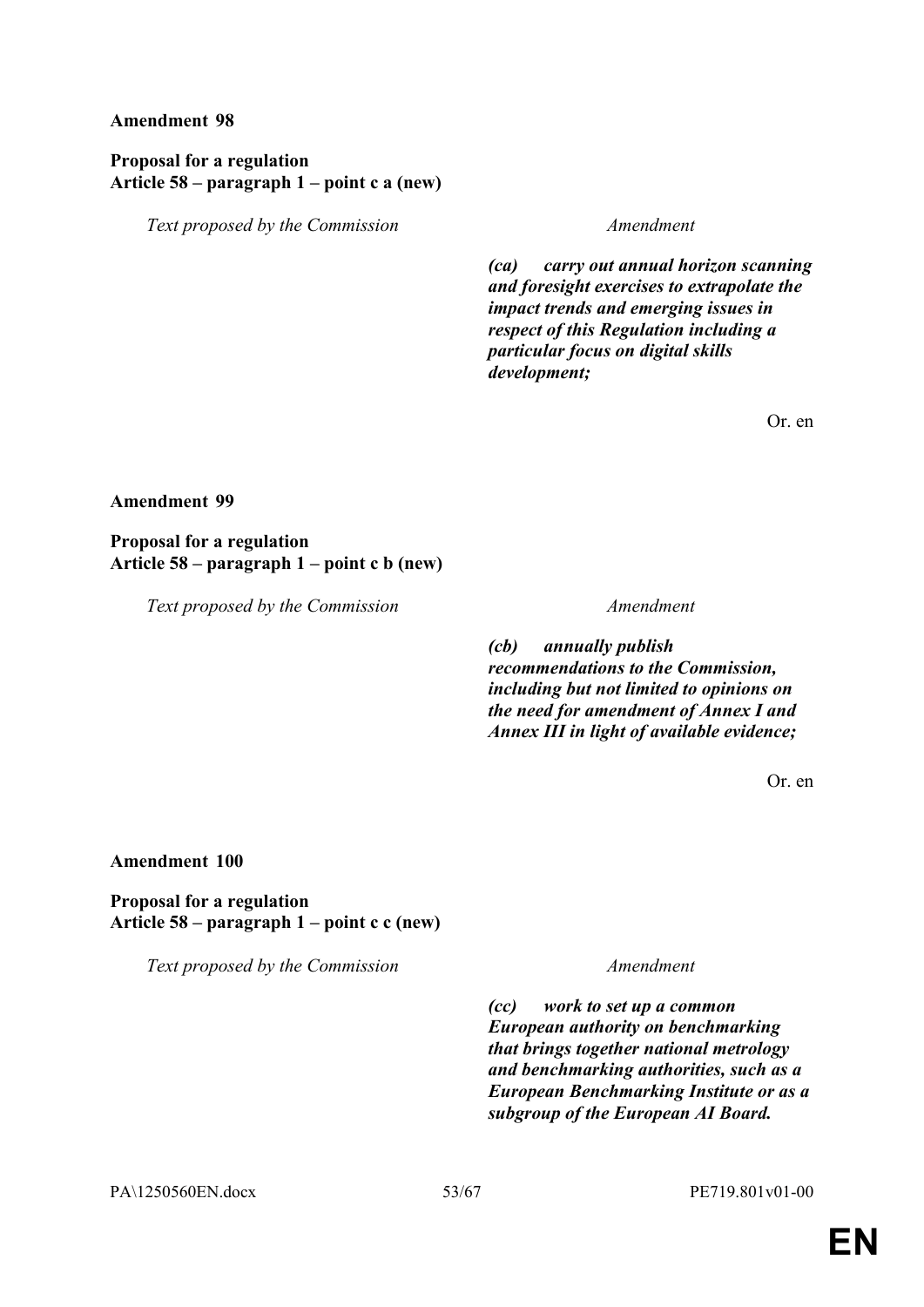**Amendment 98**

**Proposal for a regulation**
**Article 58 – paragraph 1 – point c a (new)**

| *Text proposed by the Commission* | *Amendment* |
|---|---|
| | ***(ca) carry out annual horizon scanning and foresight exercises to extrapolate the impact trends and emerging issues in respect of this Regulation including a particular focus on digital skills development;*** |

Or. en

**Amendment 99**

**Proposal for a regulation**
**Article 58 – paragraph 1 – point c b (new)**

| *Text proposed by the Commission* | *Amendment* |
|---|---|
| | ***(cb) annually publish recommendations to the Commission, including but not limited to opinions on the need for amendment of Annex I and Annex III in light of available evidence;*** |

Or. en

**Amendment 100**

**Proposal for a regulation**
**Article 58 – paragraph 1 – point c c (new)**

| *Text proposed by the Commission* | *Amendment* |
|---|---|
| | ***(cc) work to set up a common European authority on benchmarking that brings together national metrology and benchmarking authorities, such as a European Benchmarking Institute or as a subgroup of the European AI Board.*** |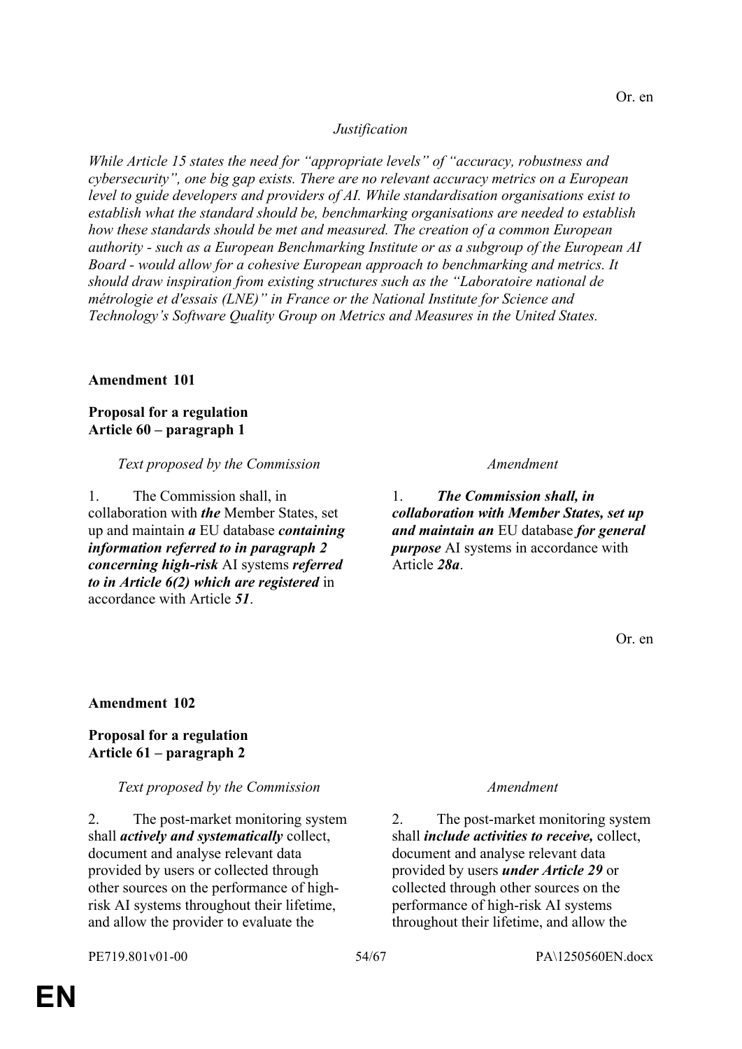Or. en

*Justification*

*While Article 15 states the need for "appropriate levels" of "accuracy, robustness and cybersecurity", one big gap exists. There are no relevant accuracy metrics on a European level to guide developers and providers of AI. While standardisation organisations exist to establish what the standard should be, benchmarking organisations are needed to establish how these standards should be met and measured. The creation of a common European authority - such as a European Benchmarking Institute or as a subgroup of the European AI Board - would allow for a cohesive European approach to benchmarking and metrics. It should draw inspiration from existing structures such as the "Laboratoire national de métrologie et d'essais (LNE)" in France or the National Institute for Science and Technology's Software Quality Group on Metrics and Measures in the United States.*

**Amendment 101**

**Proposal for a regulation**
**Article 60 – paragraph 1**

| *Text proposed by the Commission* | *Amendment* |
|---|---|
| 1. The Commission shall, in collaboration with ***the*** Member States, set up and maintain ***a*** EU database ***containing information referred to in paragraph 2 concerning high-risk*** AI systems ***referred to in Article 6(2) which are registered*** in accordance with Article ***51***. | 1. ***The Commission shall, in collaboration with Member States, set up and maintain an*** EU database ***for general purpose*** AI systems in accordance with Article ***28a***. |

Or. en

**Amendment 102**

**Proposal for a regulation**
**Article 61 – paragraph 2**

| *Text proposed by the Commission* | *Amendment* |
|---|---|
| 2. The post-market monitoring system shall ***actively and systematically*** collect, document and analyse relevant data provided by users or collected through other sources on the performance of high-risk AI systems throughout their lifetime, and allow the provider to evaluate the | 2. The post-market monitoring system shall ***include activities to receive,*** collect, document and analyse relevant data provided by users ***under Article 29*** or collected through other sources on the performance of high-risk AI systems throughout their lifetime, and allow the |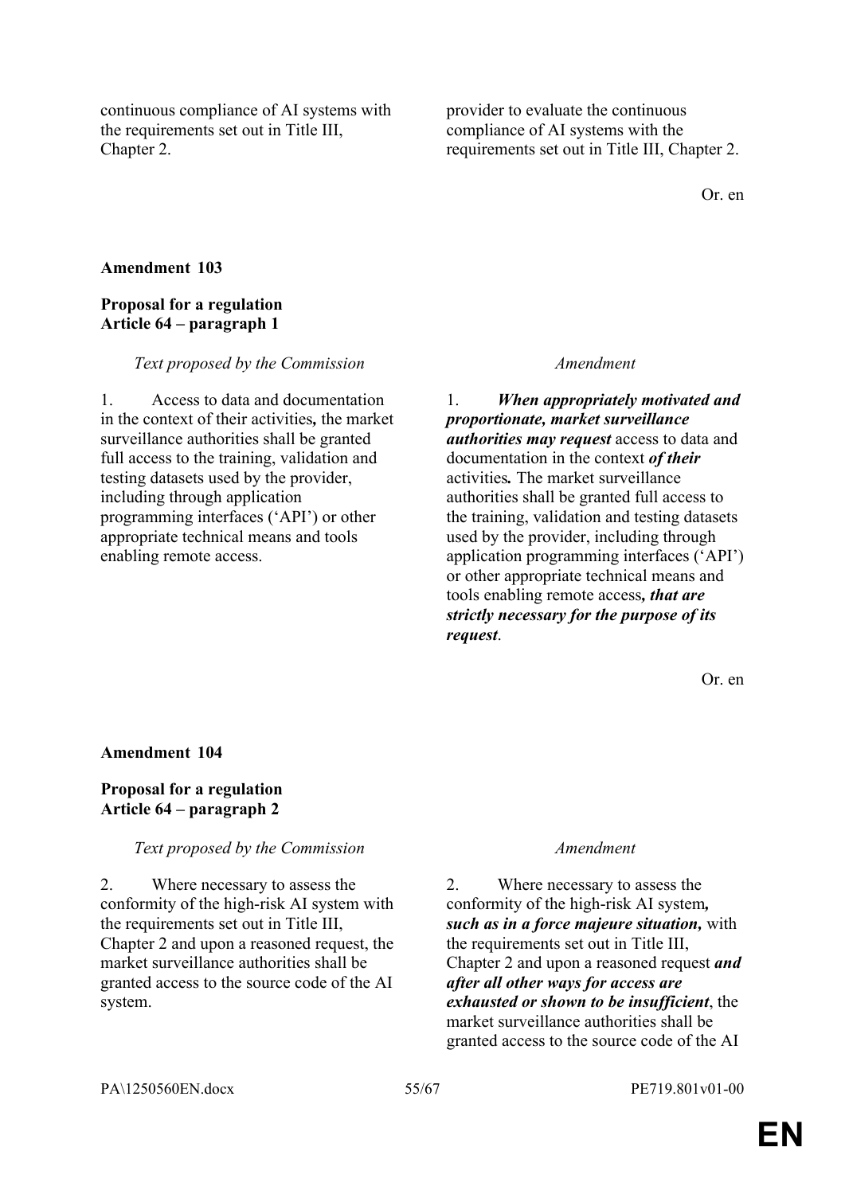| | |
|---|---|
| continuous compliance of AI systems with the requirements set out in Title III, Chapter 2. | provider to evaluate the continuous compliance of AI systems with the requirements set out in Title III, Chapter 2. |

Or. en

**Amendment 103**

**Proposal for a regulation**
**Article 64 – paragraph 1**

| *Text proposed by the Commission* | *Amendment* |
|---|---|
| 1. Access to data and documentation in the context of their activities**,** the market surveillance authorities shall be granted full access to the training, validation and testing datasets used by the provider, including through application programming interfaces ('API') or other appropriate technical means and tools enabling remote access. | 1. ***When appropriately motivated and proportionate, market surveillance authorities may request*** access to data and documentation in the context ***of their*** activities***.*** The market surveillance authorities shall be granted full access to the training, validation and testing datasets used by the provider, including through application programming interfaces ('API') or other appropriate technical means and tools enabling remote access***, that are strictly necessary for the purpose of its request***. |

Or. en

**Amendment 104**

**Proposal for a regulation**
**Article 64 – paragraph 2**

| *Text proposed by the Commission* | *Amendment* |
|---|---|
| 2. Where necessary to assess the conformity of the high-risk AI system with the requirements set out in Title III, Chapter 2 and upon a reasoned request, the market surveillance authorities shall be granted access to the source code of the AI system. | 2. Where necessary to assess the conformity of the high-risk AI system***, such as in a force majeure situation,*** with the requirements set out in Title III, Chapter 2 and upon a reasoned request ***and after all other ways for access are exhausted or shown to be insufficient***, the market surveillance authorities shall be granted access to the source code of the AI |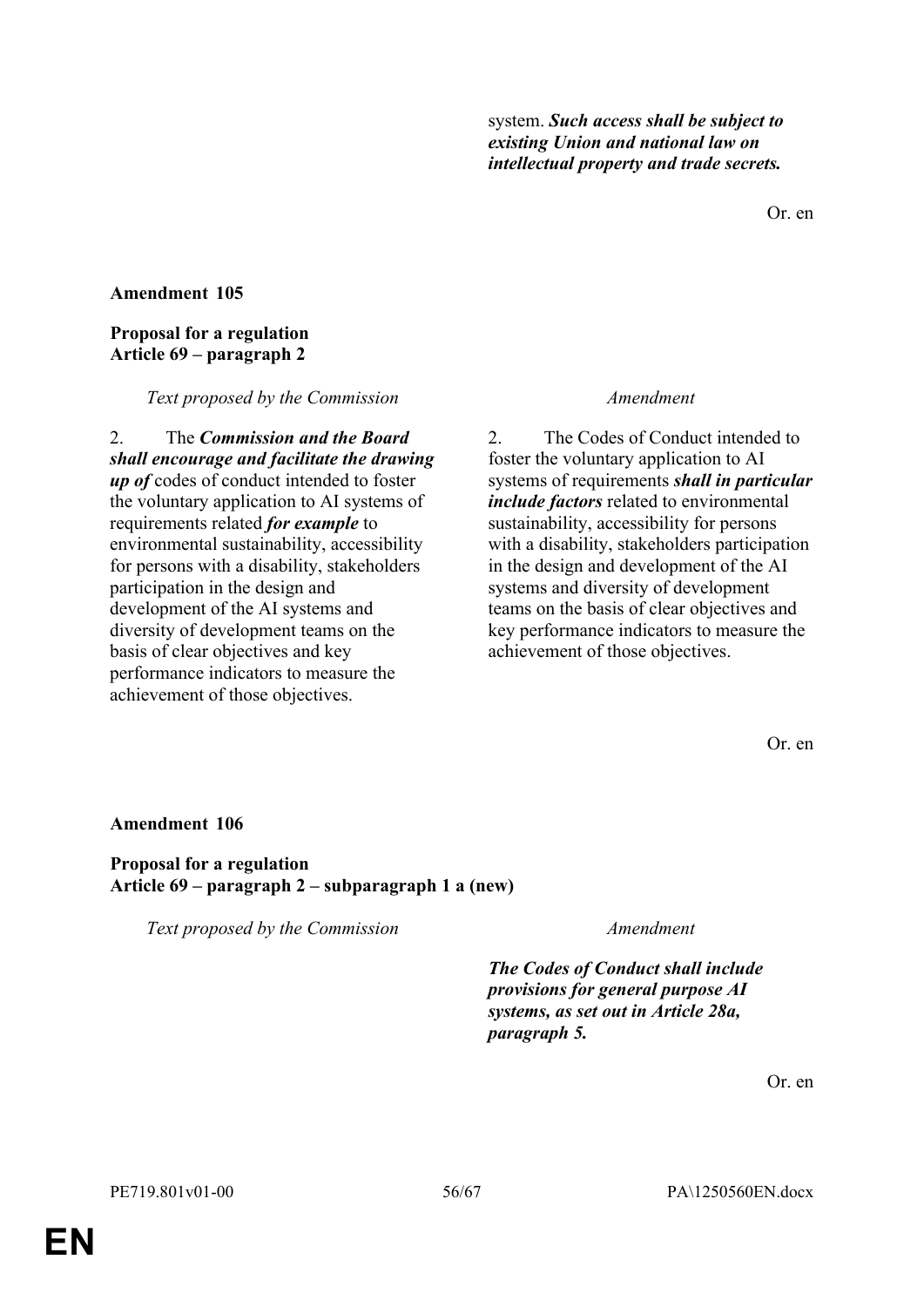system. ***Such access shall be subject to existing Union and national law on intellectual property and trade secrets.***

Or. en

**Amendment 105**

**Proposal for a regulation**
**Article 69 – paragraph 2**

| *Text proposed by the Commission* | *Amendment* |
|---|---|
| 2. The ***Commission and the Board shall encourage and facilitate the drawing up of*** codes of conduct intended to foster the voluntary application to AI systems of requirements related ***for example*** to environmental sustainability, accessibility for persons with a disability, stakeholders participation in the design and development of the AI systems and diversity of development teams on the basis of clear objectives and key performance indicators to measure the achievement of those objectives. | 2. The Codes of Conduct intended to foster the voluntary application to AI systems of requirements ***shall in particular include factors*** related to environmental sustainability, accessibility for persons with a disability, stakeholders participation in the design and development of the AI systems and diversity of development teams on the basis of clear objectives and key performance indicators to measure the achievement of those objectives. |

Or. en

**Amendment 106**

**Proposal for a regulation**
**Article 69 – paragraph 2 – subparagraph 1 a (new)**

| *Text proposed by the Commission* | *Amendment* |
|---|---|
| | ***The Codes of Conduct shall include provisions for general purpose AI systems, as set out in Article 28a, paragraph 5.*** |

Or. en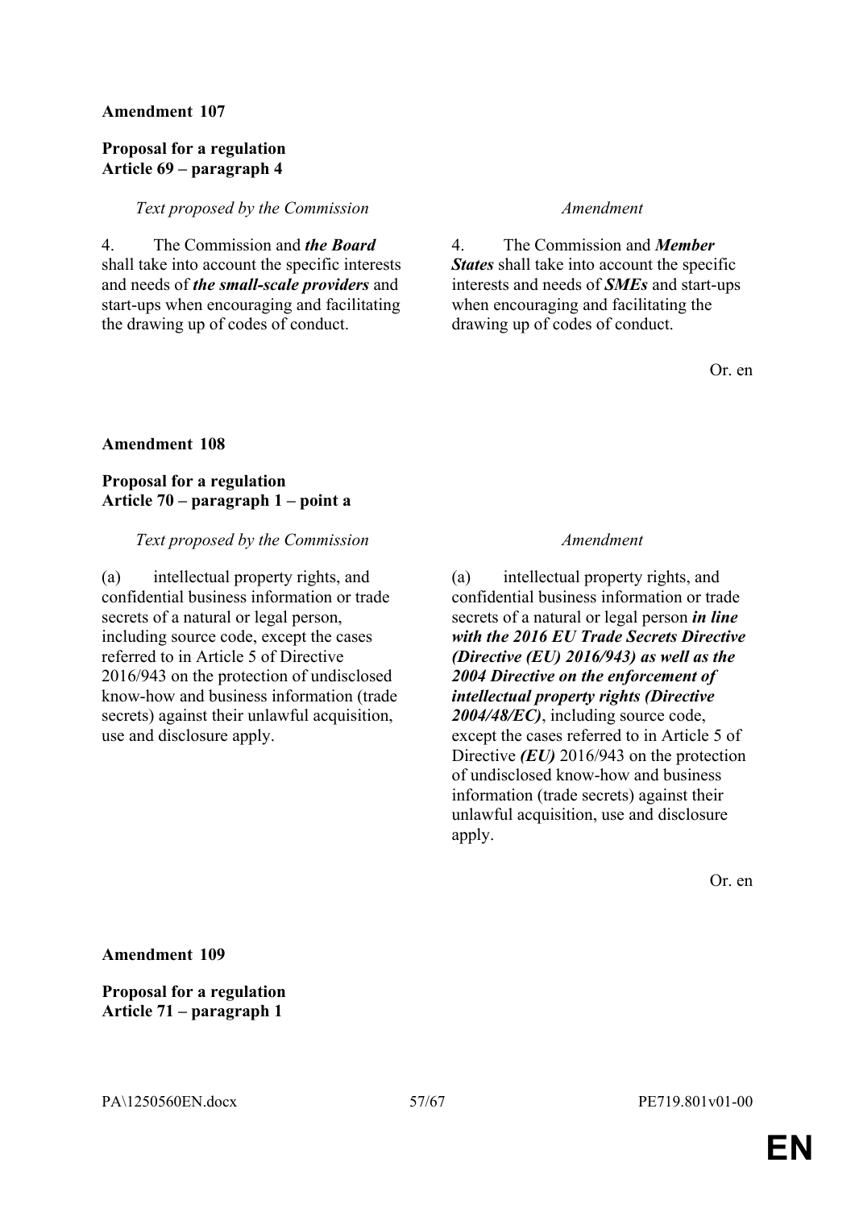**Amendment 107**

**Proposal for a regulation**
**Article 69 – paragraph 4**

| *Text proposed by the Commission* | *Amendment* |
|---|---|
| 4. The Commission and ***the Board*** shall take into account the specific interests and needs of ***the small-scale providers*** and start-ups when encouraging and facilitating the drawing up of codes of conduct. | 4. The Commission and ***Member States*** shall take into account the specific interests and needs of ***SMEs*** and start-ups when encouraging and facilitating the drawing up of codes of conduct. |

Or. en

**Amendment 108**

**Proposal for a regulation**
**Article 70 – paragraph 1 – point a**

| *Text proposed by the Commission* | *Amendment* |
|---|---|
| (a) intellectual property rights, and confidential business information or trade secrets of a natural or legal person, including source code, except the cases referred to in Article 5 of Directive 2016/943 on the protection of undisclosed know-how and business information (trade secrets) against their unlawful acquisition, use and disclosure apply. | (a) intellectual property rights, and confidential business information or trade secrets of a natural or legal person ***in line with the 2016 EU Trade Secrets Directive (Directive (EU) 2016/943) as well as the 2004 Directive on the enforcement of intellectual property rights (Directive 2004/48/EC)***, including source code, except the cases referred to in Article 5 of Directive ***(EU)*** 2016/943 on the protection of undisclosed know-how and business information (trade secrets) against their unlawful acquisition, use and disclosure apply. |

Or. en

**Amendment 109**

**Proposal for a regulation**
**Article 71 – paragraph 1**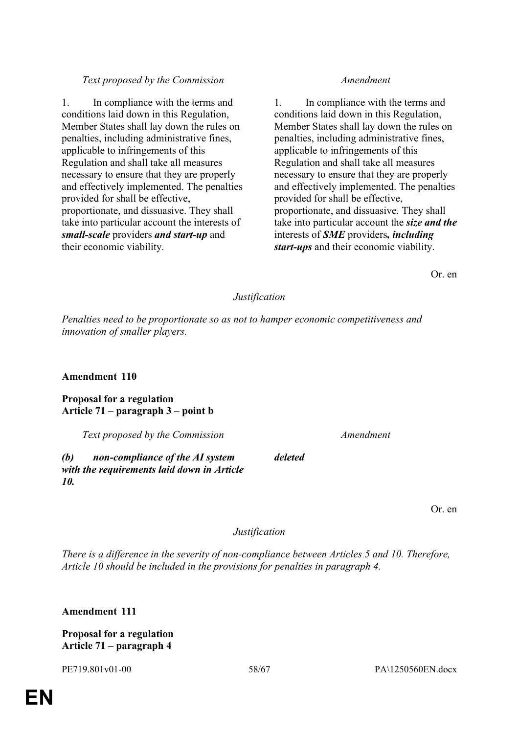| *Text proposed by the Commission* | *Amendment* |
|---|---|
| 1. In compliance with the terms and conditions laid down in this Regulation, Member States shall lay down the rules on penalties, including administrative fines, applicable to infringements of this Regulation and shall take all measures necessary to ensure that they are properly and effectively implemented. The penalties provided for shall be effective, proportionate, and dissuasive. They shall take into particular account the interests of ***small-scale*** providers ***and start-up*** and their economic viability. | 1. In compliance with the terms and conditions laid down in this Regulation, Member States shall lay down the rules on penalties, including administrative fines, applicable to infringements of this Regulation and shall take all measures necessary to ensure that they are properly and effectively implemented. The penalties provided for shall be effective, proportionate, and dissuasive. They shall take into particular account the ***size and the*** interests of ***SME*** providers***, including start-ups*** and their economic viability. |

Or. en

*Justification*

*Penalties need to be proportionate so as not to hamper economic competitiveness and innovation of smaller players.*

**Amendment 110**

**Proposal for a regulation**
**Article 71 – paragraph 3 – point b**

| *Text proposed by the Commission* | *Amendment* |
|---|---|
| ***(b) non-compliance of the AI system with the requirements laid down in Article 10.*** | ***deleted*** |

Or. en

*Justification*

*There is a difference in the severity of non-compliance between Articles 5 and 10. Therefore, Article 10 should be included in the provisions for penalties in paragraph 4.*

**Amendment 111**

**Proposal for a regulation**
**Article 71 – paragraph 4**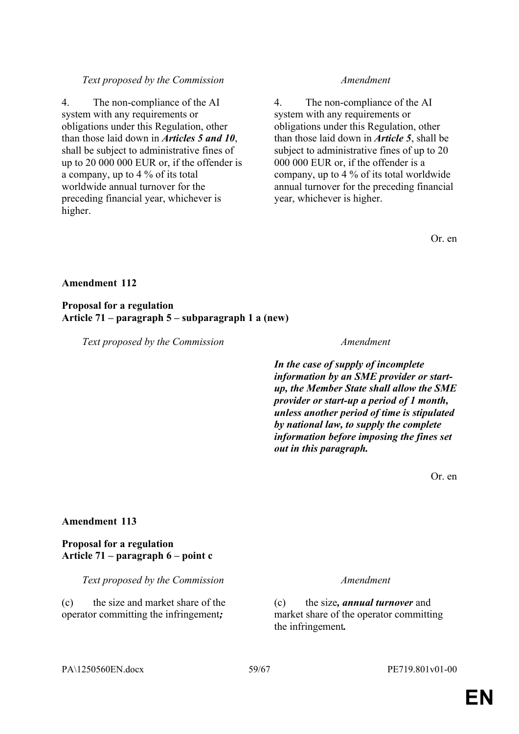| *Text proposed by the Commission* | *Amendment* |
| --- | --- |
| 4. The non-compliance of the AI system with any requirements or obligations under this Regulation, other than those laid down in ***Articles 5 and 10***, shall be subject to administrative fines of up to 20 000 000 EUR or, if the offender is a company, up to 4 % of its total worldwide annual turnover for the preceding financial year, whichever is higher. | 4. The non-compliance of the AI system with any requirements or obligations under this Regulation, other than those laid down in ***Article 5***, shall be subject to administrative fines of up to 20 000 000 EUR or, if the offender is a company, up to 4 % of its total worldwide annual turnover for the preceding financial year, whichever is higher. |

Or. en

**Amendment 112**

**Proposal for a regulation**
**Article 71 – paragraph 5 – subparagraph 1 a (new)**

| *Text proposed by the Commission* | *Amendment* |
| --- | --- |
| | ***In the case of supply of incomplete information by an SME provider or start-up, the Member State shall allow the SME provider or start-up a period of 1 month, unless another period of time is stipulated by national law, to supply the complete information before imposing the fines set out in this paragraph.*** |

Or. en

**Amendment 113**

**Proposal for a regulation**
**Article 71 – paragraph 6 – point c**

| *Text proposed by the Commission* | *Amendment* |
| --- | --- |
| (c) the size and market share of the operator committing the infringement***;*** | (c) the size***, annual turnover*** and market share of the operator committing the infringement***.*** |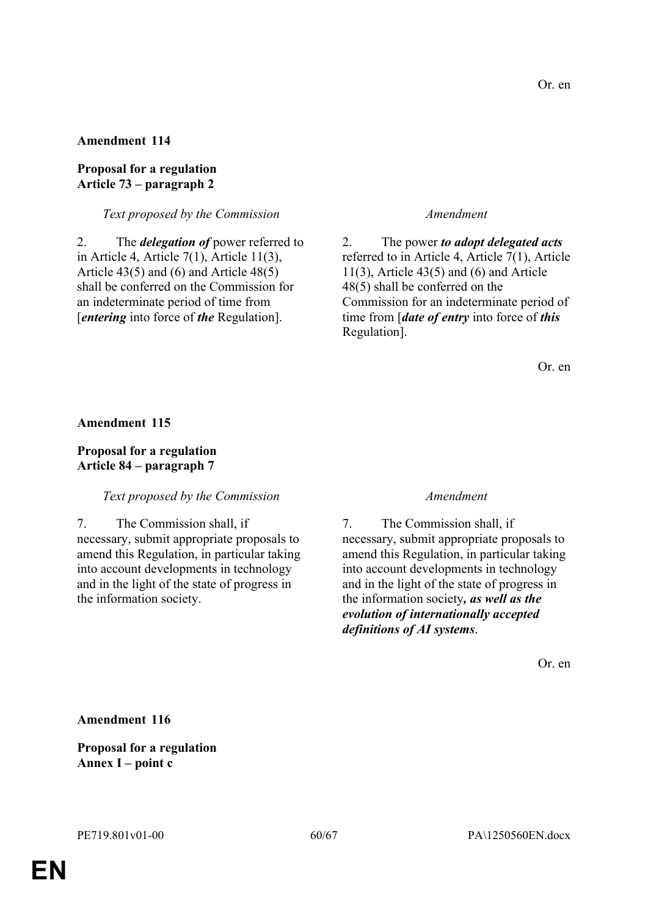Or. en

**Amendment 114**

**Proposal for a regulation**
**Article 73 – paragraph 2**

| *Text proposed by the Commission* | *Amendment* |
| --- | --- |
| 2. The ***delegation of*** power referred to in Article 4, Article 7(1), Article 11(3), Article 43(5) and (6) and Article 48(5) shall be conferred on the Commission for an indeterminate period of time from [***entering*** into force of ***the*** Regulation]. | 2. The power ***to adopt delegated acts*** referred to in Article 4, Article 7(1), Article 11(3), Article 43(5) and (6) and Article 48(5) shall be conferred on the Commission for an indeterminate period of time from [***date of entry*** into force of ***this*** Regulation]. |

Or. en

**Amendment 115**

**Proposal for a regulation**
**Article 84 – paragraph 7**

| *Text proposed by the Commission* | *Amendment* |
| --- | --- |
| 7. The Commission shall, if necessary, submit appropriate proposals to amend this Regulation, in particular taking into account developments in technology and in the light of the state of progress in the information society. | 7. The Commission shall, if necessary, submit appropriate proposals to amend this Regulation, in particular taking into account developments in technology and in the light of the state of progress in the information society***, as well as the evolution of internationally accepted definitions of AI systems***. |

Or. en

**Amendment 116**

**Proposal for a regulation**
**Annex I – point c**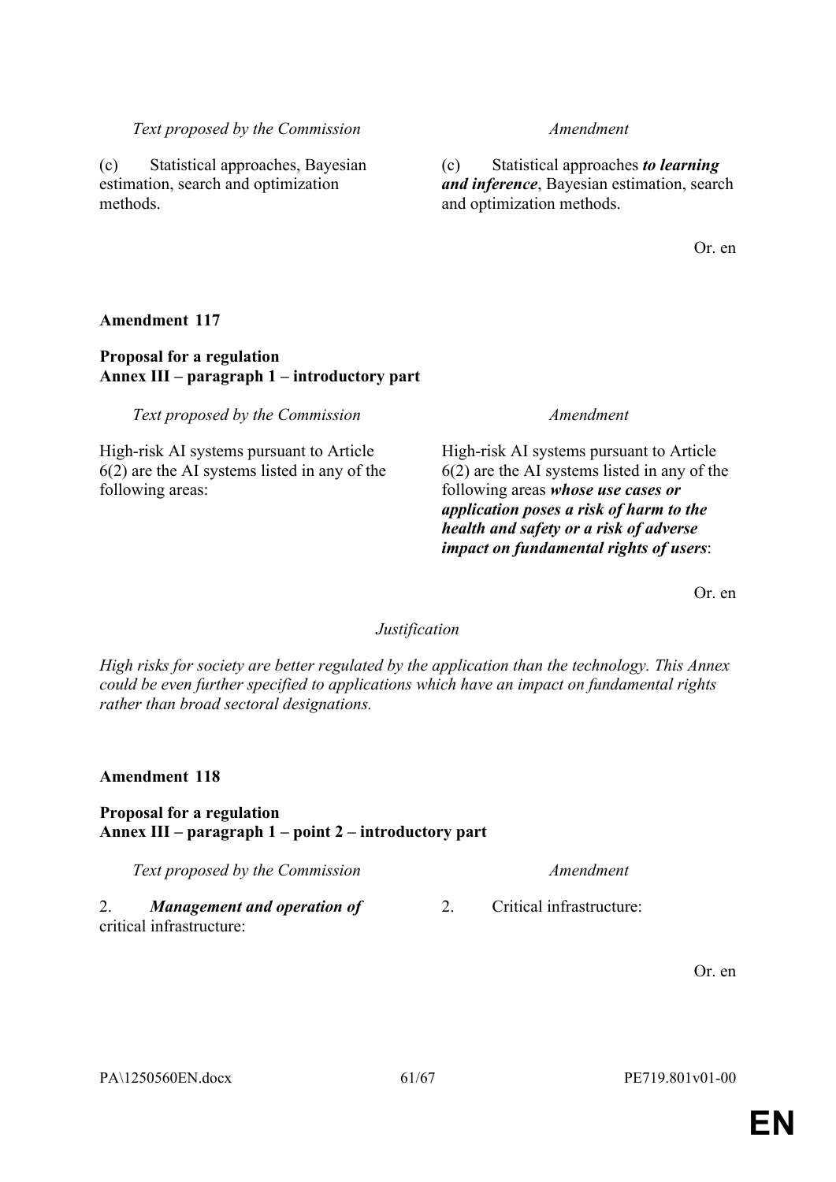| *Text proposed by the Commission* | *Amendment* |
|---|---|
| (c) Statistical approaches, Bayesian estimation, search and optimization methods. | (c) Statistical approaches ***to learning and inference***, Bayesian estimation, search and optimization methods. |

Or. en

**Amendment 117**

**Proposal for a regulation**
**Annex III – paragraph 1 – introductory part**

| *Text proposed by the Commission* | *Amendment* |
|---|---|
| High-risk AI systems pursuant to Article 6(2) are the AI systems listed in any of the following areas: | High-risk AI systems pursuant to Article 6(2) are the AI systems listed in any of the following areas ***whose use cases or application poses a risk of harm to the health and safety or a risk of adverse impact on fundamental rights of users***: |

Or. en

*Justification*

*High risks for society are better regulated by the application than the technology. This Annex could be even further specified to applications which have an impact on fundamental rights rather than broad sectoral designations.*

**Amendment 118**

**Proposal for a regulation**
**Annex III – paragraph 1 – point 2 – introductory part**

| *Text proposed by the Commission* | *Amendment* |
|---|---|
| 2. ***Management and operation of*** critical infrastructure: | 2. Critical infrastructure: |

Or. en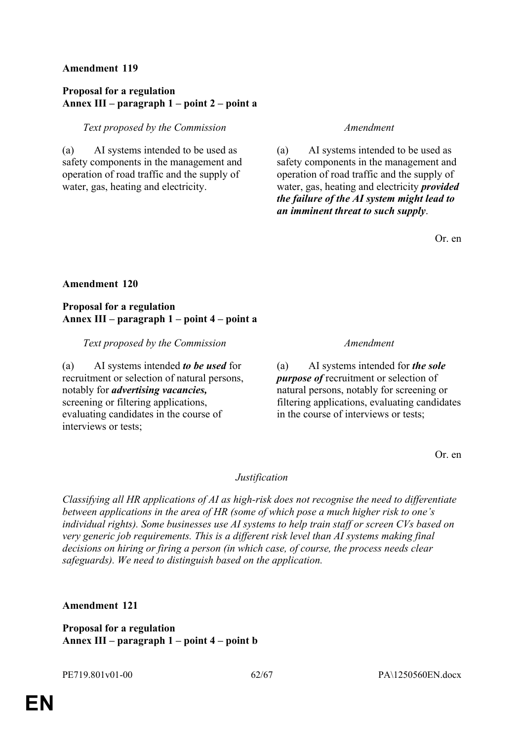**Amendment 119**

**Proposal for a regulation**
**Annex III – paragraph 1 – point 2 – point a**

| *Text proposed by the Commission* | *Amendment* |
|---|---|
| (a) AI systems intended to be used as safety components in the management and operation of road traffic and the supply of water, gas, heating and electricity. | (a) AI systems intended to be used as safety components in the management and operation of road traffic and the supply of water, gas, heating and electricity ***provided the failure of the AI system might lead to an imminent threat to such supply***. |

Or. en

**Amendment 120**

**Proposal for a regulation**
**Annex III – paragraph 1 – point 4 – point a**

| *Text proposed by the Commission* | *Amendment* |
|---|---|
| (a) AI systems intended ***to be used*** for recruitment or selection of natural persons, notably for ***advertising vacancies,*** screening or filtering applications, evaluating candidates in the course of interviews or tests; | (a) AI systems intended for ***the sole purpose of*** recruitment or selection of natural persons, notably for screening or filtering applications, evaluating candidates in the course of interviews or tests; |

Or. en

*Justification*

*Classifying all HR applications of AI as high-risk does not recognise the need to differentiate between applications in the area of HR (some of which pose a much higher risk to one's individual rights). Some businesses use AI systems to help train staff or screen CVs based on very generic job requirements. This is a different risk level than AI systems making final decisions on hiring or firing a person (in which case, of course, the process needs clear safeguards). We need to distinguish based on the application.*

**Amendment 121**

**Proposal for a regulation**
**Annex III – paragraph 1 – point 4 – point b**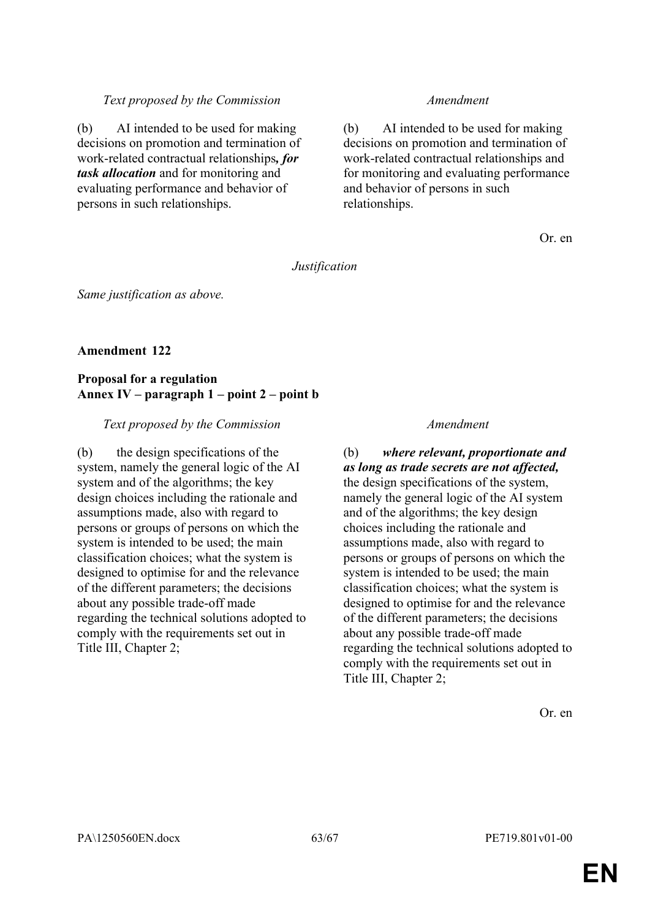| *Text proposed by the Commission* | *Amendment* |
|---|---|
| (b) AI intended to be used for making decisions on promotion and termination of work-related contractual relationships***, for task allocation*** and for monitoring and evaluating performance and behavior of persons in such relationships. | (b) AI intended to be used for making decisions on promotion and termination of work-related contractual relationships and for monitoring and evaluating performance and behavior of persons in such relationships. |

Or. en

*Justification*

*Same justification as above.*

**Amendment 122**

**Proposal for a regulation**
**Annex IV – paragraph 1 – point 2 – point b**

| *Text proposed by the Commission* | *Amendment* |
|---|---|
| (b) the design specifications of the system, namely the general logic of the AI system and of the algorithms; the key design choices including the rationale and assumptions made, also with regard to persons or groups of persons on which the system is intended to be used; the main classification choices; what the system is designed to optimise for and the relevance of the different parameters; the decisions about any possible trade-off made regarding the technical solutions adopted to comply with the requirements set out in Title III, Chapter 2; | (b) ***where relevant, proportionate and as long as trade secrets are not affected,*** the design specifications of the system, namely the general logic of the AI system and of the algorithms; the key design choices including the rationale and assumptions made, also with regard to persons or groups of persons on which the system is intended to be used; the main classification choices; what the system is designed to optimise for and the relevance of the different parameters; the decisions about any possible trade-off made regarding the technical solutions adopted to comply with the requirements set out in Title III, Chapter 2; |

Or. en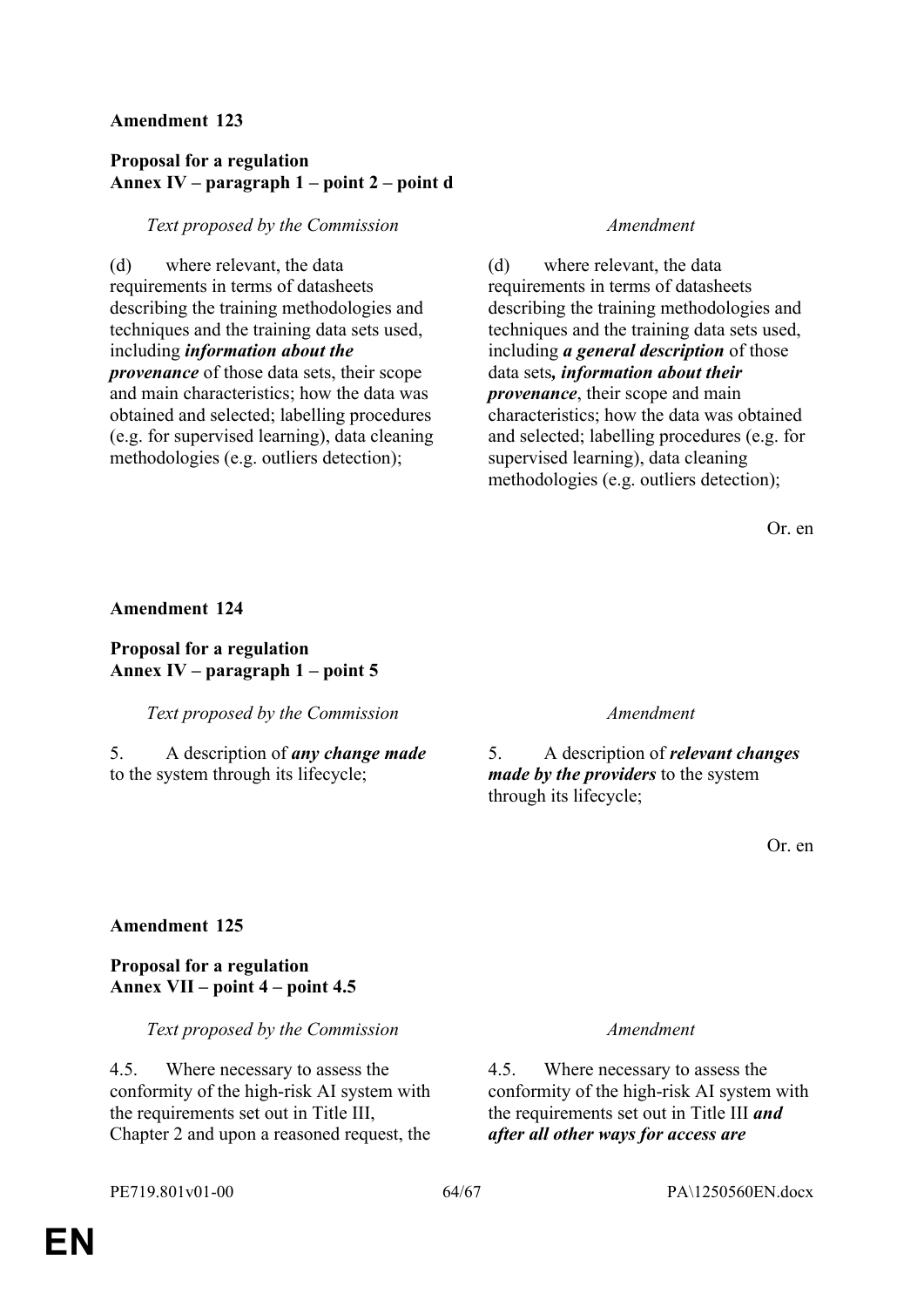**Amendment 123**

**Proposal for a regulation**
**Annex IV – paragraph 1 – point 2 – point d**

| *Text proposed by the Commission* | *Amendment* |
|---|---|
| (d) where relevant, the data requirements in terms of datasheets describing the training methodologies and techniques and the training data sets used, including ***information about the provenance*** of those data sets, their scope and main characteristics; how the data was obtained and selected; labelling procedures (e.g. for supervised learning), data cleaning methodologies (e.g. outliers detection); | (d) where relevant, the data requirements in terms of datasheets describing the training methodologies and techniques and the training data sets used, including ***a general description*** of those data sets***, information about their provenance***, their scope and main characteristics; how the data was obtained and selected; labelling procedures (e.g. for supervised learning), data cleaning methodologies (e.g. outliers detection); |

Or. en

**Amendment 124**

**Proposal for a regulation**
**Annex IV – paragraph 1 – point 5**

| *Text proposed by the Commission* | *Amendment* |
|---|---|
| 5. A description of ***any change made*** to the system through its lifecycle; | 5. A description of ***relevant changes made by the providers*** to the system through its lifecycle; |

Or. en

**Amendment 125**

**Proposal for a regulation**
**Annex VII – point 4 – point 4.5**

| *Text proposed by the Commission* | *Amendment* |
|---|---|
| 4.5. Where necessary to assess the conformity of the high-risk AI system with the requirements set out in Title III, Chapter 2 and upon a reasoned request, the | 4.5. Where necessary to assess the conformity of the high-risk AI system with the requirements set out in Title III ***and after all other ways for access are*** |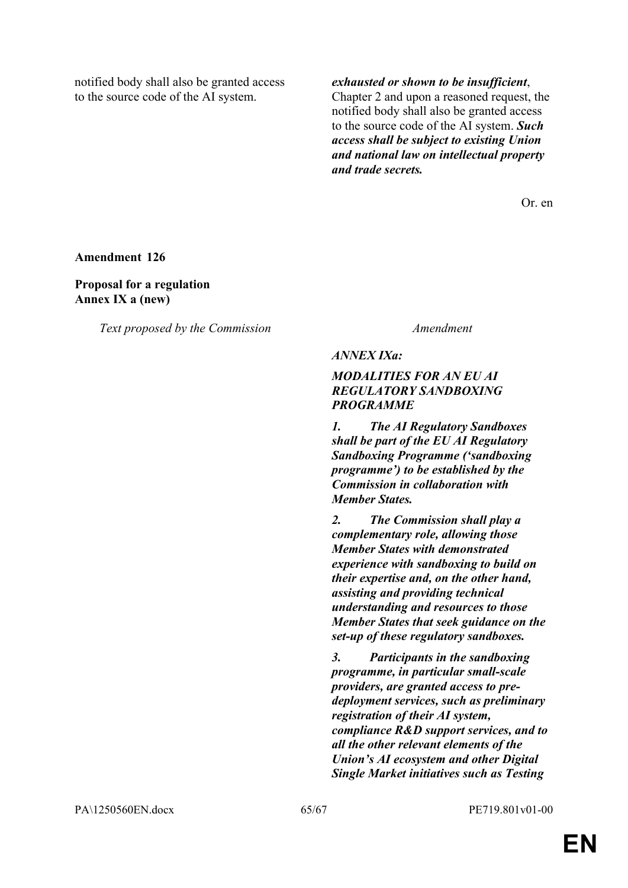| Text proposed by the Commission | Amendment |
|---|---|
| notified body shall also be granted access to the source code of the AI system. | ***exhausted or shown to be insufficient***, Chapter 2 and upon a reasoned request, the notified body shall also be granted access to the source code of the AI system. ***Such access shall be subject to existing Union and national law on intellectual property and trade secrets.*** |

Or. en

**Amendment 126**

**Proposal for a regulation**
**Annex IX a (new)**

| *Text proposed by the Commission* | *Amendment* |
|---|---|
| | ***ANNEX IXa:*** |
| | ***MODALITIES FOR AN EU AI REGULATORY SANDBOXING PROGRAMME*** |
| | ***1. The AI Regulatory Sandboxes shall be part of the EU AI Regulatory Sandboxing Programme ('sandboxing programme') to be established by the Commission in collaboration with Member States.*** |
| | ***2. The Commission shall play a complementary role, allowing those Member States with demonstrated experience with sandboxing to build on their expertise and, on the other hand, assisting and providing technical understanding and resources to those Member States that seek guidance on the set-up of these regulatory sandboxes.*** |
| | ***3. Participants in the sandboxing programme, in particular small-scale providers, are granted access to pre-deployment services, such as preliminary registration of their AI system, compliance R&D support services, and to all the other relevant elements of the Union's AI ecosystem and other Digital Single Market initiatives such as Testing*** |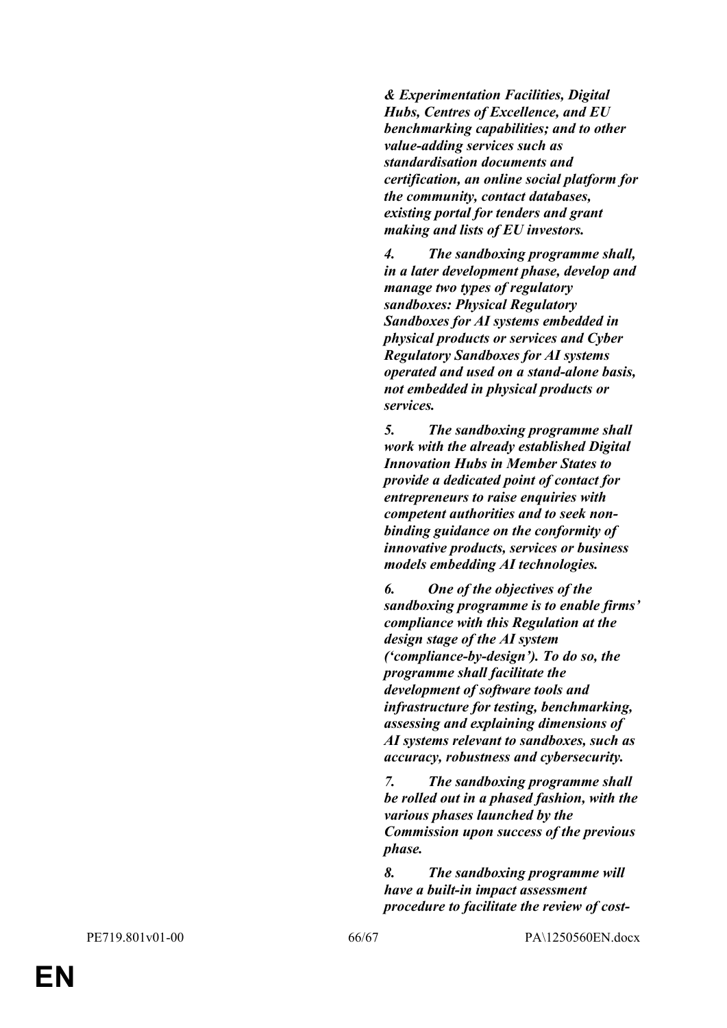***& Experimentation Facilities, Digital Hubs, Centres of Excellence, and EU benchmarking capabilities; and to other value-adding services such as standardisation documents and certification, an online social platform for the community, contact databases, existing portal for tenders and grant making and lists of EU investors.***

***4. The sandboxing programme shall, in a later development phase, develop and manage two types of regulatory sandboxes: Physical Regulatory Sandboxes for AI systems embedded in physical products or services and Cyber Regulatory Sandboxes for AI systems operated and used on a stand-alone basis, not embedded in physical products or services.***

***5. The sandboxing programme shall work with the already established Digital Innovation Hubs in Member States to provide a dedicated point of contact for entrepreneurs to raise enquiries with competent authorities and to seek non-binding guidance on the conformity of innovative products, services or business models embedding AI technologies.***

***6. One of the objectives of the sandboxing programme is to enable firms' compliance with this Regulation at the design stage of the AI system ('compliance-by-design'). To do so, the programme shall facilitate the development of software tools and infrastructure for testing, benchmarking, assessing and explaining dimensions of AI systems relevant to sandboxes, such as accuracy, robustness and cybersecurity.***

***7. The sandboxing programme shall be rolled out in a phased fashion, with the various phases launched by the Commission upon success of the previous phase.***

***8. The sandboxing programme will have a built-in impact assessment procedure to facilitate the review of cost-***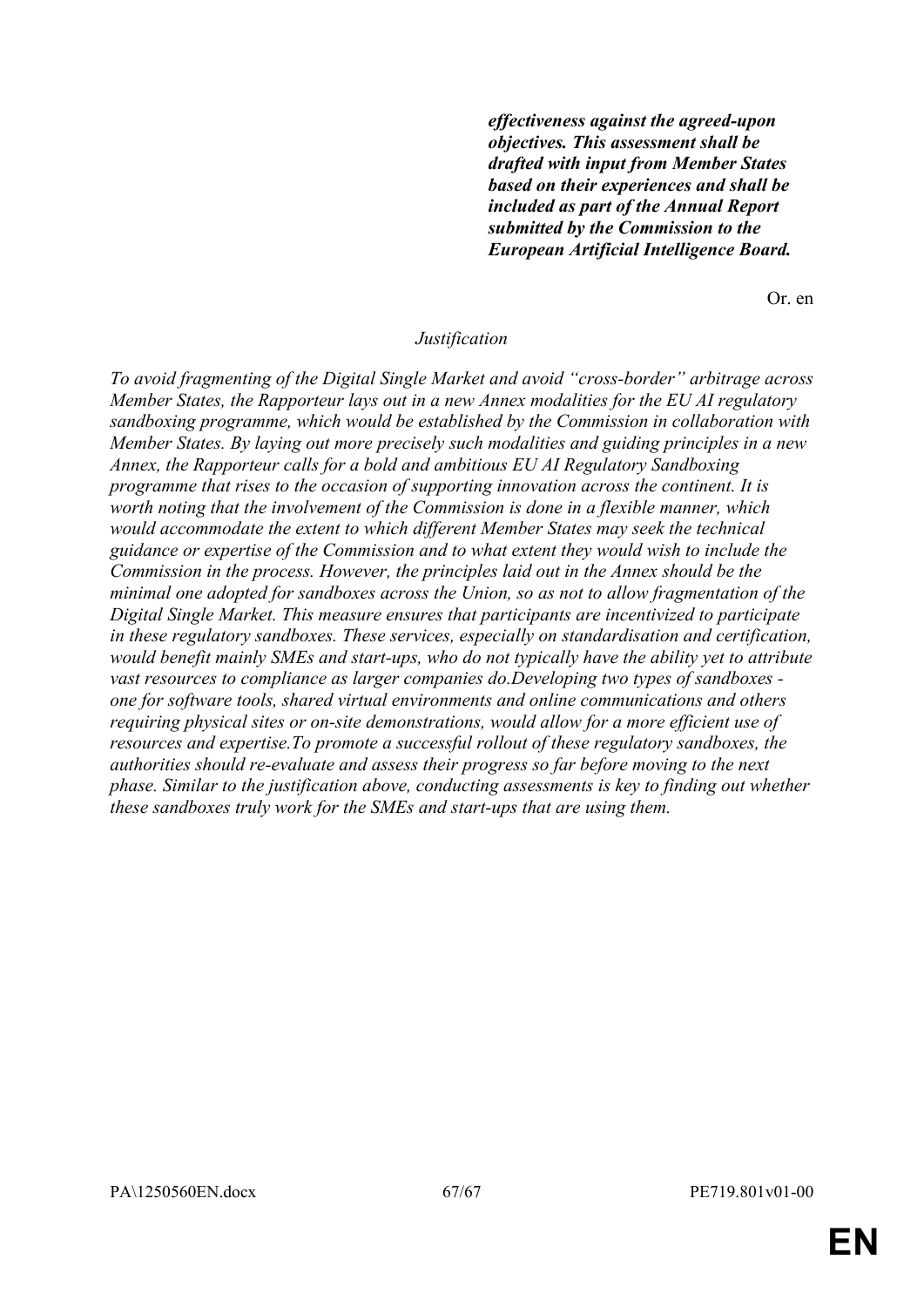***effectiveness against the agreed-upon objectives. This assessment shall be drafted with input from Member States based on their experiences and shall be included as part of the Annual Report submitted by the Commission to the European Artificial Intelligence Board.***

Or. en

*Justification*

*To avoid fragmenting of the Digital Single Market and avoid "cross-border" arbitrage across Member States, the Rapporteur lays out in a new Annex modalities for the EU AI regulatory sandboxing programme, which would be established by the Commission in collaboration with Member States. By laying out more precisely such modalities and guiding principles in a new Annex, the Rapporteur calls for a bold and ambitious EU AI Regulatory Sandboxing programme that rises to the occasion of supporting innovation across the continent. It is worth noting that the involvement of the Commission is done in a flexible manner, which would accommodate the extent to which different Member States may seek the technical guidance or expertise of the Commission and to what extent they would wish to include the Commission in the process. However, the principles laid out in the Annex should be the minimal one adopted for sandboxes across the Union, so as not to allow fragmentation of the Digital Single Market. This measure ensures that participants are incentivized to participate in these regulatory sandboxes. These services, especially on standardisation and certification, would benefit mainly SMEs and start-ups, who do not typically have the ability yet to attribute vast resources to compliance as larger companies do.Developing two types of sandboxes - one for software tools, shared virtual environments and online communications and others requiring physical sites or on-site demonstrations, would allow for a more efficient use of resources and expertise.To promote a successful rollout of these regulatory sandboxes, the authorities should re-evaluate and assess their progress so far before moving to the next phase. Similar to the justification above, conducting assessments is key to finding out whether these sandboxes truly work for the SMEs and start-ups that are using them.*